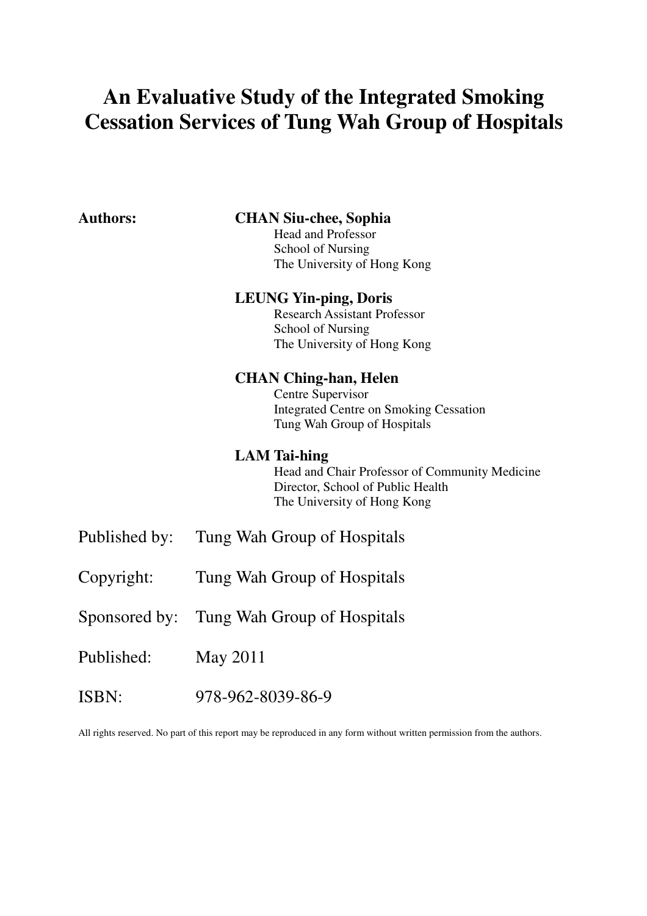# An Evaluative Study of the Integrated Smoking Cessation Services of Tung Wah Group of Hospitals

**Authors:**

**CHAN Siu-chee, Sophia**
Head and Professor
School of Nursing
The University of Hong Kong

**LEUNG Yin-ping, Doris**
Research Assistant Professor
School of Nursing
The University of Hong Kong

**CHAN Ching-han, Helen**
Centre Supervisor
Integrated Centre on Smoking Cessation
Tung Wah Group of Hospitals

**LAM Tai-hing**
Head and Chair Professor of Community Medicine
Director, School of Public Health
The University of Hong Kong

Published by: Tung Wah Group of Hospitals

Copyright: Tung Wah Group of Hospitals

Sponsored by: Tung Wah Group of Hospitals

Published: May 2011

ISBN: 978-962-8039-86-9

All rights reserved. No part of this report may be reproduced in any form without written permission from the authors.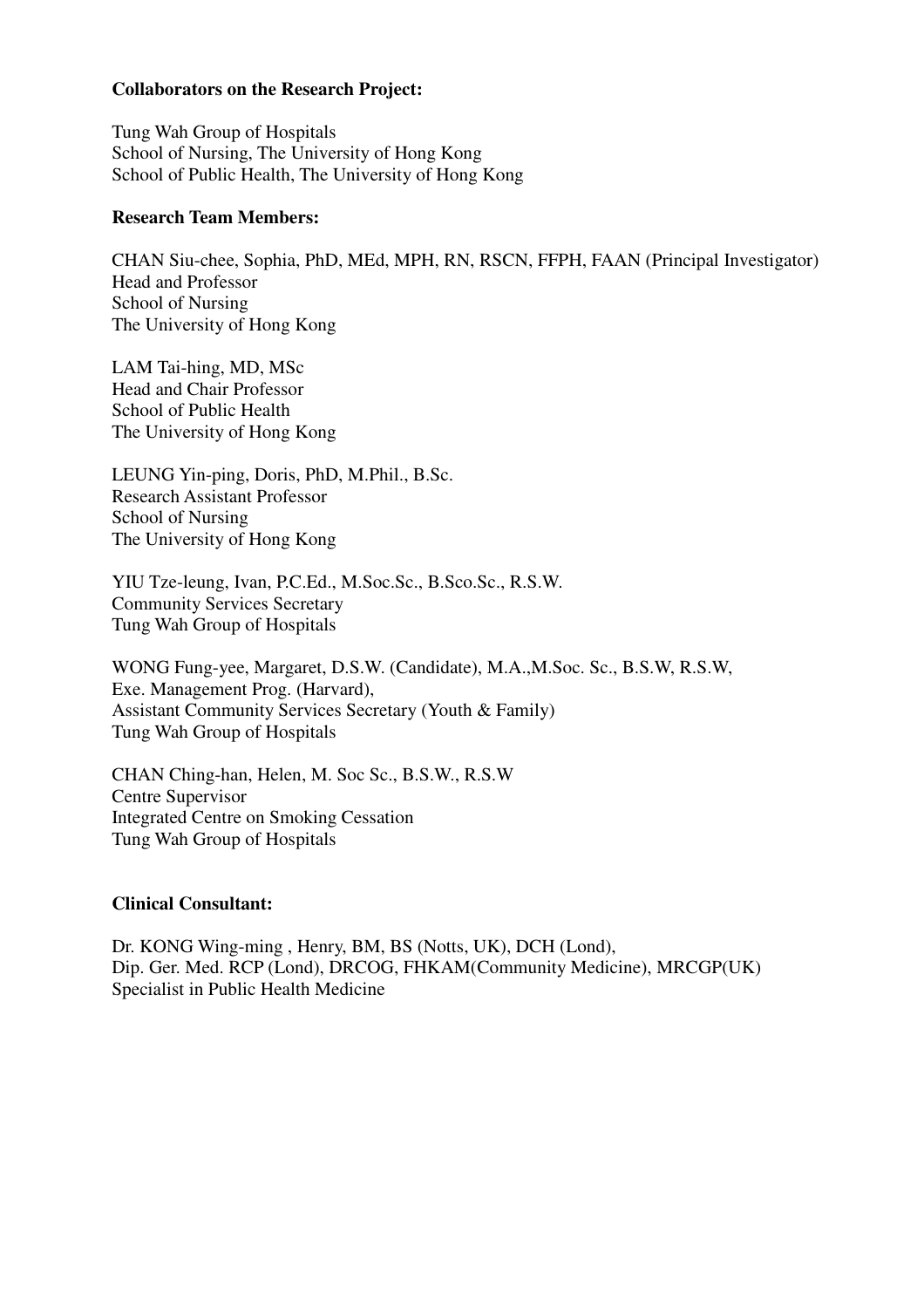**Collaborators on the Research Project:**

Tung Wah Group of Hospitals
School of Nursing, The University of Hong Kong
School of Public Health, The University of Hong Kong

**Research Team Members:**

CHAN Siu-chee, Sophia, PhD, MEd, MPH, RN, RSCN, FFPH, FAAN (Principal Investigator)
Head and Professor
School of Nursing
The University of Hong Kong

LAM Tai-hing, MD, MSc
Head and Chair Professor
School of Public Health
The University of Hong Kong

LEUNG Yin-ping, Doris, PhD, M.Phil., B.Sc.
Research Assistant Professor
School of Nursing
The University of Hong Kong

YIU Tze-leung, Ivan, P.C.Ed., M.Soc.Sc., B.Sco.Sc., R.S.W.
Community Services Secretary
Tung Wah Group of Hospitals

WONG Fung-yee, Margaret, D.S.W. (Candidate), M.A.,M.Soc. Sc., B.S.W, R.S.W,
Exe. Management Prog. (Harvard),
Assistant Community Services Secretary (Youth & Family)
Tung Wah Group of Hospitals

CHAN Ching-han, Helen, M. Soc Sc., B.S.W., R.S.W
Centre Supervisor
Integrated Centre on Smoking Cessation
Tung Wah Group of Hospitals

**Clinical Consultant:**

Dr. KONG Wing-ming , Henry, BM, BS (Notts, UK), DCH (Lond),
Dip. Ger. Med. RCP (Lond), DRCOG, FHKAM(Community Medicine), MRCGP(UK)
Specialist in Public Health Medicine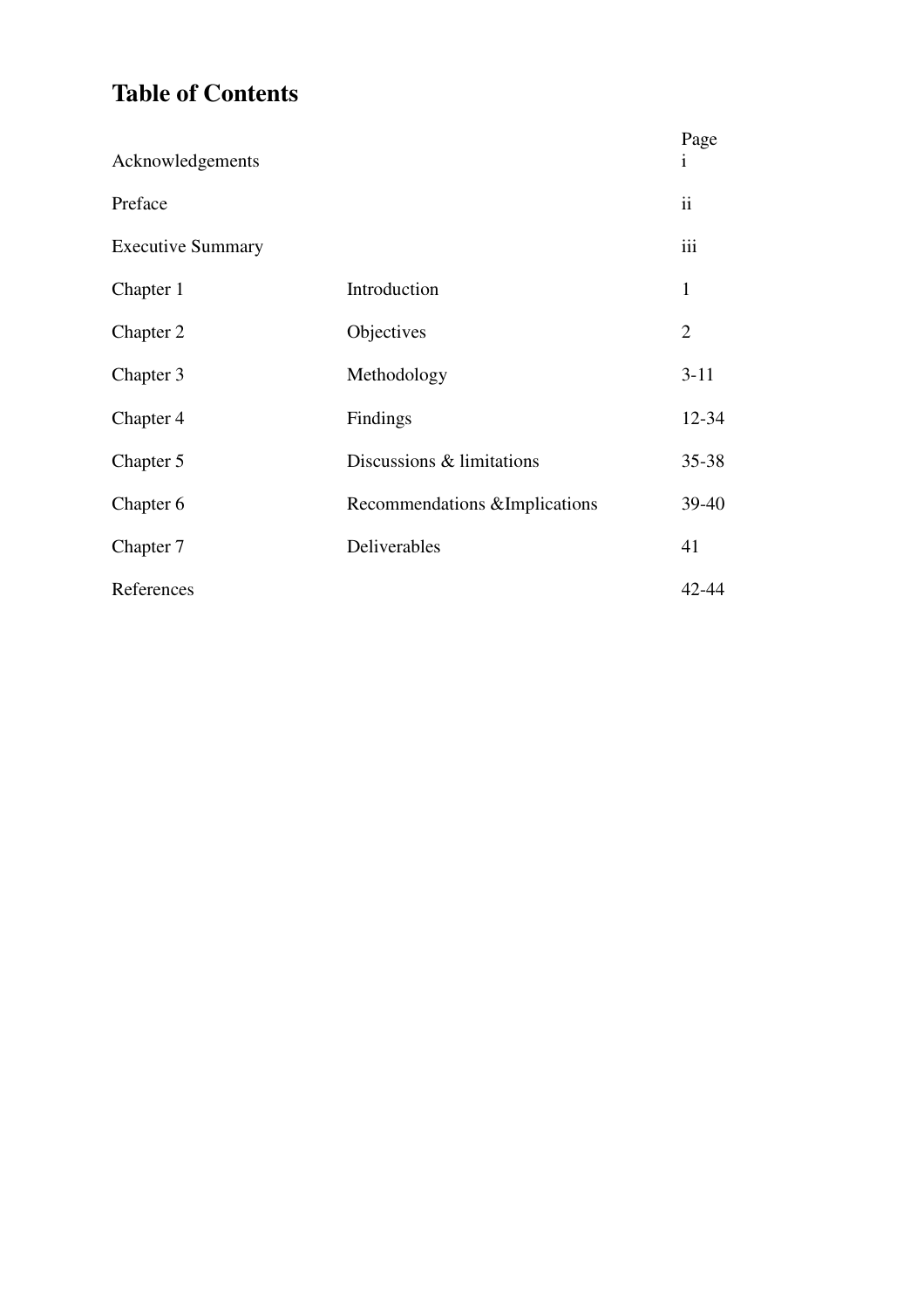# Table of Contents

| | | Page |
|---|---|---|
| Acknowledgements | | i |
| Preface | | ii |
| Executive Summary | | iii |
| Chapter 1 | Introduction | 1 |
| Chapter 2 | Objectives | 2 |
| Chapter 3 | Methodology | 3-11 |
| Chapter 4 | Findings | 12-34 |
| Chapter 5 | Discussions & limitations | 35-38 |
| Chapter 6 | Recommendations &Implications | 39-40 |
| Chapter 7 | Deliverables | 41 |
| References | | 42-44 |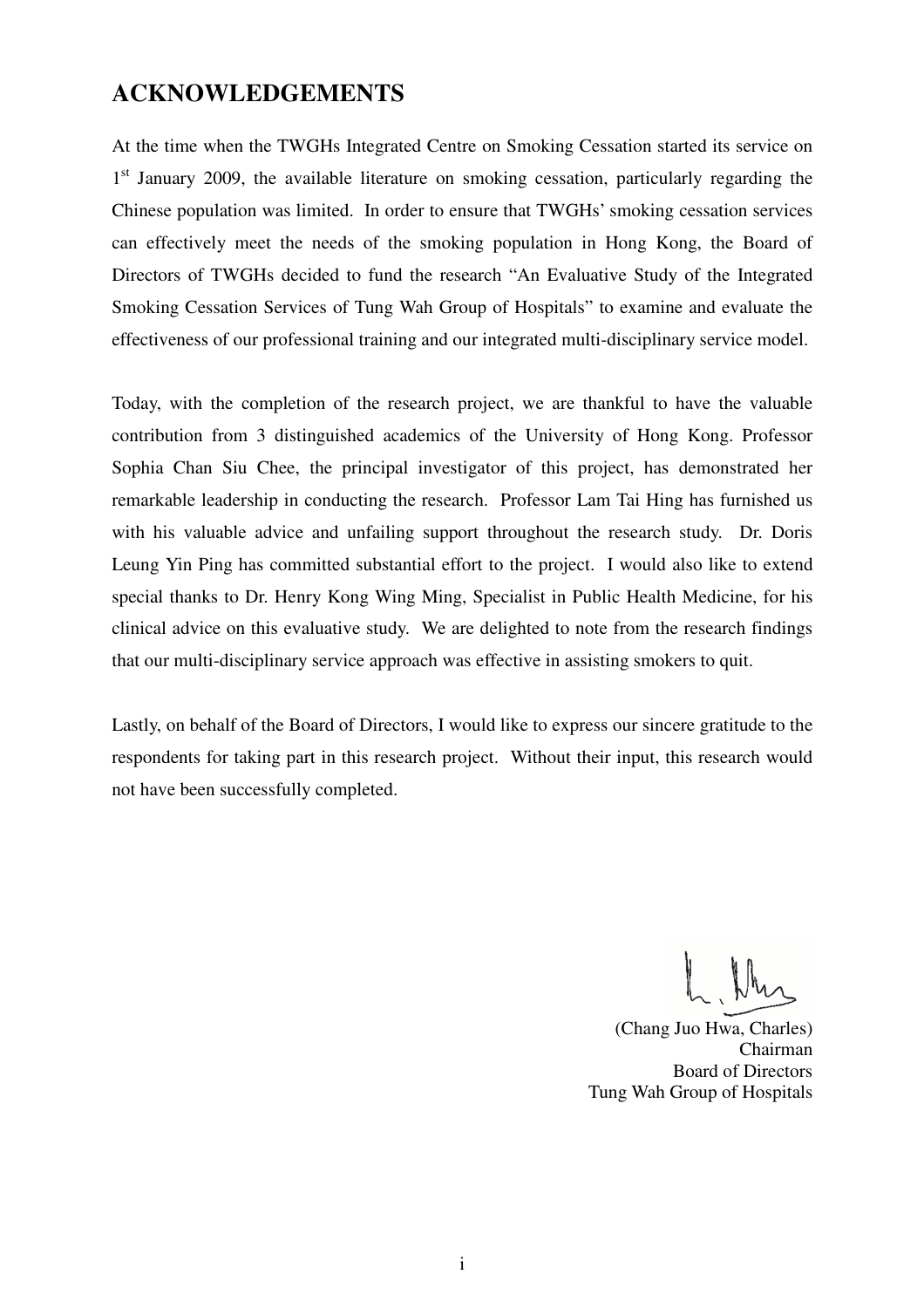## ACKNOWLEDGEMENTS

At the time when the TWGHs Integrated Centre on Smoking Cessation started its service on 1st January 2009, the available literature on smoking cessation, particularly regarding the Chinese population was limited. In order to ensure that TWGHs' smoking cessation services can effectively meet the needs of the smoking population in Hong Kong, the Board of Directors of TWGHs decided to fund the research "An Evaluative Study of the Integrated Smoking Cessation Services of Tung Wah Group of Hospitals" to examine and evaluate the effectiveness of our professional training and our integrated multi-disciplinary service model.

Today, with the completion of the research project, we are thankful to have the valuable contribution from 3 distinguished academics of the University of Hong Kong. Professor Sophia Chan Siu Chee, the principal investigator of this project, has demonstrated her remarkable leadership in conducting the research. Professor Lam Tai Hing has furnished us with his valuable advice and unfailing support throughout the research study. Dr. Doris Leung Yin Ping has committed substantial effort to the project. I would also like to extend special thanks to Dr. Henry Kong Wing Ming, Specialist in Public Health Medicine, for his clinical advice on this evaluative study. We are delighted to note from the research findings that our multi-disciplinary service approach was effective in assisting smokers to quit.

Lastly, on behalf of the Board of Directors, I would like to express our sincere gratitude to the respondents for taking part in this research project. Without their input, this research would not have been successfully completed.

(Chang Juo Hwa, Charles)
Chairman
Board of Directors
Tung Wah Group of Hospitals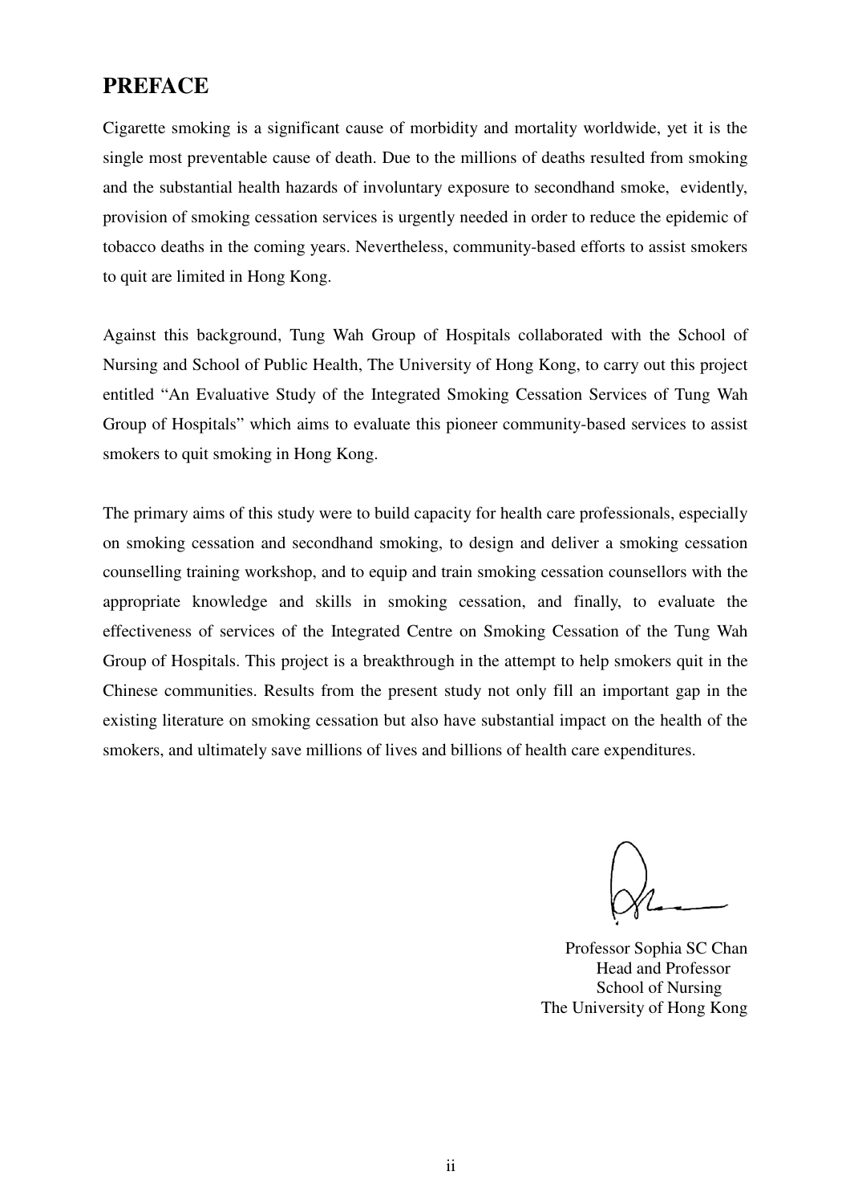## PREFACE

Cigarette smoking is a significant cause of morbidity and mortality worldwide, yet it is the single most preventable cause of death. Due to the millions of deaths resulted from smoking and the substantial health hazards of involuntary exposure to secondhand smoke, evidently, provision of smoking cessation services is urgently needed in order to reduce the epidemic of tobacco deaths in the coming years. Nevertheless, community-based efforts to assist smokers to quit are limited in Hong Kong.

Against this background, Tung Wah Group of Hospitals collaborated with the School of Nursing and School of Public Health, The University of Hong Kong, to carry out this project entitled "An Evaluative Study of the Integrated Smoking Cessation Services of Tung Wah Group of Hospitals" which aims to evaluate this pioneer community-based services to assist smokers to quit smoking in Hong Kong.

The primary aims of this study were to build capacity for health care professionals, especially on smoking cessation and secondhand smoking, to design and deliver a smoking cessation counselling training workshop, and to equip and train smoking cessation counsellors with the appropriate knowledge and skills in smoking cessation, and finally, to evaluate the effectiveness of services of the Integrated Centre on Smoking Cessation of the Tung Wah Group of Hospitals. This project is a breakthrough in the attempt to help smokers quit in the Chinese communities. Results from the present study not only fill an important gap in the existing literature on smoking cessation but also have substantial impact on the health of the smokers, and ultimately save millions of lives and billions of health care expenditures.

Professor Sophia SC Chan
Head and Professor
School of Nursing
The University of Hong Kong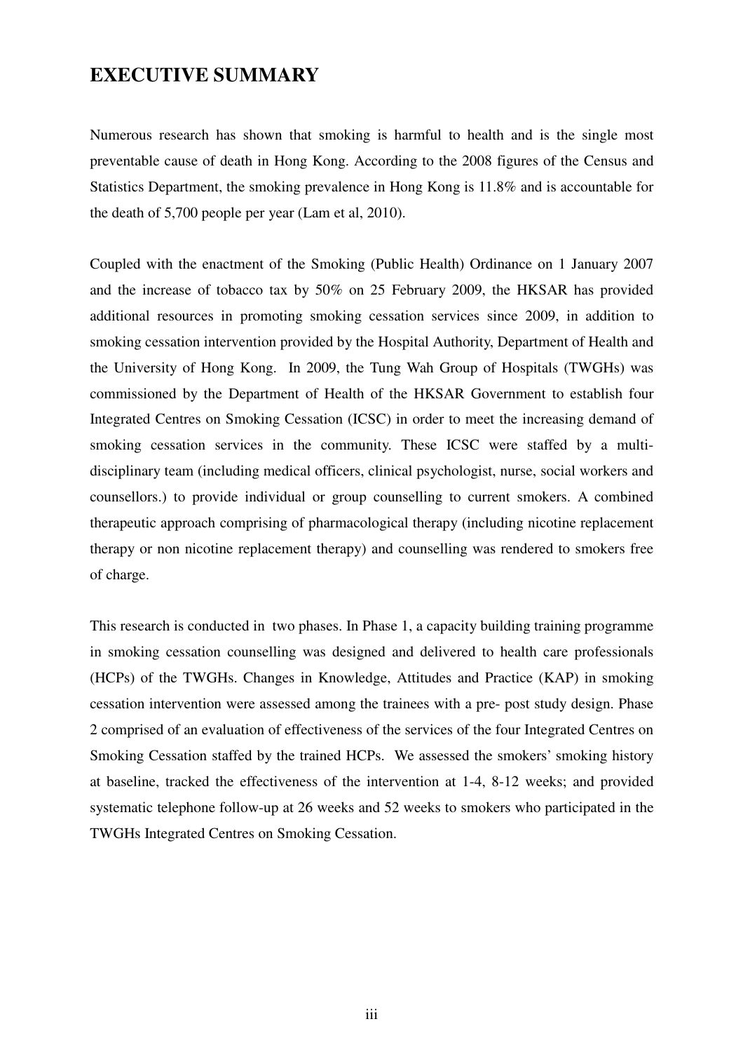# EXECUTIVE SUMMARY

Numerous research has shown that smoking is harmful to health and is the single most preventable cause of death in Hong Kong. According to the 2008 figures of the Census and Statistics Department, the smoking prevalence in Hong Kong is 11.8% and is accountable for the death of 5,700 people per year (Lam et al, 2010).

Coupled with the enactment of the Smoking (Public Health) Ordinance on 1 January 2007 and the increase of tobacco tax by 50% on 25 February 2009, the HKSAR has provided additional resources in promoting smoking cessation services since 2009, in addition to smoking cessation intervention provided by the Hospital Authority, Department of Health and the University of Hong Kong. In 2009, the Tung Wah Group of Hospitals (TWGHs) was commissioned by the Department of Health of the HKSAR Government to establish four Integrated Centres on Smoking Cessation (ICSC) in order to meet the increasing demand of smoking cessation services in the community. These ICSC were staffed by a multi-disciplinary team (including medical officers, clinical psychologist, nurse, social workers and counsellors.) to provide individual or group counselling to current smokers. A combined therapeutic approach comprising of pharmacological therapy (including nicotine replacement therapy or non nicotine replacement therapy) and counselling was rendered to smokers free of charge.

This research is conducted in two phases. In Phase 1, a capacity building training programme in smoking cessation counselling was designed and delivered to health care professionals (HCPs) of the TWGHs. Changes in Knowledge, Attitudes and Practice (KAP) in smoking cessation intervention were assessed among the trainees with a pre- post study design. Phase 2 comprised of an evaluation of effectiveness of the services of the four Integrated Centres on Smoking Cessation staffed by the trained HCPs. We assessed the smokers' smoking history at baseline, tracked the effectiveness of the intervention at 1-4, 8-12 weeks; and provided systematic telephone follow-up at 26 weeks and 52 weeks to smokers who participated in the TWGHs Integrated Centres on Smoking Cessation.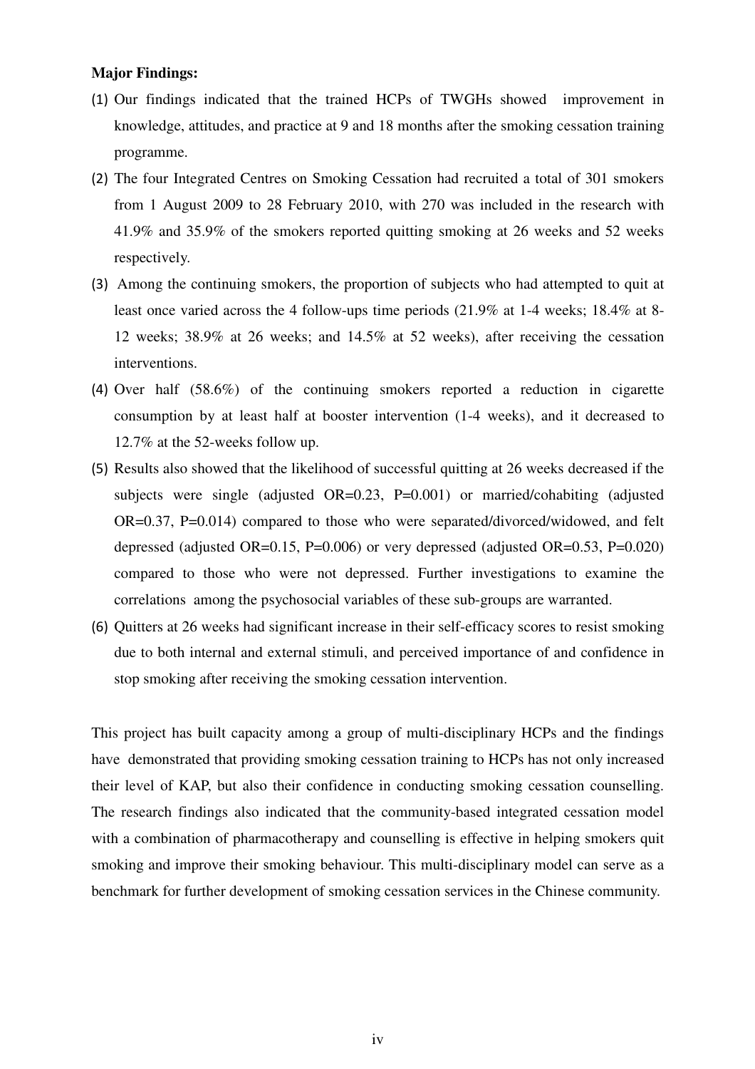**Major Findings:**

(1) Our findings indicated that the trained HCPs of TWGHs showed improvement in knowledge, attitudes, and practice at 9 and 18 months after the smoking cessation training programme.

(2) The four Integrated Centres on Smoking Cessation had recruited a total of 301 smokers from 1 August 2009 to 28 February 2010, with 270 was included in the research with 41.9% and 35.9% of the smokers reported quitting smoking at 26 weeks and 52 weeks respectively.

(3) Among the continuing smokers, the proportion of subjects who had attempted to quit at least once varied across the 4 follow-ups time periods (21.9% at 1-4 weeks; 18.4% at 8-12 weeks; 38.9% at 26 weeks; and 14.5% at 52 weeks), after receiving the cessation interventions.

(4) Over half (58.6%) of the continuing smokers reported a reduction in cigarette consumption by at least half at booster intervention (1-4 weeks), and it decreased to 12.7% at the 52-weeks follow up.

(5) Results also showed that the likelihood of successful quitting at 26 weeks decreased if the subjects were single (adjusted OR=0.23, P=0.001) or married/cohabiting (adjusted OR=0.37, P=0.014) compared to those who were separated/divorced/widowed, and felt depressed (adjusted OR=0.15, P=0.006) or very depressed (adjusted OR=0.53, P=0.020) compared to those who were not depressed. Further investigations to examine the correlations among the psychosocial variables of these sub-groups are warranted.

(6) Quitters at 26 weeks had significant increase in their self-efficacy scores to resist smoking due to both internal and external stimuli, and perceived importance of and confidence in stop smoking after receiving the smoking cessation intervention.

This project has built capacity among a group of multi-disciplinary HCPs and the findings have demonstrated that providing smoking cessation training to HCPs has not only increased their level of KAP, but also their confidence in conducting smoking cessation counselling. The research findings also indicated that the community-based integrated cessation model with a combination of pharmacotherapy and counselling is effective in helping smokers quit smoking and improve their smoking behaviour. This multi-disciplinary model can serve as a benchmark for further development of smoking cessation services in the Chinese community.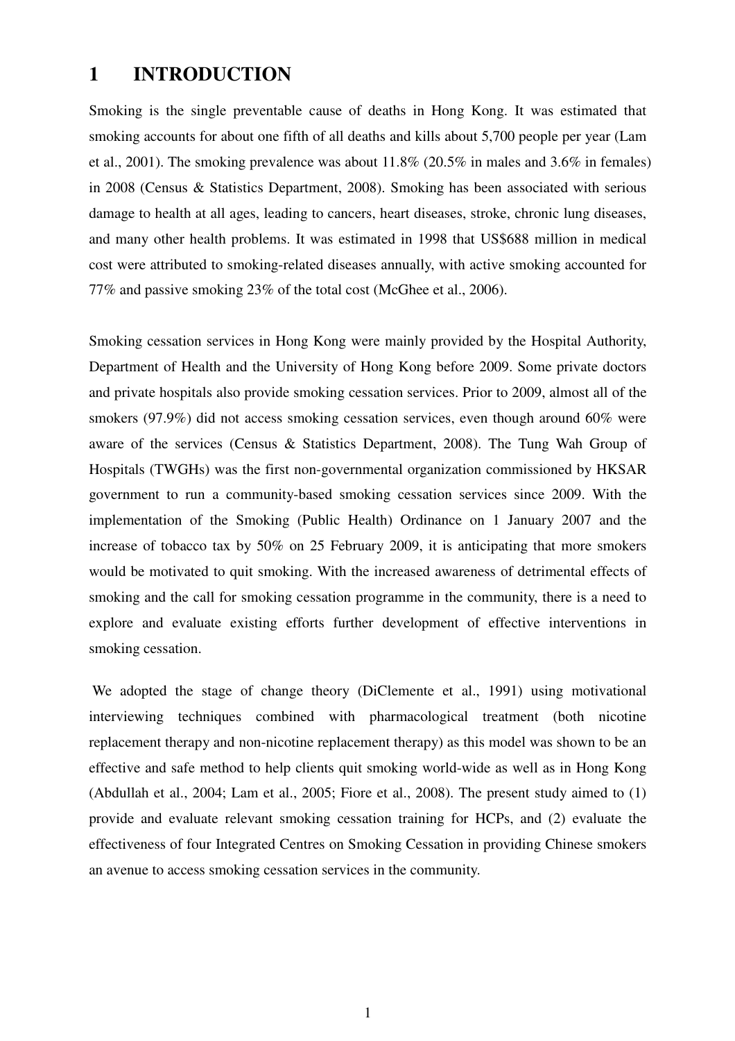# 1 INTRODUCTION

Smoking is the single preventable cause of deaths in Hong Kong. It was estimated that smoking accounts for about one fifth of all deaths and kills about 5,700 people per year (Lam et al., 2001). The smoking prevalence was about 11.8% (20.5% in males and 3.6% in females) in 2008 (Census & Statistics Department, 2008). Smoking has been associated with serious damage to health at all ages, leading to cancers, heart diseases, stroke, chronic lung diseases, and many other health problems. It was estimated in 1998 that US$688 million in medical cost were attributed to smoking-related diseases annually, with active smoking accounted for 77% and passive smoking 23% of the total cost (McGhee et al., 2006).

Smoking cessation services in Hong Kong were mainly provided by the Hospital Authority, Department of Health and the University of Hong Kong before 2009. Some private doctors and private hospitals also provide smoking cessation services. Prior to 2009, almost all of the smokers (97.9%) did not access smoking cessation services, even though around 60% were aware of the services (Census & Statistics Department, 2008). The Tung Wah Group of Hospitals (TWGHs) was the first non-governmental organization commissioned by HKSAR government to run a community-based smoking cessation services since 2009. With the implementation of the Smoking (Public Health) Ordinance on 1 January 2007 and the increase of tobacco tax by 50% on 25 February 2009, it is anticipating that more smokers would be motivated to quit smoking. With the increased awareness of detrimental effects of smoking and the call for smoking cessation programme in the community, there is a need to explore and evaluate existing efforts further development of effective interventions in smoking cessation.

We adopted the stage of change theory (DiClemente et al., 1991) using motivational interviewing techniques combined with pharmacological treatment (both nicotine replacement therapy and non-nicotine replacement therapy) as this model was shown to be an effective and safe method to help clients quit smoking world-wide as well as in Hong Kong (Abdullah et al., 2004; Lam et al., 2005; Fiore et al., 2008). The present study aimed to (1) provide and evaluate relevant smoking cessation training for HCPs, and (2) evaluate the effectiveness of four Integrated Centres on Smoking Cessation in providing Chinese smokers an avenue to access smoking cessation services in the community.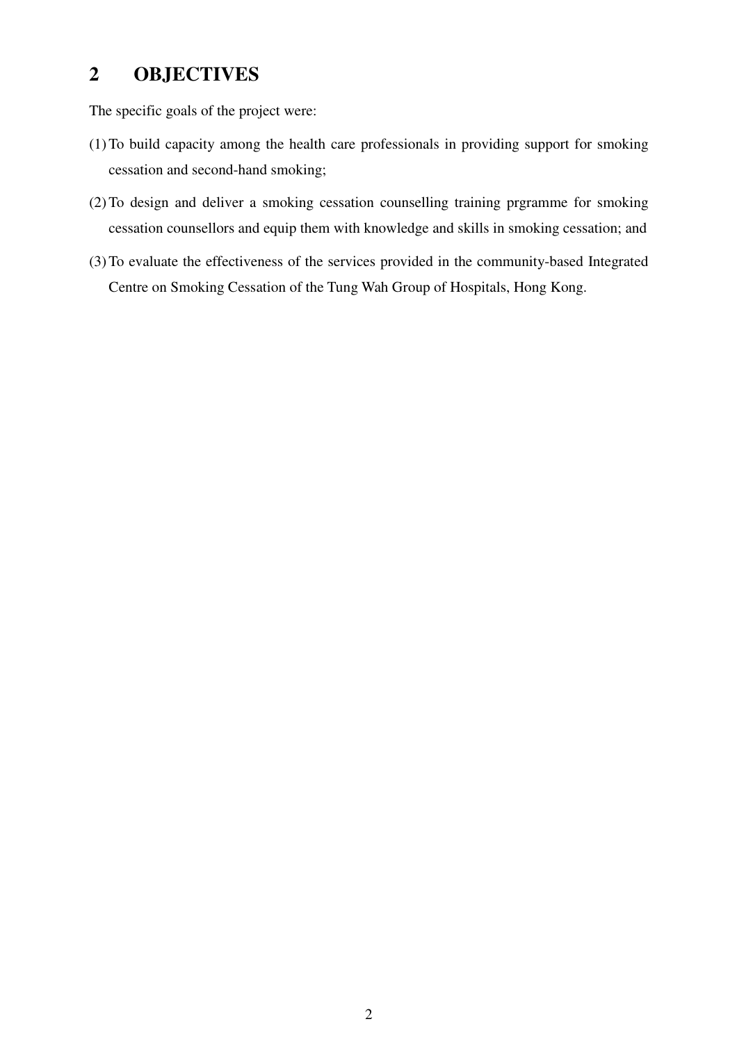## 2 OBJECTIVES

The specific goals of the project were:

(1) To build capacity among the health care professionals in providing support for smoking cessation and second-hand smoking;

(2) To design and deliver a smoking cessation counselling training prgramme for smoking cessation counsellors and equip them with knowledge and skills in smoking cessation; and

(3) To evaluate the effectiveness of the services provided in the community-based Integrated Centre on Smoking Cessation of the Tung Wah Group of Hospitals, Hong Kong.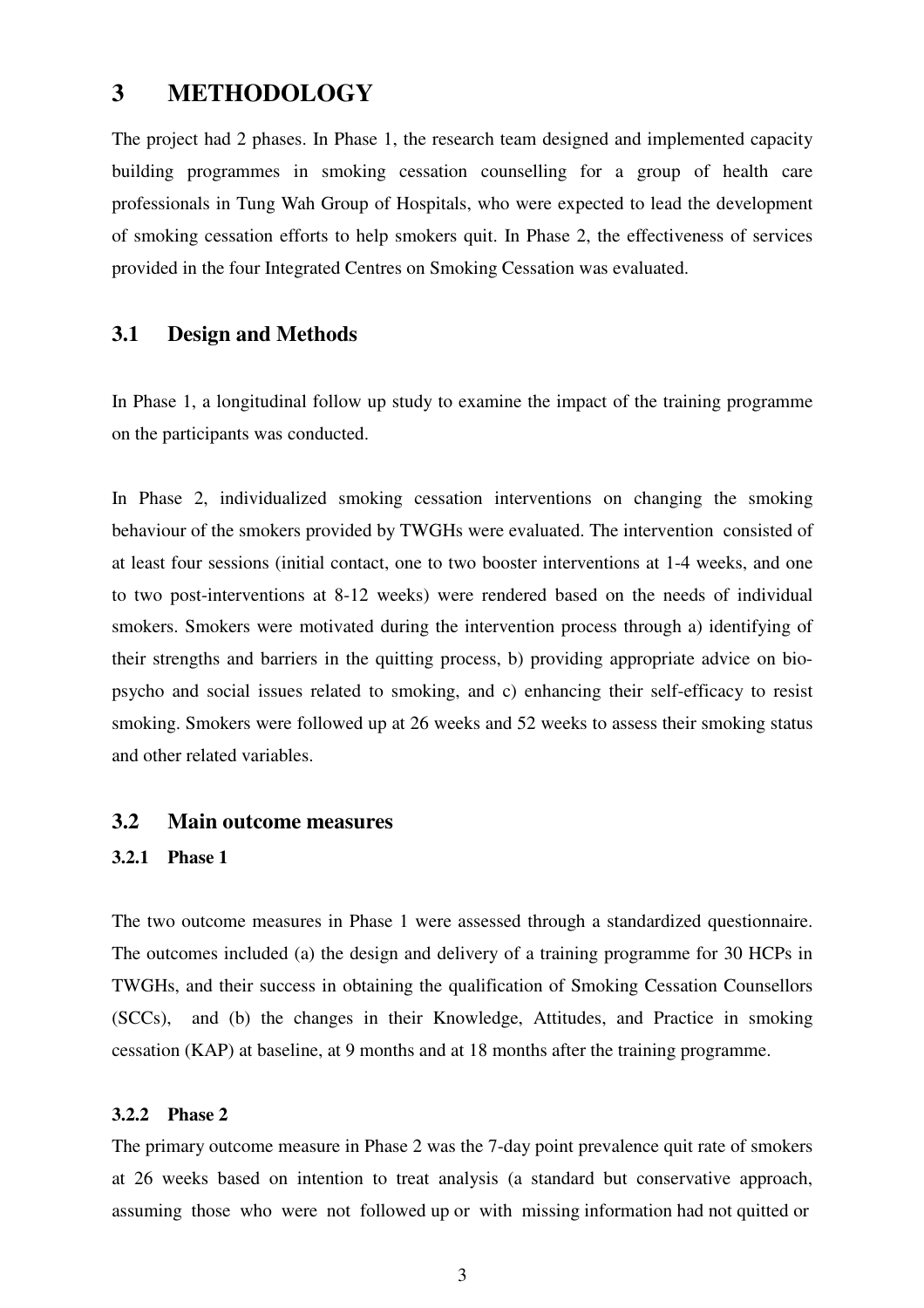# 3 METHODOLOGY

The project had 2 phases. In Phase 1, the research team designed and implemented capacity building programmes in smoking cessation counselling for a group of health care professionals in Tung Wah Group of Hospitals, who were expected to lead the development of smoking cessation efforts to help smokers quit. In Phase 2, the effectiveness of services provided in the four Integrated Centres on Smoking Cessation was evaluated.

## 3.1 Design and Methods

In Phase 1, a longitudinal follow up study to examine the impact of the training programme on the participants was conducted.

In Phase 2, individualized smoking cessation interventions on changing the smoking behaviour of the smokers provided by TWGHs were evaluated. The intervention consisted of at least four sessions (initial contact, one to two booster interventions at 1-4 weeks, and one to two post-interventions at 8-12 weeks) were rendered based on the needs of individual smokers. Smokers were motivated during the intervention process through a) identifying of their strengths and barriers in the quitting process, b) providing appropriate advice on bio-psycho and social issues related to smoking, and c) enhancing their self-efficacy to resist smoking. Smokers were followed up at 26 weeks and 52 weeks to assess their smoking status and other related variables.

## 3.2 Main outcome measures

### 3.2.1 Phase 1

The two outcome measures in Phase 1 were assessed through a standardized questionnaire. The outcomes included (a) the design and delivery of a training programme for 30 HCPs in TWGHs, and their success in obtaining the qualification of Smoking Cessation Counsellors (SCCs), and (b) the changes in their Knowledge, Attitudes, and Practice in smoking cessation (KAP) at baseline, at 9 months and at 18 months after the training programme.

### 3.2.2 Phase 2

The primary outcome measure in Phase 2 was the 7-day point prevalence quit rate of smokers at 26 weeks based on intention to treat analysis (a standard but conservative approach, assuming those who were not followed up or with missing information had not quitted or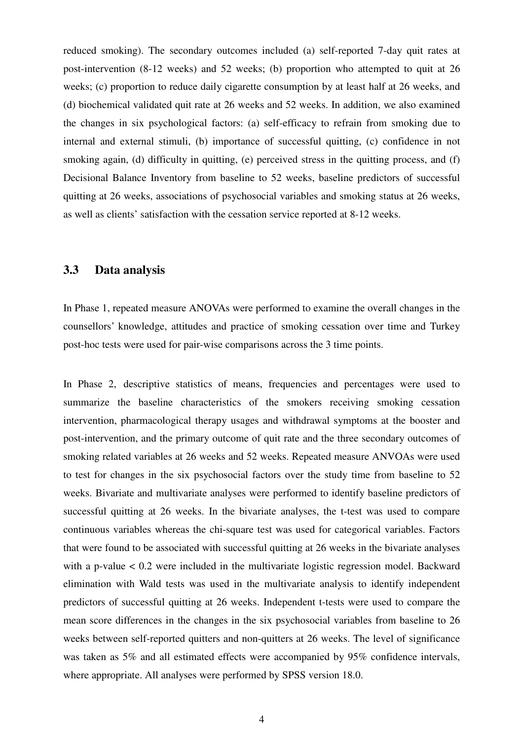reduced smoking). The secondary outcomes included (a) self-reported 7-day quit rates at post-intervention (8-12 weeks) and 52 weeks; (b) proportion who attempted to quit at 26 weeks; (c) proportion to reduce daily cigarette consumption by at least half at 26 weeks, and (d) biochemical validated quit rate at 26 weeks and 52 weeks. In addition, we also examined the changes in six psychological factors: (a) self-efficacy to refrain from smoking due to internal and external stimuli, (b) importance of successful quitting, (c) confidence in not smoking again, (d) difficulty in quitting, (e) perceived stress in the quitting process, and (f) Decisional Balance Inventory from baseline to 52 weeks, baseline predictors of successful quitting at 26 weeks, associations of psychosocial variables and smoking status at 26 weeks, as well as clients' satisfaction with the cessation service reported at 8-12 weeks.

### 3.3 Data analysis

In Phase 1, repeated measure ANOVAs were performed to examine the overall changes in the counsellors' knowledge, attitudes and practice of smoking cessation over time and Turkey post-hoc tests were used for pair-wise comparisons across the 3 time points.

In Phase 2, descriptive statistics of means, frequencies and percentages were used to summarize the baseline characteristics of the smokers receiving smoking cessation intervention, pharmacological therapy usages and withdrawal symptoms at the booster and post-intervention, and the primary outcome of quit rate and the three secondary outcomes of smoking related variables at 26 weeks and 52 weeks. Repeated measure ANVOAs were used to test for changes in the six psychosocial factors over the study time from baseline to 52 weeks. Bivariate and multivariate analyses were performed to identify baseline predictors of successful quitting at 26 weeks. In the bivariate analyses, the t-test was used to compare continuous variables whereas the chi-square test was used for categorical variables. Factors that were found to be associated with successful quitting at 26 weeks in the bivariate analyses with a p-value $< 0.2$ were included in the multivariate logistic regression model. Backward elimination with Wald tests was used in the multivariate analysis to identify independent predictors of successful quitting at 26 weeks. Independent t-tests were used to compare the mean score differences in the changes in the six psychosocial variables from baseline to 26 weeks between self-reported quitters and non-quitters at 26 weeks. The level of significance was taken as 5% and all estimated effects were accompanied by 95% confidence intervals, where appropriate. All analyses were performed by SPSS version 18.0.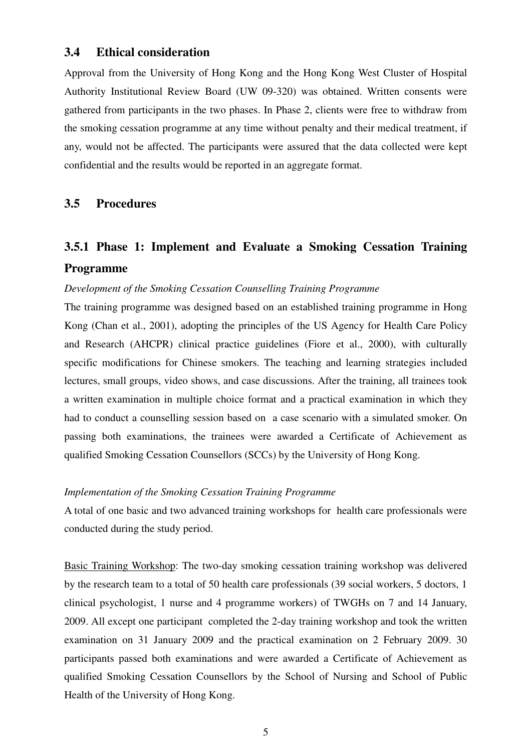## 3.4 Ethical consideration

Approval from the University of Hong Kong and the Hong Kong West Cluster of Hospital Authority Institutional Review Board (UW 09-320) was obtained. Written consents were gathered from participants in the two phases. In Phase 2, clients were free to withdraw from the smoking cessation programme at any time without penalty and their medical treatment, if any, would not be affected. The participants were assured that the data collected were kept confidential and the results would be reported in an aggregate format.

## 3.5 Procedures

### 3.5.1 Phase 1: Implement and Evaluate a Smoking Cessation Training Programme

*Development of the Smoking Cessation Counselling Training Programme*

The training programme was designed based on an established training programme in Hong Kong (Chan et al., 2001), adopting the principles of the US Agency for Health Care Policy and Research (AHCPR) clinical practice guidelines (Fiore et al., 2000), with culturally specific modifications for Chinese smokers. The teaching and learning strategies included lectures, small groups, video shows, and case discussions. After the training, all trainees took a written examination in multiple choice format and a practical examination in which they had to conduct a counselling session based on a case scenario with a simulated smoker. On passing both examinations, the trainees were awarded a Certificate of Achievement as qualified Smoking Cessation Counsellors (SCCs) by the University of Hong Kong.

*Implementation of the Smoking Cessation Training Programme*

A total of one basic and two advanced training workshops for health care professionals were conducted during the study period.

<u>Basic Training Workshop</u>: The two-day smoking cessation training workshop was delivered by the research team to a total of 50 health care professionals (39 social workers, 5 doctors, 1 clinical psychologist, 1 nurse and 4 programme workers) of TWGHs on 7 and 14 January, 2009. All except one participant completed the 2-day training workshop and took the written examination on 31 January 2009 and the practical examination on 2 February 2009. 30 participants passed both examinations and were awarded a Certificate of Achievement as qualified Smoking Cessation Counsellors by the School of Nursing and School of Public Health of the University of Hong Kong.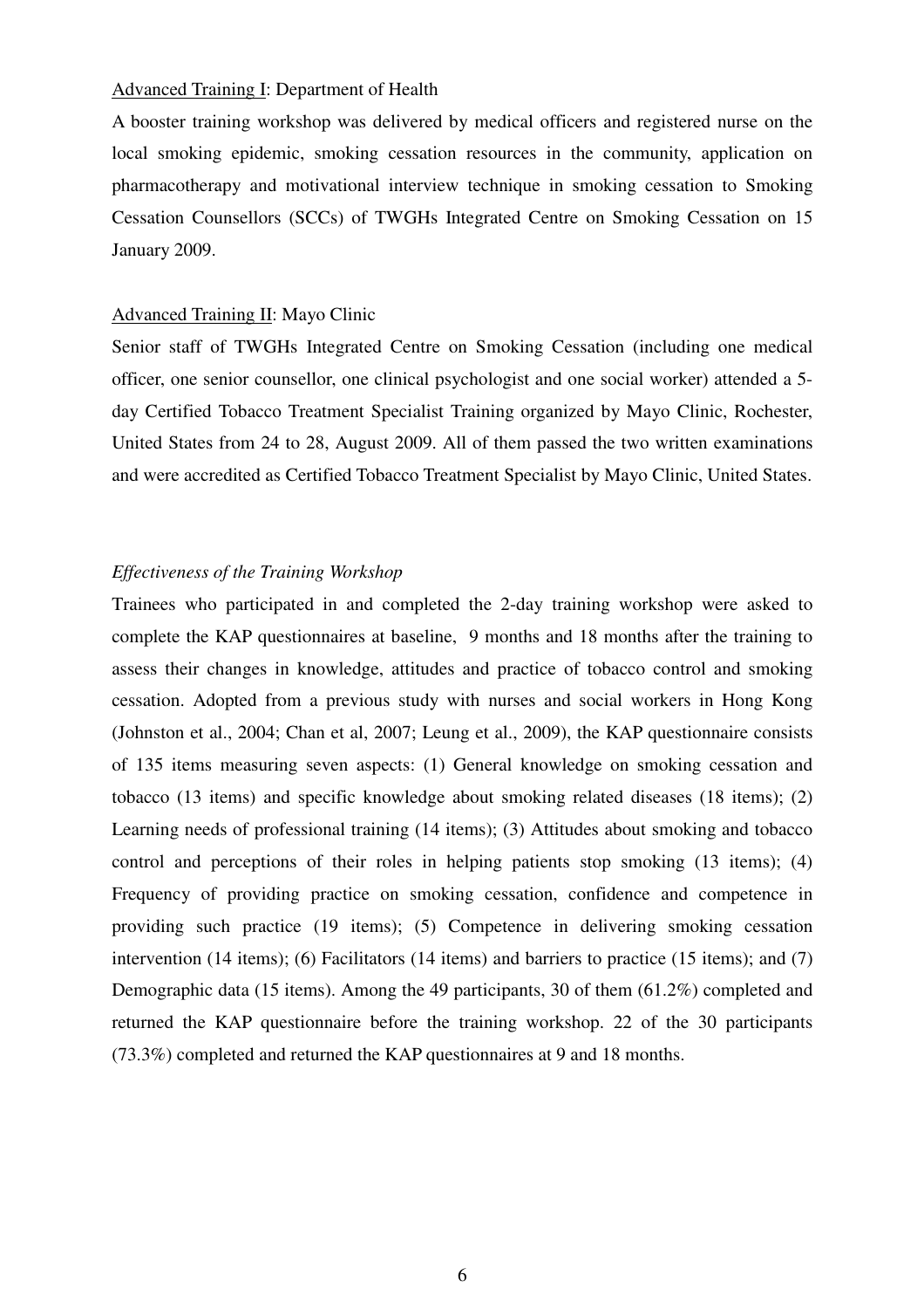Advanced Training I: Department of Health

A booster training workshop was delivered by medical officers and registered nurse on the local smoking epidemic, smoking cessation resources in the community, application on pharmacotherapy and motivational interview technique in smoking cessation to Smoking Cessation Counsellors (SCCs) of TWGHs Integrated Centre on Smoking Cessation on 15 January 2009.

Advanced Training II: Mayo Clinic

Senior staff of TWGHs Integrated Centre on Smoking Cessation (including one medical officer, one senior counsellor, one clinical psychologist and one social worker) attended a 5-day Certified Tobacco Treatment Specialist Training organized by Mayo Clinic, Rochester, United States from 24 to 28, August 2009. All of them passed the two written examinations and were accredited as Certified Tobacco Treatment Specialist by Mayo Clinic, United States.

*Effectiveness of the Training Workshop*

Trainees who participated in and completed the 2-day training workshop were asked to complete the KAP questionnaires at baseline, 9 months and 18 months after the training to assess their changes in knowledge, attitudes and practice of tobacco control and smoking cessation. Adopted from a previous study with nurses and social workers in Hong Kong (Johnston et al., 2004; Chan et al, 2007; Leung et al., 2009), the KAP questionnaire consists of 135 items measuring seven aspects: (1) General knowledge on smoking cessation and tobacco (13 items) and specific knowledge about smoking related diseases (18 items); (2) Learning needs of professional training (14 items); (3) Attitudes about smoking and tobacco control and perceptions of their roles in helping patients stop smoking (13 items); (4) Frequency of providing practice on smoking cessation, confidence and competence in providing such practice (19 items); (5) Competence in delivering smoking cessation intervention (14 items); (6) Facilitators (14 items) and barriers to practice (15 items); and (7) Demographic data (15 items). Among the 49 participants, 30 of them (61.2%) completed and returned the KAP questionnaire before the training workshop. 22 of the 30 participants (73.3%) completed and returned the KAP questionnaires at 9 and 18 months.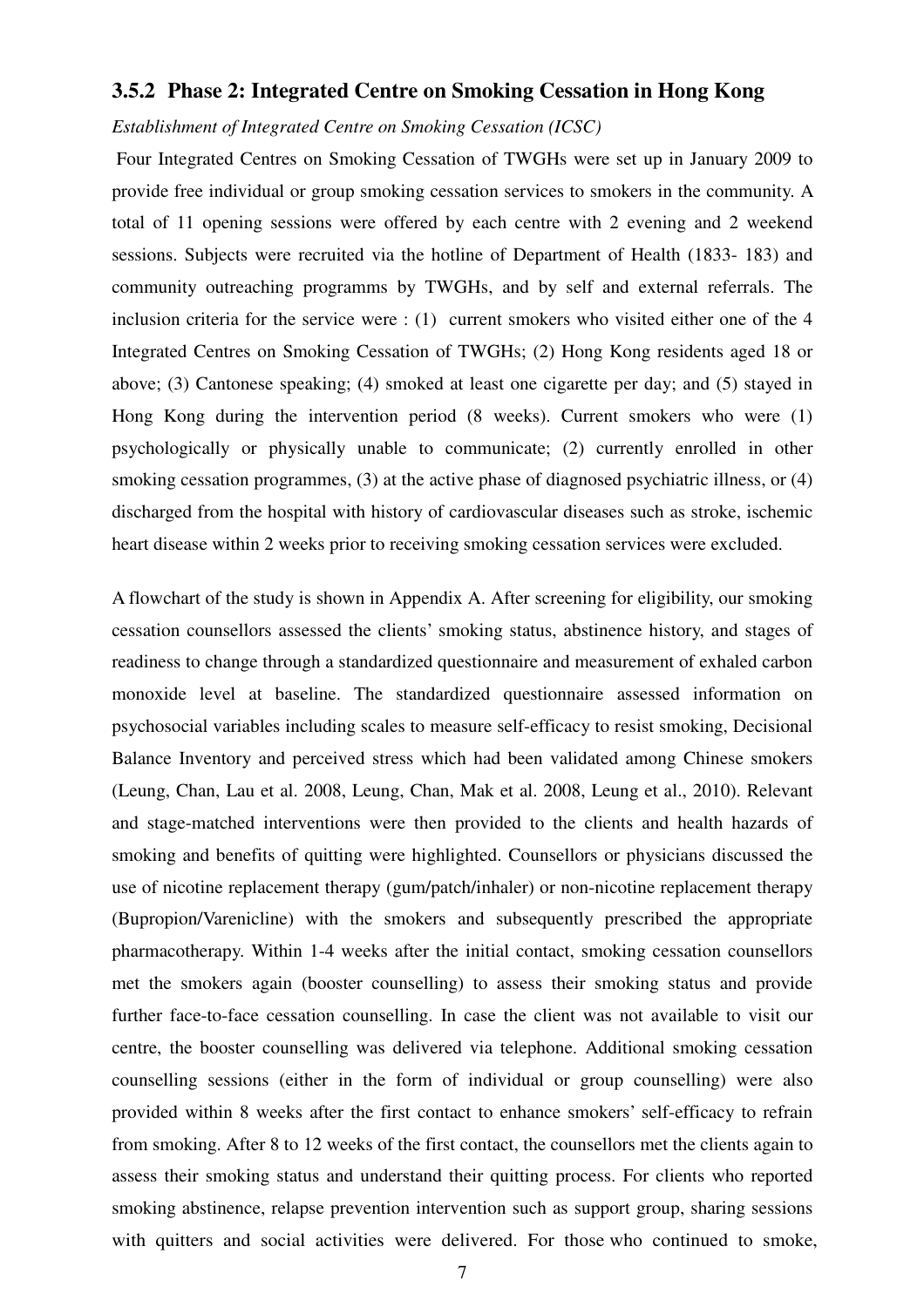### 3.5.2 Phase 2: Integrated Centre on Smoking Cessation in Hong Kong

*Establishment of Integrated Centre on Smoking Cessation (ICSC)*

Four Integrated Centres on Smoking Cessation of TWGHs were set up in January 2009 to provide free individual or group smoking cessation services to smokers in the community. A total of 11 opening sessions were offered by each centre with 2 evening and 2 weekend sessions. Subjects were recruited via the hotline of Department of Health (1833- 183) and community outreaching programms by TWGHs, and by self and external referrals. The inclusion criteria for the service were : (1) current smokers who visited either one of the 4 Integrated Centres on Smoking Cessation of TWGHs; (2) Hong Kong residents aged 18 or above; (3) Cantonese speaking; (4) smoked at least one cigarette per day; and (5) stayed in Hong Kong during the intervention period (8 weeks). Current smokers who were (1) psychologically or physically unable to communicate; (2) currently enrolled in other smoking cessation programmes, (3) at the active phase of diagnosed psychiatric illness, or (4) discharged from the hospital with history of cardiovascular diseases such as stroke, ischemic heart disease within 2 weeks prior to receiving smoking cessation services were excluded.

A flowchart of the study is shown in Appendix A. After screening for eligibility, our smoking cessation counsellors assessed the clients' smoking status, abstinence history, and stages of readiness to change through a standardized questionnaire and measurement of exhaled carbon monoxide level at baseline. The standardized questionnaire assessed information on psychosocial variables including scales to measure self-efficacy to resist smoking, Decisional Balance Inventory and perceived stress which had been validated among Chinese smokers (Leung, Chan, Lau et al. 2008, Leung, Chan, Mak et al. 2008, Leung et al., 2010). Relevant and stage-matched interventions were then provided to the clients and health hazards of smoking and benefits of quitting were highlighted. Counsellors or physicians discussed the use of nicotine replacement therapy (gum/patch/inhaler) or non-nicotine replacement therapy (Bupropion/Varenicline) with the smokers and subsequently prescribed the appropriate pharmacotherapy. Within 1-4 weeks after the initial contact, smoking cessation counsellors met the smokers again (booster counselling) to assess their smoking status and provide further face-to-face cessation counselling. In case the client was not available to visit our centre, the booster counselling was delivered via telephone. Additional smoking cessation counselling sessions (either in the form of individual or group counselling) were also provided within 8 weeks after the first contact to enhance smokers' self-efficacy to refrain from smoking. After 8 to 12 weeks of the first contact, the counsellors met the clients again to assess their smoking status and understand their quitting process. For clients who reported smoking abstinence, relapse prevention intervention such as support group, sharing sessions with quitters and social activities were delivered. For those who continued to smoke,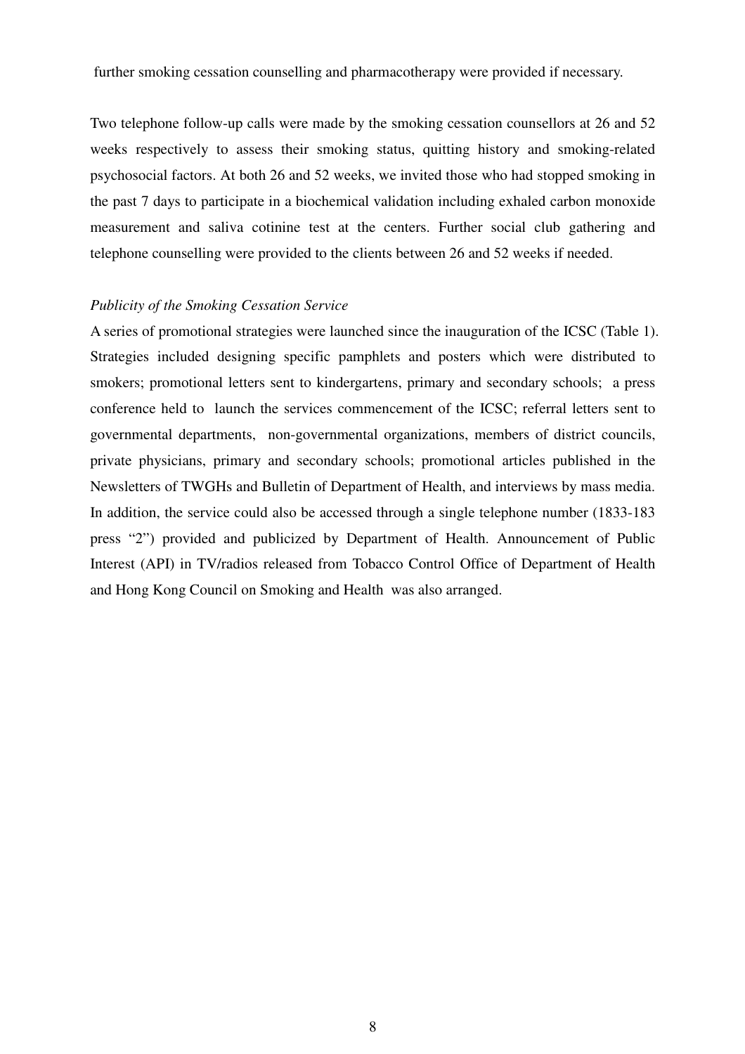further smoking cessation counselling and pharmacotherapy were provided if necessary.

Two telephone follow-up calls were made by the smoking cessation counsellors at 26 and 52 weeks respectively to assess their smoking status, quitting history and smoking-related psychosocial factors. At both 26 and 52 weeks, we invited those who had stopped smoking in the past 7 days to participate in a biochemical validation including exhaled carbon monoxide measurement and saliva cotinine test at the centers. Further social club gathering and telephone counselling were provided to the clients between 26 and 52 weeks if needed.

*Publicity of the Smoking Cessation Service*

A series of promotional strategies were launched since the inauguration of the ICSC (Table 1). Strategies included designing specific pamphlets and posters which were distributed to smokers; promotional letters sent to kindergartens, primary and secondary schools; a press conference held to launch the services commencement of the ICSC; referral letters sent to governmental departments, non-governmental organizations, members of district councils, private physicians, primary and secondary schools; promotional articles published in the Newsletters of TWGHs and Bulletin of Department of Health, and interviews by mass media. In addition, the service could also be accessed through a single telephone number (1833-183 press "2") provided and publicized by Department of Health. Announcement of Public Interest (API) in TV/radios released from Tobacco Control Office of Department of Health and Hong Kong Council on Smoking and Health was also arranged.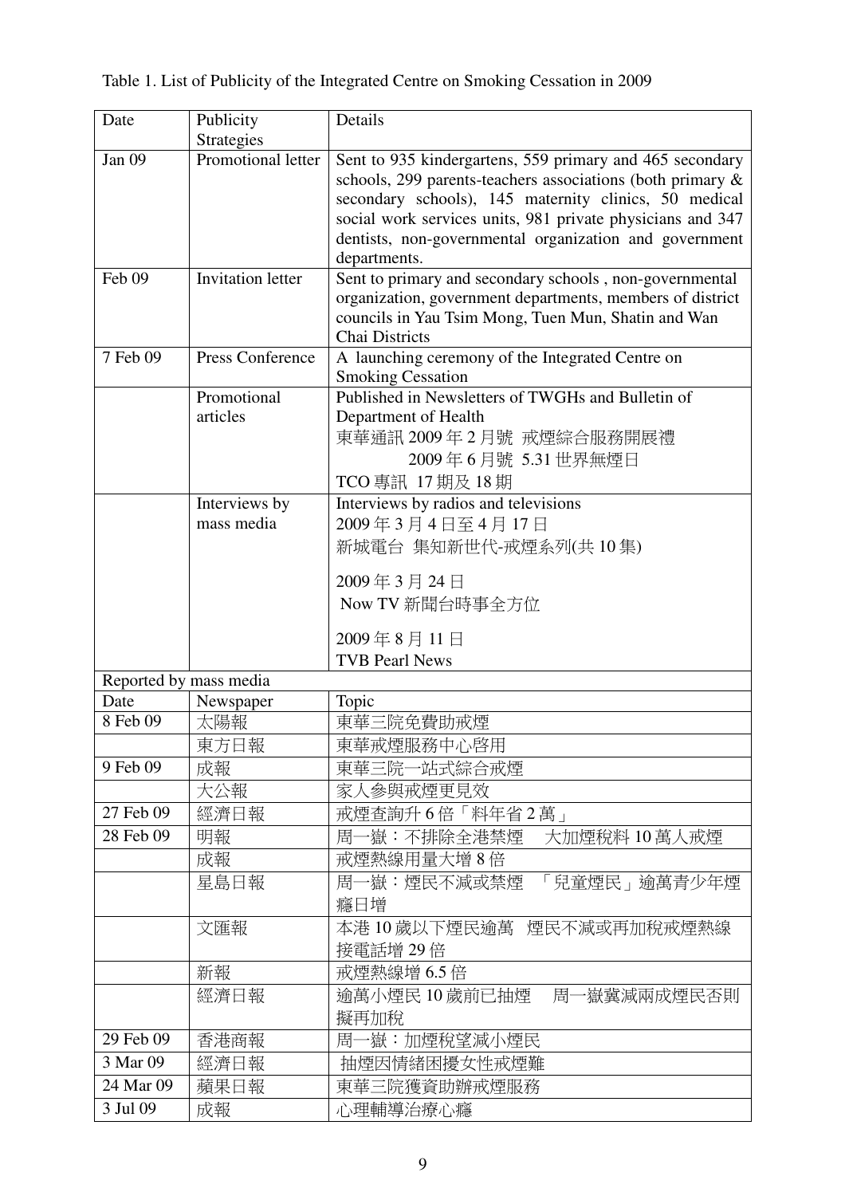Table 1. List of Publicity of the Integrated Centre on Smoking Cessation in 2009

| Date | Publicity Strategies | Details |
|---|---|---|
| Jan 09 | Promotional letter | Sent to 935 kindergartens, 559 primary and 465 secondary schools, 299 parents-teachers associations (both primary & secondary schools), 145 maternity clinics, 50 medical social work services units, 981 private physicians and 347 dentists, non-governmental organization and government departments. |
| Feb 09 | Invitation letter | Sent to primary and secondary schools , non-governmental organization, government departments, members of district councils in Yau Tsim Mong, Tuen Mun, Shatin and Wan Chai Districts |
| 7 Feb 09 | Press Conference | A launching ceremony of the Integrated Centre on Smoking Cessation |
| | Promotional articles | Published in Newsletters of TWGHs and Bulletin of Department of Health<br>東華通訊 2009 年 2 月號 戒煙綜合服務開展禮<br>2009 年 6 月號 5.31 世界無煙日<br>TCO 專訊 17 期及 18 期 |
| | Interviews by mass media | Interviews by radios and televisions<br>2009 年 3 月 4 日至 4 月 17 日<br>新城電台 集知新世代-戒煙系列(共 10 集)<br>2009 年 3 月 24 日<br>Now TV 新聞台時事全方位<br>2009 年 8 月 11 日<br>TVB Pearl News |
| Reported by mass media | | |
| Date | Newspaper | Topic |
| 8 Feb 09 | 太陽報 | 東華三院免費助戒煙 |
| | 東方日報 | 東華戒煙服務中心啓用 |
| 9 Feb 09 | 成報 | 東華三院一站式綜合戒煙 |
| | 大公報 | 家人參與戒煙更見效 |
| 27 Feb 09 | 經濟日報 | 戒煙查詢升 6 倍「料年省 2 萬」 |
| 28 Feb 09 | 明報 | 周一嶽：不排除全港禁煙　大加煙稅料 10 萬人戒煙 |
| | 成報 | 戒煙熱線用量大增 8 倍 |
| | 星島日報 | 周一嶽：煙民不減或禁煙　「兒童煙民」逾萬青少年煙癮日增 |
| | 文匯報 | 本港 10 歲以下煙民逾萬　煙民不減或再加稅戒煙熱線接電話增 29 倍 |
| | 新報 | 戒煙熱線增 6.5 倍 |
| | 經濟日報 | 逾萬小煙民 10 歲前已抽煙　周一嶽冀減兩成煙民否則擬再加稅 |
| 29 Feb 09 | 香港商報 | 周一嶽：加煙稅望減小煙民 |
| 3 Mar 09 | 經濟日報 | 抽煙因情緒困擾女性戒煙難 |
| 24 Mar 09 | 蘋果日報 | 東華三院獲資助辦戒煙服務 |
| 3 Jul 09 | 成報 | 心理輔導治療心癮 |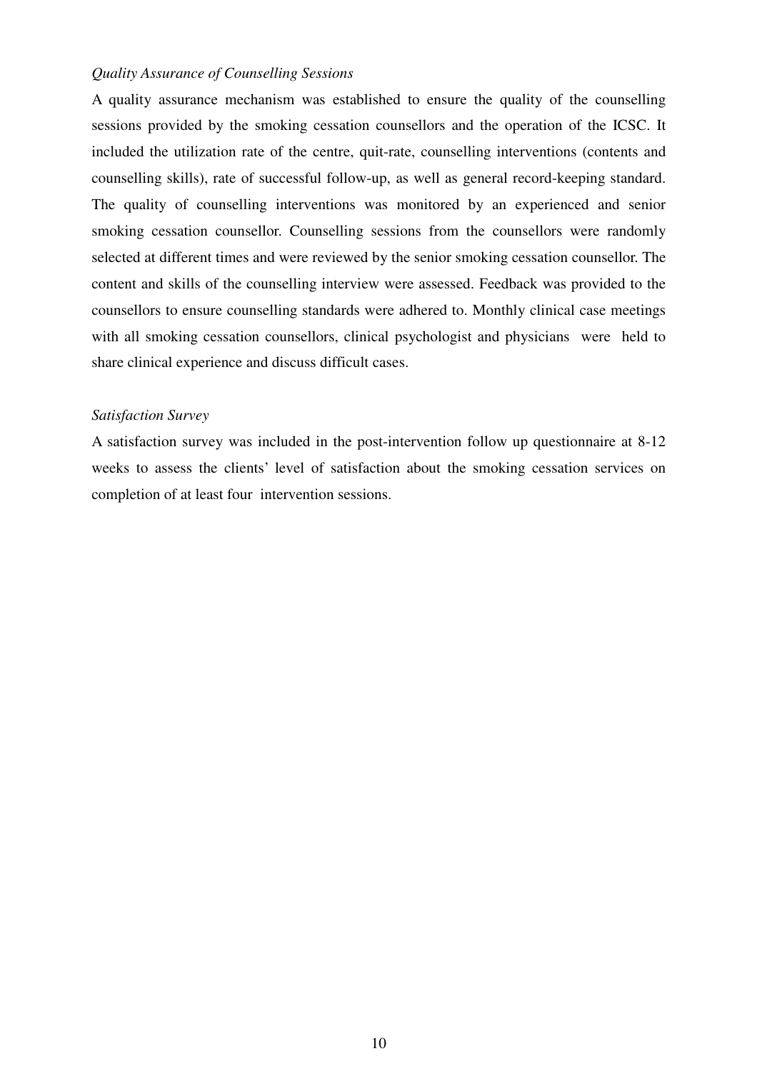*Quality Assurance of Counselling Sessions*

A quality assurance mechanism was established to ensure the quality of the counselling sessions provided by the smoking cessation counsellors and the operation of the ICSC. It included the utilization rate of the centre, quit-rate, counselling interventions (contents and counselling skills), rate of successful follow-up, as well as general record-keeping standard. The quality of counselling interventions was monitored by an experienced and senior smoking cessation counsellor. Counselling sessions from the counsellors were randomly selected at different times and were reviewed by the senior smoking cessation counsellor. The content and skills of the counselling interview were assessed. Feedback was provided to the counsellors to ensure counselling standards were adhered to. Monthly clinical case meetings with all smoking cessation counsellors, clinical psychologist and physicians were held to share clinical experience and discuss difficult cases.

*Satisfaction Survey*

A satisfaction survey was included in the post-intervention follow up questionnaire at 8-12 weeks to assess the clients' level of satisfaction about the smoking cessation services on completion of at least four intervention sessions.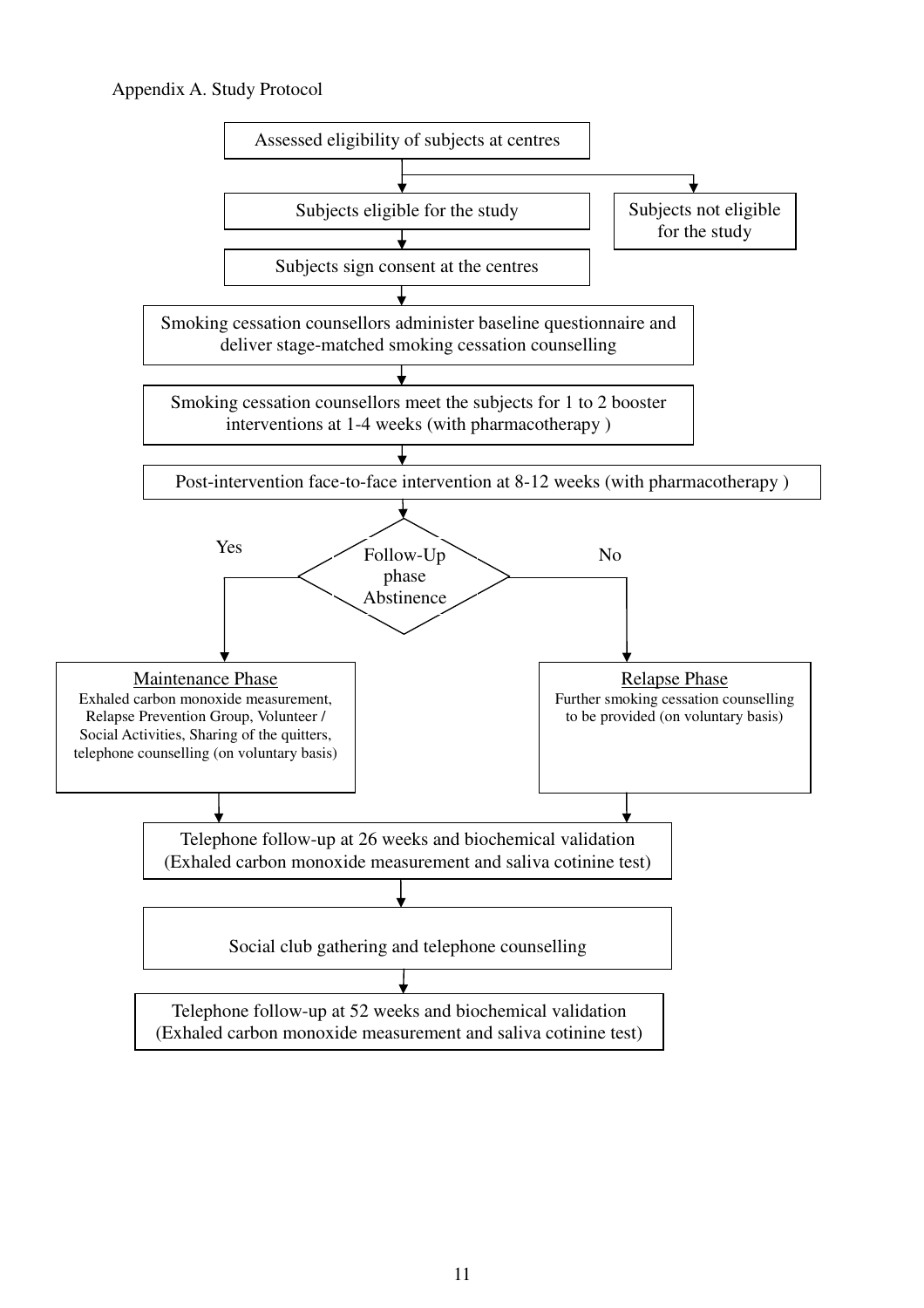Appendix A. Study Protocol

Assessed eligibility of subjects at centres

→ Subjects eligible for the study

→ Subjects not eligible for the study

Subjects sign consent at the centres

Smoking cessation counsellors administer baseline questionnaire and deliver stage-matched smoking cessation counselling

Smoking cessation counsellors meet the subjects for 1 to 2 booster interventions at 1-4 weeks (with pharmacotherapy )

Post-intervention face-to-face intervention at 8-12 weeks (with pharmacotherapy )

Follow-Up phase Abstinence

Yes → Maintenance Phase
Exhaled carbon monoxide measurement, Relapse Prevention Group, Volunteer / Social Activities, Sharing of the quitters, telephone counselling (on voluntary basis)

No → Relapse Phase
Further smoking cessation counselling to be provided (on voluntary basis)

Telephone follow-up at 26 weeks and biochemical validation (Exhaled carbon monoxide measurement and saliva cotinine test)

Social club gathering and telephone counselling

Telephone follow-up at 52 weeks and biochemical validation (Exhaled carbon monoxide measurement and saliva cotinine test)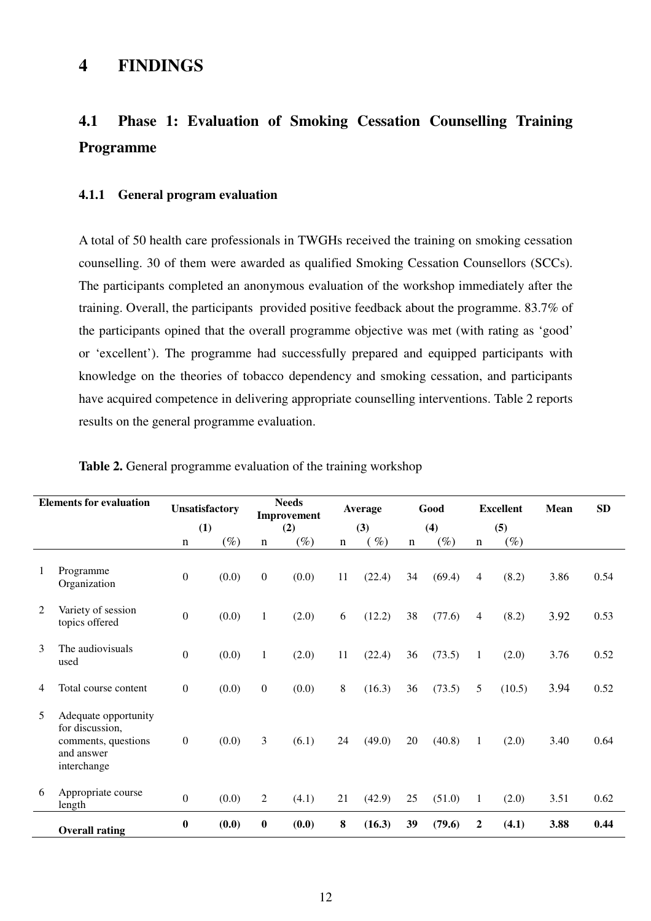# 4 FINDINGS

## 4.1 Phase 1: Evaluation of Smoking Cessation Counselling Training Programme

### 4.1.1 General program evaluation

A total of 50 health care professionals in TWGHs received the training on smoking cessation counselling. 30 of them were awarded as qualified Smoking Cessation Counsellors (SCCs). The participants completed an anonymous evaluation of the workshop immediately after the training. Overall, the participants provided positive feedback about the programme. 83.7% of the participants opined that the overall programme objective was met (with rating as 'good' or 'excellent'). The programme had successfully prepared and equipped participants with knowledge on the theories of tobacco dependency and smoking cessation, and participants have acquired competence in delivering appropriate counselling interventions. Table 2 reports results on the general programme evaluation.

**Table 2.** General programme evaluation of the training workshop

| | Elements for evaluation | Unsatisfactory (1) | | Needs Improvement (2) | | Average (3) | | Good (4) | | Excellent (5) | | Mean | SD |
|---|---|---|---|---|---|---|---|---|---|---|---|---|---|
| | | n | (%) | n | (%) | n | (%) | n | (%) | n | (%) | | |
| 1 | Programme Organization | 0 | (0.0) | 0 | (0.0) | 11 | (22.4) | 34 | (69.4) | 4 | (8.2) | 3.86 | 0.54 |
| 2 | Variety of session topics offered | 0 | (0.0) | 1 | (2.0) | 6 | (12.2) | 38 | (77.6) | 4 | (8.2) | 3.92 | 0.53 |
| 3 | The audiovisuals used | 0 | (0.0) | 1 | (2.0) | 11 | (22.4) | 36 | (73.5) | 1 | (2.0) | 3.76 | 0.52 |
| 4 | Total course content | 0 | (0.0) | 0 | (0.0) | 8 | (16.3) | 36 | (73.5) | 5 | (10.5) | 3.94 | 0.52 |
| 5 | Adequate opportunity for discussion, comments, questions and answer interchange | 0 | (0.0) | 3 | (6.1) | 24 | (49.0) | 20 | (40.8) | 1 | (2.0) | 3.40 | 0.64 |
| 6 | Appropriate course length | 0 | (0.0) | 2 | (4.1) | 21 | (42.9) | 25 | (51.0) | 1 | (2.0) | 3.51 | 0.62 |
| | **Overall rating** | **0** | **(0.0)** | **0** | **(0.0)** | **8** | **(16.3)** | **39** | **(79.6)** | **2** | **(4.1)** | **3.88** | **0.44** |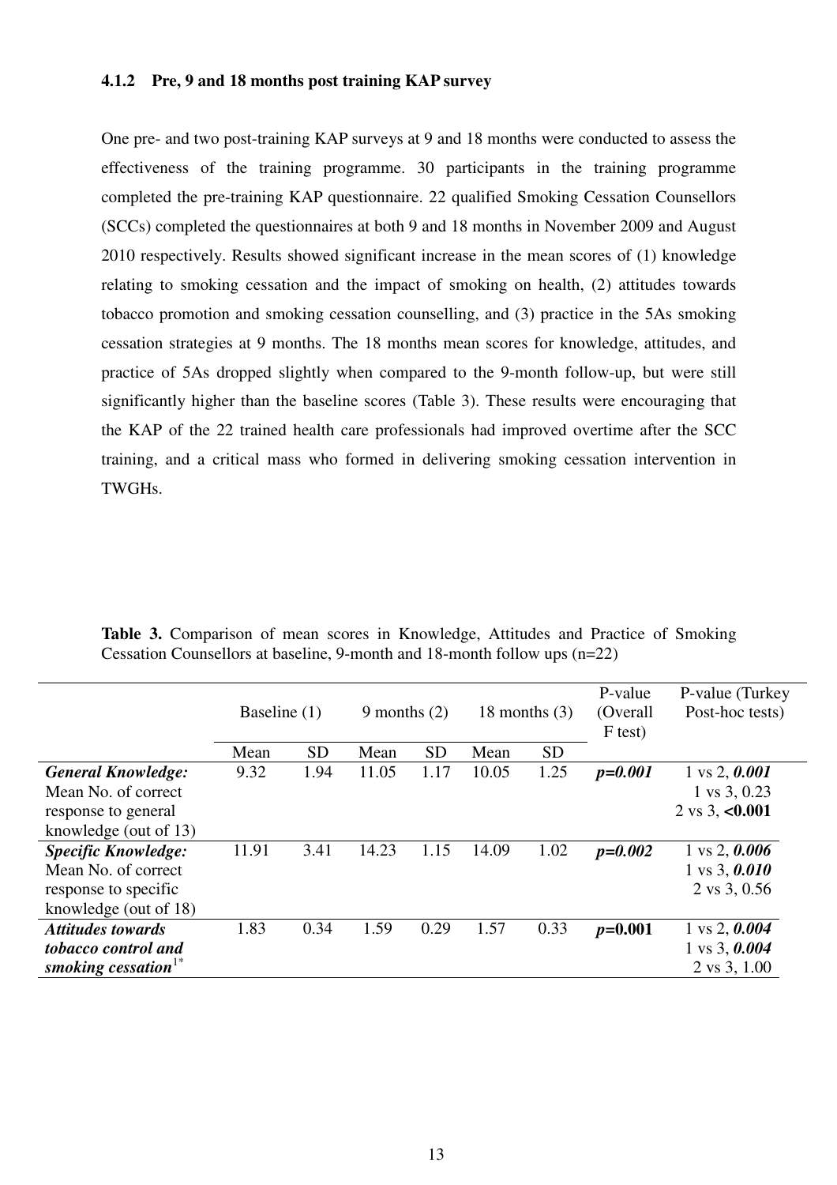### 4.1.2 Pre, 9 and 18 months post training KAP survey

One pre- and two post-training KAP surveys at 9 and 18 months were conducted to assess the effectiveness of the training programme. 30 participants in the training programme completed the pre-training KAP questionnaire. 22 qualified Smoking Cessation Counsellors (SCCs) completed the questionnaires at both 9 and 18 months in November 2009 and August 2010 respectively. Results showed significant increase in the mean scores of (1) knowledge relating to smoking cessation and the impact of smoking on health, (2) attitudes towards tobacco promotion and smoking cessation counselling, and (3) practice in the 5As smoking cessation strategies at 9 months. The 18 months mean scores for knowledge, attitudes, and practice of 5As dropped slightly when compared to the 9-month follow-up, but were still significantly higher than the baseline scores (Table 3). These results were encouraging that the KAP of the 22 trained health care professionals had improved overtime after the SCC training, and a critical mass who formed in delivering smoking cessation intervention in TWGHs.

**Table 3.** Comparison of mean scores in Knowledge, Attitudes and Practice of Smoking Cessation Counsellors at baseline, 9-month and 18-month follow ups (n=22)

| | Baseline (1) | | 9 months (2) | | 18 months (3) | | P-value (Overall F test) | P-value (Turkey Post-hoc tests) |
|---|---|---|---|---|---|---|---|---|
| | Mean | SD | Mean | SD | Mean | SD | | |
| ***General Knowledge:*** Mean No. of correct response to general knowledge (out of 13) | 9.32 | 1.94 | 11.05 | 1.17 | 10.05 | 1.25 | ***p=0.001*** | 1 vs 2, ***0.001***<br>1 vs 3, 0.23<br>2 vs 3, **<0.001** |
| ***Specific Knowledge:*** Mean No. of correct response to specific knowledge (out of 18) | 11.91 | 3.41 | 14.23 | 1.15 | 14.09 | 1.02 | ***p=0.002*** | 1 vs 2, ***0.006***<br>1 vs 3, ***0.010***<br>2 vs 3, 0.56 |
| ***Attitudes towards tobacco control and smoking cessation***[1*] | 1.83 | 0.34 | 1.59 | 0.29 | 1.57 | 0.33 | ***p*=0.001** | 1 vs 2, ***0.004***<br>1 vs 3, ***0.004***<br>2 vs 3, 1.00 |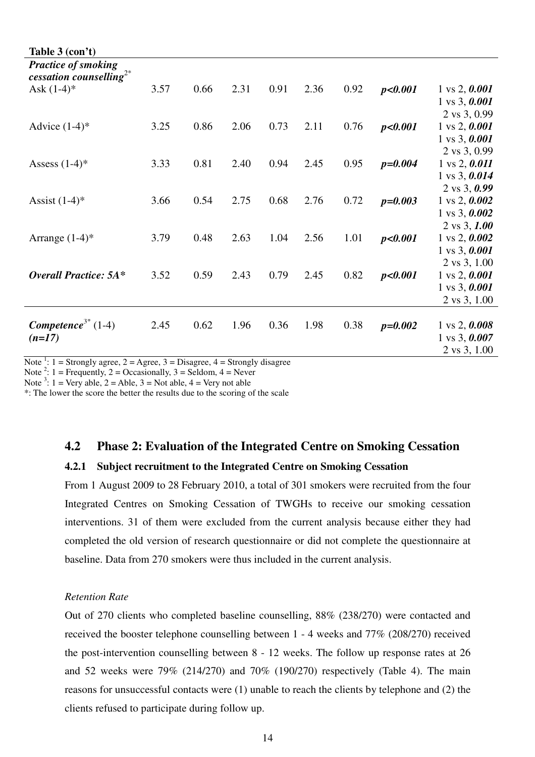**Table 3 (con't)**

| | | | | | | | | |
|---|---|---|---|---|---|---|---|---|
| ***Practice of smoking cessation counselling***[2*] | | | | | | | | |
| Ask (1-4)* | 3.57 | 0.66 | 2.31 | 0.91 | 2.36 | 0.92 | ***p<0.001*** | 1 vs 2, ***0.001***<br>1 vs 3, ***0.001***<br>2 vs 3, 0.99 |
| Advice (1-4)* | 3.25 | 0.86 | 2.06 | 0.73 | 2.11 | 0.76 | ***p<0.001*** | 1 vs 2, ***0.001***<br>1 vs 3, ***0.001***<br>2 vs 3, 0.99 |
| Assess (1-4)* | 3.33 | 0.81 | 2.40 | 0.94 | 2.45 | 0.95 | ***p=0.004*** | 1 vs 2, ***0.011***<br>1 vs 3, ***0.014***<br>2 vs 3, ***0.99*** |
| Assist (1-4)* | 3.66 | 0.54 | 2.75 | 0.68 | 2.76 | 0.72 | ***p=0.003*** | 1 vs 2, ***0.002***<br>1 vs 3, ***0.002***<br>2 vs 3, ***1.00*** |
| Arrange (1-4)* | 3.79 | 0.48 | 2.63 | 1.04 | 2.56 | 1.01 | ***p<0.001*** | 1 vs 2, ***0.002***<br>1 vs 3, ***0.001***<br>2 vs 3, 1.00 |
| ***Overall Practice: 5A**** | 3.52 | 0.59 | 2.43 | 0.79 | 2.45 | 0.82 | ***p<0.001*** | 1 vs 2, ***0.001***<br>1 vs 3, ***0.001***<br>2 vs 3, 1.00 |
| ***Competence***[3*] (1-4) ***(n=17)*** | 2.45 | 0.62 | 1.96 | 0.36 | 1.98 | 0.38 | ***p=0.002*** | 1 vs 2, ***0.008***<br>1 vs 3, ***0.007***<br>2 vs 3, 1.00 |

Note [1]: 1 = Strongly agree, 2 = Agree, 3 = Disagree, 4 = Strongly disagree
Note [2]: 1 = Frequently, 2 = Occasionally, 3 = Seldom, 4 = Never
Note [3]: 1 = Very able, 2 = Able, 3 = Not able, 4 = Very not able
*: The lower the score the better the results due to the scoring of the scale

## 4.2 Phase 2: Evaluation of the Integrated Centre on Smoking Cessation

### 4.2.1 Subject recruitment to the Integrated Centre on Smoking Cessation

From 1 August 2009 to 28 February 2010, a total of 301 smokers were recruited from the four Integrated Centres on Smoking Cessation of TWGHs to receive our smoking cessation interventions. 31 of them were excluded from the current analysis because either they had completed the old version of research questionnaire or did not complete the questionnaire at baseline. Data from 270 smokers were thus included in the current analysis.

*Retention Rate*

Out of 270 clients who completed baseline counselling, 88% (238/270) were contacted and received the booster telephone counselling between 1 - 4 weeks and 77% (208/270) received the post-intervention counselling between 8 - 12 weeks. The follow up response rates at 26 and 52 weeks were 79% (214/270) and 70% (190/270) respectively (Table 4). The main reasons for unsuccessful contacts were (1) unable to reach the clients by telephone and (2) the clients refused to participate during follow up.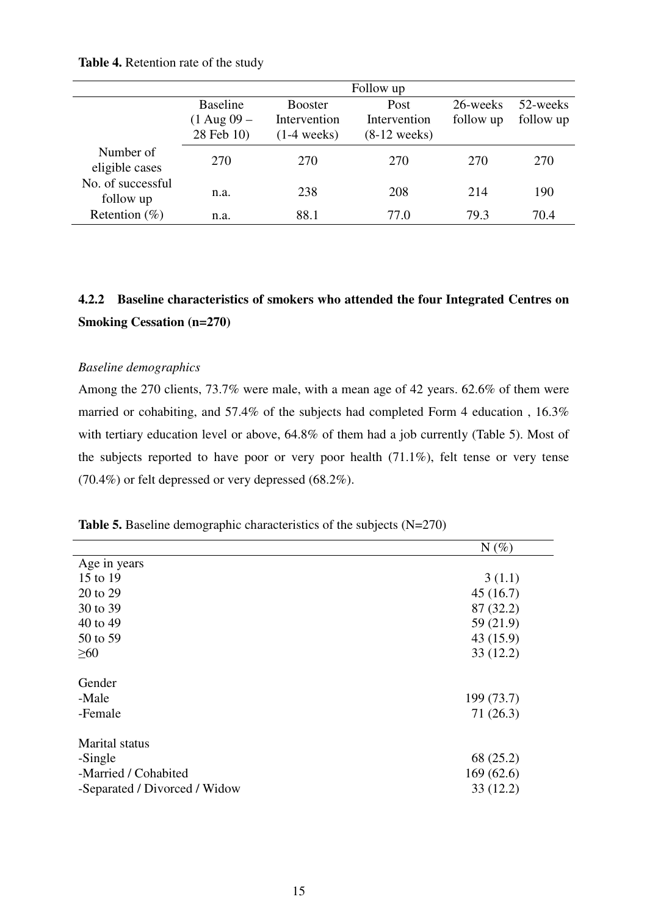**Table 4.** Retention rate of the study

| | Follow up | | | | |
|---|---|---|---|---|---|
| | Baseline (1 Aug 09 – 28 Feb 10) | Booster Intervention (1-4 weeks) | Post Intervention (8-12 weeks) | 26-weeks follow up | 52-weeks follow up |
| Number of eligible cases | 270 | 270 | 270 | 270 | 270 |
| No. of successful follow up | n.a. | 238 | 208 | 214 | 190 |
| Retention (%) | n.a. | 88.1 | 77.0 | 79.3 | 70.4 |

### 4.2.2 Baseline characteristics of smokers who attended the four Integrated Centres on Smoking Cessation (n=270)

*Baseline demographics*

Among the 270 clients, 73.7% were male, with a mean age of 42 years. 62.6% of them were married or cohabiting, and 57.4% of the subjects had completed Form 4 education , 16.3% with tertiary education level or above, 64.8% of them had a job currently (Table 5). Most of the subjects reported to have poor or very poor health (71.1%), felt tense or very tense (70.4%) or felt depressed or very depressed (68.2%).

**Table 5.** Baseline demographic characteristics of the subjects (N=270)

| | N (%) |
|---|---|
| Age in years | |
| 15 to 19 | 3 (1.1) |
| 20 to 29 | 45 (16.7) |
| 30 to 39 | 87 (32.2) |
| 40 to 49 | 59 (21.9) |
| 50 to 59 | 43 (15.9) |
| ≥60 | 33 (12.2) |
| | |
| Gender | |
| -Male | 199 (73.7) |
| -Female | 71 (26.3) |
| | |
| Marital status | |
| -Single | 68 (25.2) |
| -Married / Cohabited | 169 (62.6) |
| -Separated / Divorced / Widow | 33 (12.2) |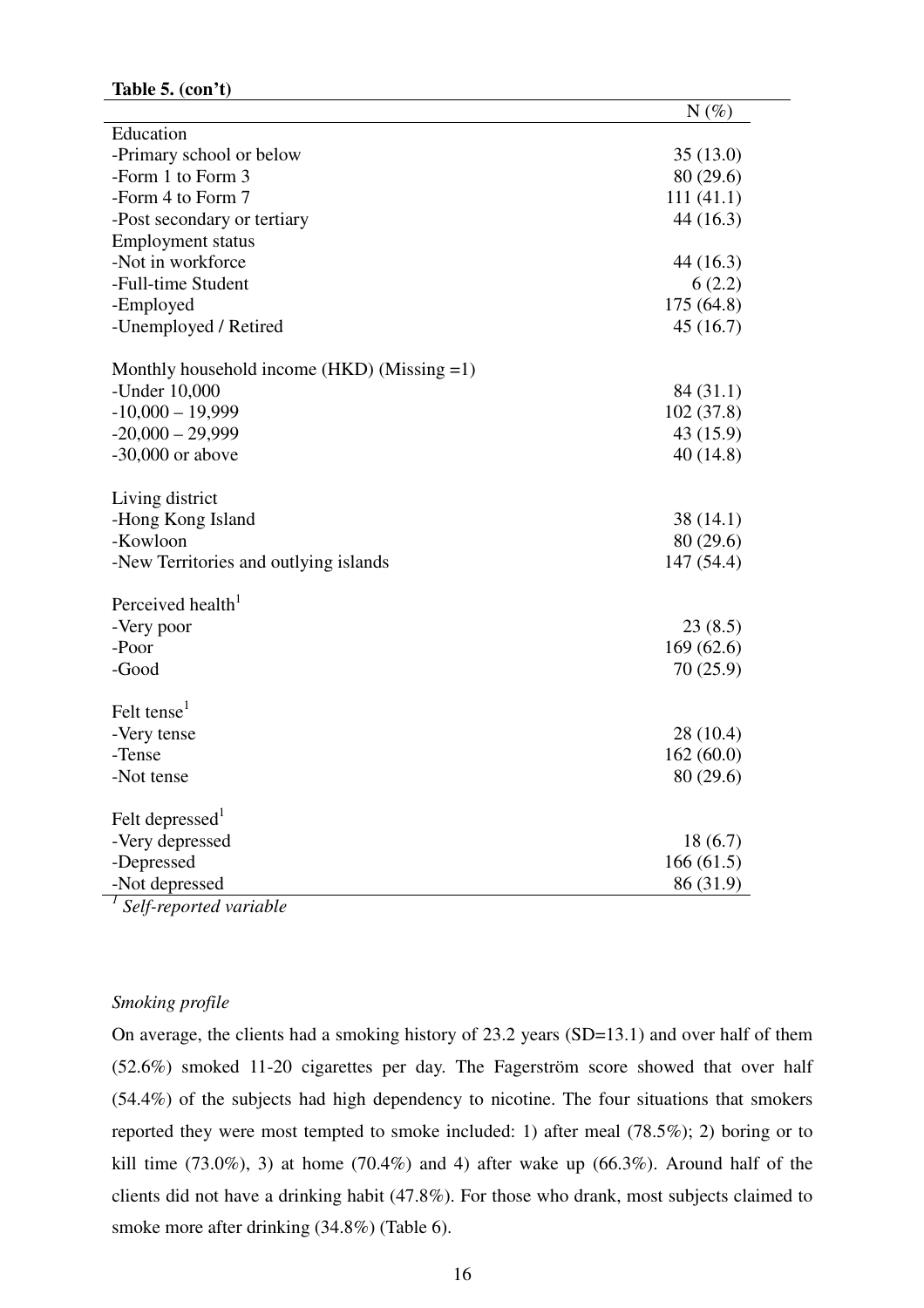**Table 5. (con't)**

| | N (%) |
|---|---|
| Education | |
| -Primary school or below | 35 (13.0) |
| -Form 1 to Form 3 | 80 (29.6) |
| -Form 4 to Form 7 | 111 (41.1) |
| -Post secondary or tertiary | 44 (16.3) |
| Employment status | |
| -Not in workforce | 44 (16.3) |
| -Full-time Student | 6 (2.2) |
| -Employed | 175 (64.8) |
| -Unemployed / Retired | 45 (16.7) |
| Monthly household income (HKD) (Missing =1) | |
| -Under 10,000 | 84 (31.1) |
| -10,000 – 19,999 | 102 (37.8) |
| -20,000 – 29,999 | 43 (15.9) |
| -30,000 or above | 40 (14.8) |
| Living district | |
| -Hong Kong Island | 38 (14.1) |
| -Kowloon | 80 (29.6) |
| -New Territories and outlying islands | 147 (54.4) |
| Perceived health[1] | |
| -Very poor | 23 (8.5) |
| -Poor | 169 (62.6) |
| -Good | 70 (25.9) |
| Felt tense[1] | |
| -Very tense | 28 (10.4) |
| -Tense | 162 (60.0) |
| -Not tense | 80 (29.6) |
| Felt depressed[1] | |
| -Very depressed | 18 (6.7) |
| -Depressed | 166 (61.5) |
| -Not depressed | 86 (31.9) |

[1] *Self-reported variable*

*Smoking profile*

On average, the clients had a smoking history of 23.2 years (SD=13.1) and over half of them (52.6%) smoked 11-20 cigarettes per day. The Fagerström score showed that over half (54.4%) of the subjects had high dependency to nicotine. The four situations that smokers reported they were most tempted to smoke included: 1) after meal (78.5%); 2) boring or to kill time (73.0%), 3) at home (70.4%) and 4) after wake up (66.3%). Around half of the clients did not have a drinking habit (47.8%). For those who drank, most subjects claimed to smoke more after drinking (34.8%) (Table 6).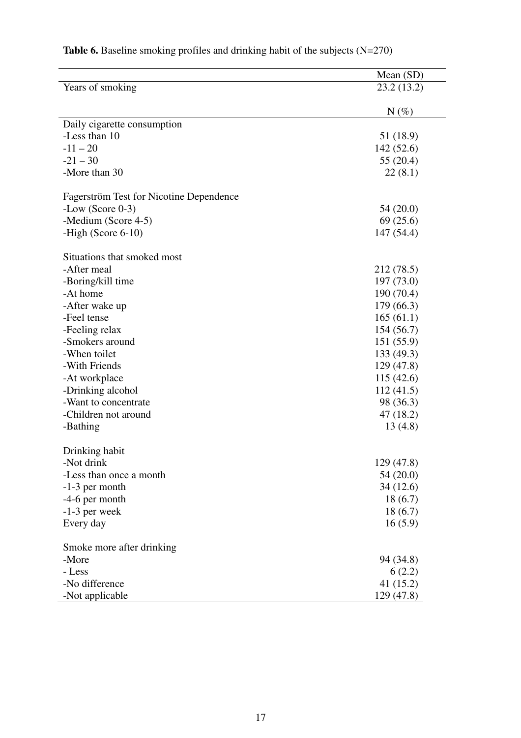**Table 6.** Baseline smoking profiles and drinking habit of the subjects (N=270)

| | Mean (SD) |
|---|---|
| Years of smoking | 23.2 (13.2) |
| | N (%) |
| Daily cigarette consumption | |
| -Less than 10 | 51 (18.9) |
| -11 – 20 | 142 (52.6) |
| -21 – 30 | 55 (20.4) |
| -More than 30 | 22 (8.1) |
| Fagerström Test for Nicotine Dependence | |
| -Low (Score 0-3) | 54 (20.0) |
| -Medium (Score 4-5) | 69 (25.6) |
| -High (Score 6-10) | 147 (54.4) |
| Situations that smoked most | |
| -After meal | 212 (78.5) |
| -Boring/kill time | 197 (73.0) |
| -At home | 190 (70.4) |
| -After wake up | 179 (66.3) |
| -Feel tense | 165 (61.1) |
| -Feeling relax | 154 (56.7) |
| -Smokers around | 151 (55.9) |
| -When toilet | 133 (49.3) |
| -With Friends | 129 (47.8) |
| -At workplace | 115 (42.6) |
| -Drinking alcohol | 112 (41.5) |
| -Want to concentrate | 98 (36.3) |
| -Children not around | 47 (18.2) |
| -Bathing | 13 (4.8) |
| Drinking habit | |
| -Not drink | 129 (47.8) |
| -Less than once a month | 54 (20.0) |
| -1-3 per month | 34 (12.6) |
| -4-6 per month | 18 (6.7) |
| -1-3 per week | 18 (6.7) |
| Every day | 16 (5.9) |
| Smoke more after drinking | |
| -More | 94 (34.8) |
| - Less | 6 (2.2) |
| -No difference | 41 (15.2) |
| -Not applicable | 129 (47.8) |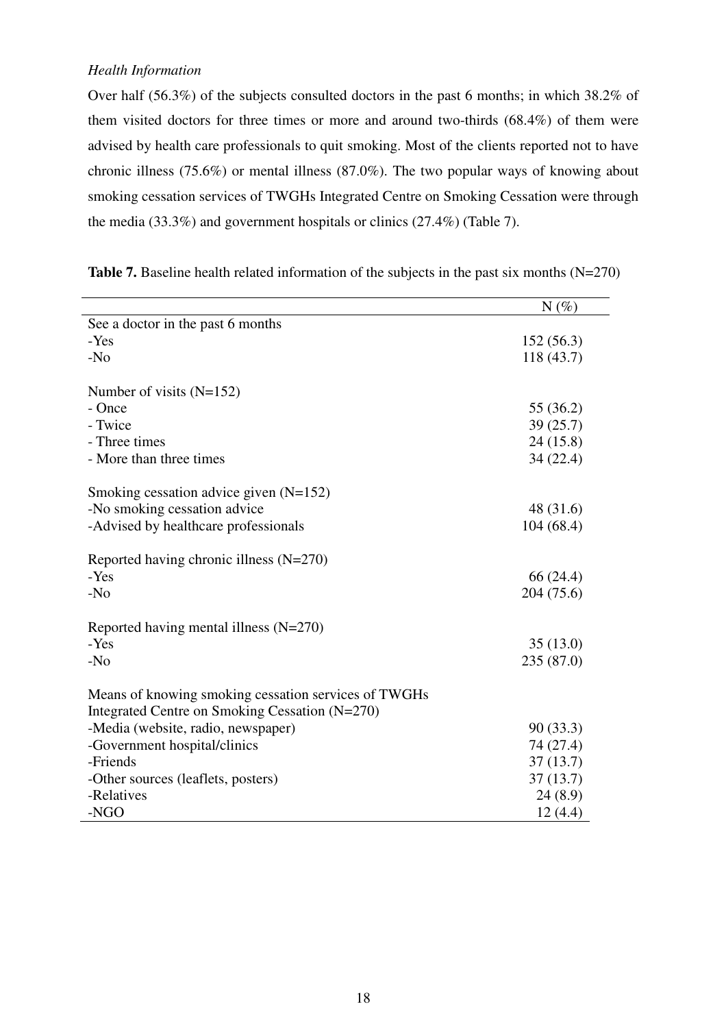*Health Information*

Over half (56.3%) of the subjects consulted doctors in the past 6 months; in which 38.2% of them visited doctors for three times or more and around two-thirds (68.4%) of them were advised by health care professionals to quit smoking. Most of the clients reported not to have chronic illness (75.6%) or mental illness (87.0%). The two popular ways of knowing about smoking cessation services of TWGHs Integrated Centre on Smoking Cessation were through the media (33.3%) and government hospitals or clinics (27.4%) (Table 7).

**Table 7.** Baseline health related information of the subjects in the past six months (N=270)

| | N (%) |
|---|---|
| See a doctor in the past 6 months | |
| -Yes | 152 (56.3) |
| -No | 118 (43.7) |
| | |
| Number of visits (N=152) | |
| - Once | 55 (36.2) |
| - Twice | 39 (25.7) |
| - Three times | 24 (15.8) |
| - More than three times | 34 (22.4) |
| | |
| Smoking cessation advice given (N=152) | |
| -No smoking cessation advice | 48 (31.6) |
| -Advised by healthcare professionals | 104 (68.4) |
| | |
| Reported having chronic illness (N=270) | |
| -Yes | 66 (24.4) |
| -No | 204 (75.6) |
| | |
| Reported having mental illness (N=270) | |
| -Yes | 35 (13.0) |
| -No | 235 (87.0) |
| | |
| Means of knowing smoking cessation services of TWGHs Integrated Centre on Smoking Cessation (N=270) | |
| -Media (website, radio, newspaper) | 90 (33.3) |
| -Government hospital/clinics | 74 (27.4) |
| -Friends | 37 (13.7) |
| -Other sources (leaflets, posters) | 37 (13.7) |
| -Relatives | 24 (8.9) |
| -NGO | 12 (4.4) |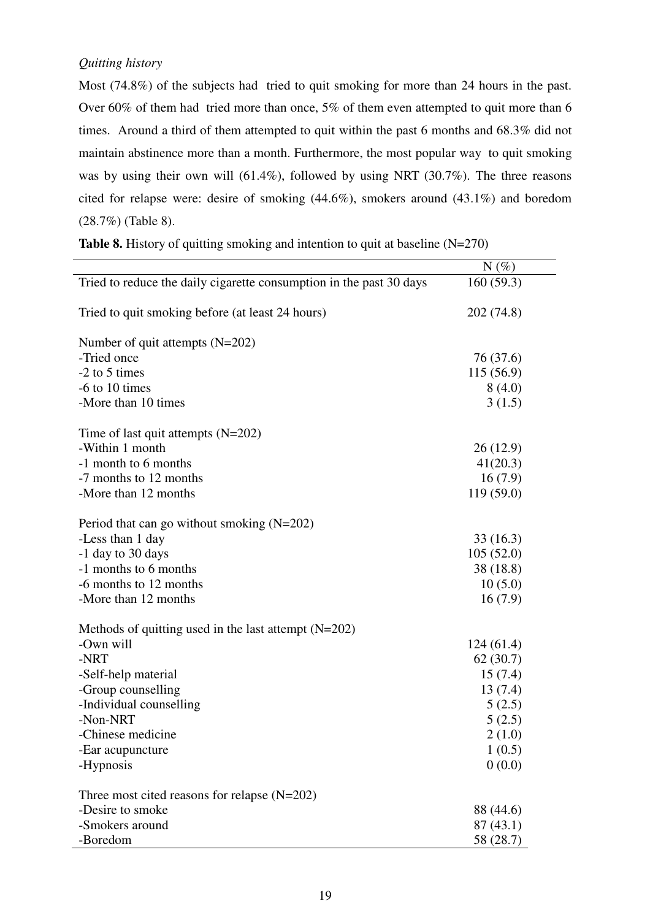*Quitting history*

Most (74.8%) of the subjects had tried to quit smoking for more than 24 hours in the past. Over 60% of them had tried more than once, 5% of them even attempted to quit more than 6 times. Around a third of them attempted to quit within the past 6 months and 68.3% did not maintain abstinence more than a month. Furthermore, the most popular way to quit smoking was by using their own will (61.4%), followed by using NRT (30.7%). The three reasons cited for relapse were: desire of smoking (44.6%), smokers around (43.1%) and boredom (28.7%) (Table 8).

**Table 8.** History of quitting smoking and intention to quit at baseline (N=270)

| | N (%) |
|---|---|
| Tried to reduce the daily cigarette consumption in the past 30 days | 160 (59.3) |
| Tried to quit smoking before (at least 24 hours) | 202 (74.8) |
| Number of quit attempts (N=202) | |
| -Tried once | 76 (37.6) |
| -2 to 5 times | 115 (56.9) |
| -6 to 10 times | 8 (4.0) |
| -More than 10 times | 3 (1.5) |
| Time of last quit attempts (N=202) | |
| -Within 1 month | 26 (12.9) |
| -1 month to 6 months | 41(20.3) |
| -7 months to 12 months | 16 (7.9) |
| -More than 12 months | 119 (59.0) |
| Period that can go without smoking (N=202) | |
| -Less than 1 day | 33 (16.3) |
| -1 day to 30 days | 105 (52.0) |
| -1 months to 6 months | 38 (18.8) |
| -6 months to 12 months | 10 (5.0) |
| -More than 12 months | 16 (7.9) |
| Methods of quitting used in the last attempt (N=202) | |
| -Own will | 124 (61.4) |
| -NRT | 62 (30.7) |
| -Self-help material | 15 (7.4) |
| -Group counselling | 13 (7.4) |
| -Individual counselling | 5 (2.5) |
| -Non-NRT | 5 (2.5) |
| -Chinese medicine | 2 (1.0) |
| -Ear acupuncture | 1 (0.5) |
| -Hypnosis | 0 (0.0) |
| Three most cited reasons for relapse (N=202) | |
| -Desire to smoke | 88 (44.6) |
| -Smokers around | 87 (43.1) |
| -Boredom | 58 (28.7) |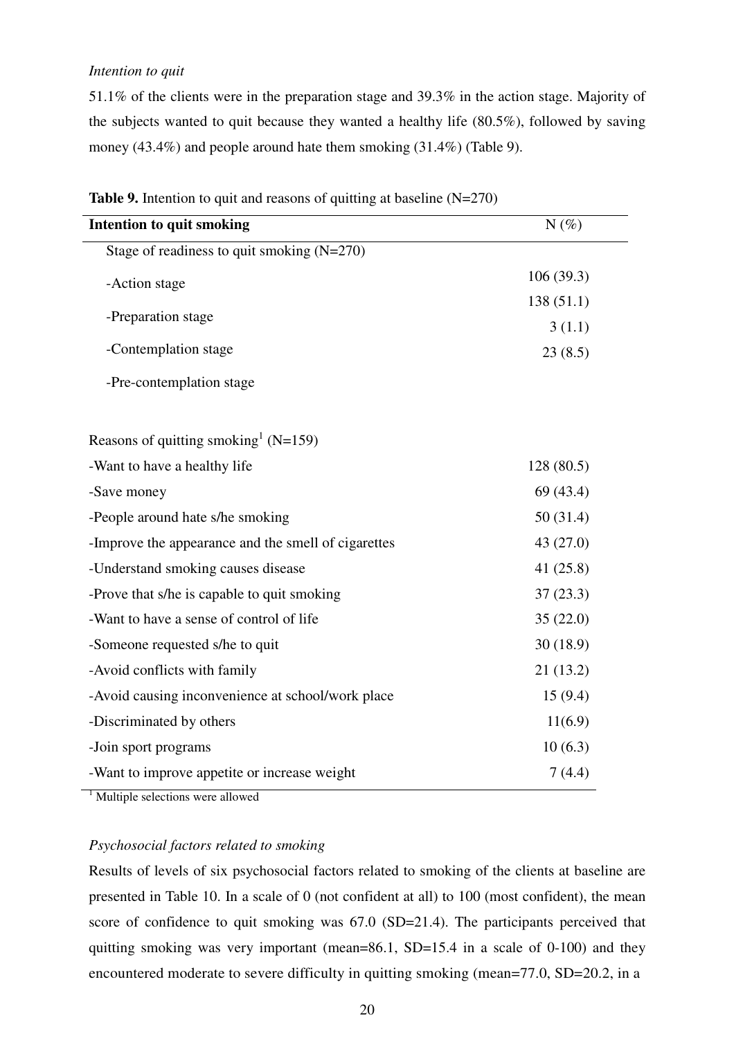*Intention to quit*

51.1% of the clients were in the preparation stage and 39.3% in the action stage. Majority of the subjects wanted to quit because they wanted a healthy life (80.5%), followed by saving money (43.4%) and people around hate them smoking (31.4%) (Table 9).

**Table 9.** Intention to quit and reasons of quitting at baseline (N=270)

| **Intention to quit smoking** | N (%) |
|---|---|
| Stage of readiness to quit smoking (N=270) | |
| -Action stage | 106 (39.3) |
| -Preparation stage | 138 (51.1) |
| -Contemplation stage | 3 (1.1) |
| -Pre-contemplation stage | 23 (8.5) |
| | |
| Reasons of quitting smoking[1] (N=159) | |
| -Want to have a healthy life | 128 (80.5) |
| -Save money | 69 (43.4) |
| -People around hate s/he smoking | 50 (31.4) |
| -Improve the appearance and the smell of cigarettes | 43 (27.0) |
| -Understand smoking causes disease | 41 (25.8) |
| -Prove that s/he is capable to quit smoking | 37 (23.3) |
| -Want to have a sense of control of life | 35 (22.0) |
| -Someone requested s/he to quit | 30 (18.9) |
| -Avoid conflicts with family | 21 (13.2) |
| -Avoid causing inconvenience at school/work place | 15 (9.4) |
| -Discriminated by others | 11(6.9) |
| -Join sport programs | 10 (6.3) |
| -Want to improve appetite or increase weight | 7 (4.4) |

[1] Multiple selections were allowed

*Psychosocial factors related to smoking*

Results of levels of six psychosocial factors related to smoking of the clients at baseline are presented in Table 10. In a scale of 0 (not confident at all) to 100 (most confident), the mean score of confidence to quit smoking was 67.0 (SD=21.4). The participants perceived that quitting smoking was very important (mean=86.1, SD=15.4 in a scale of 0-100) and they encountered moderate to severe difficulty in quitting smoking (mean=77.0, SD=20.2, in a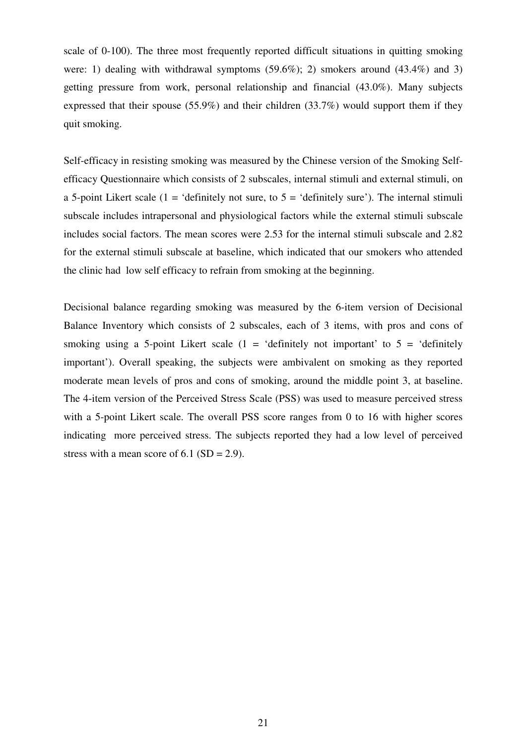scale of 0-100). The three most frequently reported difficult situations in quitting smoking were: 1) dealing with withdrawal symptoms (59.6%); 2) smokers around (43.4%) and 3) getting pressure from work, personal relationship and financial (43.0%). Many subjects expressed that their spouse (55.9%) and their children (33.7%) would support them if they quit smoking.

Self-efficacy in resisting smoking was measured by the Chinese version of the Smoking Self-efficacy Questionnaire which consists of 2 subscales, internal stimuli and external stimuli, on a 5-point Likert scale (1 = 'definitely not sure, to 5 = 'definitely sure'). The internal stimuli subscale includes intrapersonal and physiological factors while the external stimuli subscale includes social factors. The mean scores were 2.53 for the internal stimuli subscale and 2.82 for the external stimuli subscale at baseline, which indicated that our smokers who attended the clinic had low self efficacy to refrain from smoking at the beginning.

Decisional balance regarding smoking was measured by the 6-item version of Decisional Balance Inventory which consists of 2 subscales, each of 3 items, with pros and cons of smoking using a 5-point Likert scale (1 = 'definitely not important' to 5 = 'definitely important'). Overall speaking, the subjects were ambivalent on smoking as they reported moderate mean levels of pros and cons of smoking, around the middle point 3, at baseline. The 4-item version of the Perceived Stress Scale (PSS) was used to measure perceived stress with a 5-point Likert scale. The overall PSS score ranges from 0 to 16 with higher scores indicating more perceived stress. The subjects reported they had a low level of perceived stress with a mean score of 6.1 (SD = 2.9).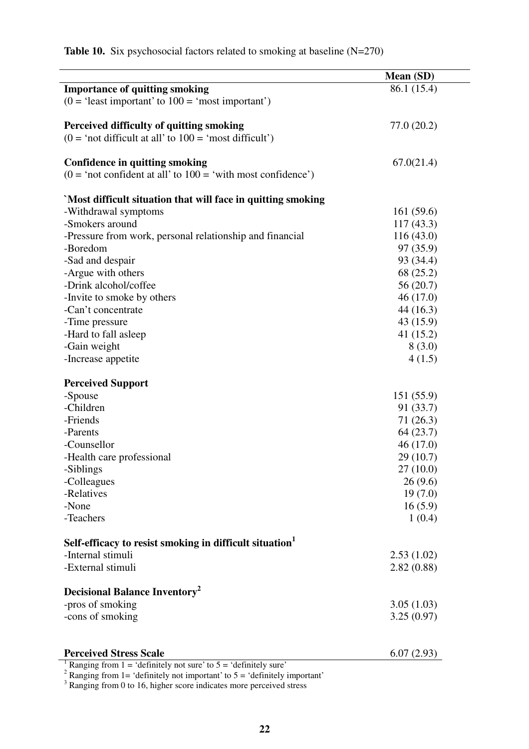**Table 10.** Six psychosocial factors related to smoking at baseline (N=270)

| | Mean (SD) |
|---|---|
| **Importance of quitting smoking** | 86.1 (15.4) |
| (0 = 'least important' to 100 = 'most important') | |
| | |
| **Perceived difficulty of quitting smoking** | 77.0 (20.2) |
| (0 = 'not difficult at all' to 100 = 'most difficult') | |
| | |
| **Confidence in quitting smoking** | 67.0(21.4) |
| (0 = 'not confident at all' to 100 = 'with most confidence') | |
| | |
| **`Most difficult situation that will face in quitting smoking** | |
| -Withdrawal symptoms | 161 (59.6) |
| -Smokers around | 117 (43.3) |
| -Pressure from work, personal relationship and financial | 116 (43.0) |
| -Boredom | 97 (35.9) |
| -Sad and despair | 93 (34.4) |
| -Argue with others | 68 (25.2) |
| -Drink alcohol/coffee | 56 (20.7) |
| -Invite to smoke by others | 46 (17.0) |
| -Can't concentrate | 44 (16.3) |
| -Time pressure | 43 (15.9) |
| -Hard to fall asleep | 41 (15.2) |
| -Gain weight | 8 (3.0) |
| -Increase appetite | 4 (1.5) |
| | |
| **Perceived Support** | |
| -Spouse | 151 (55.9) |
| -Children | 91 (33.7) |
| -Friends | 71 (26.3) |
| -Parents | 64 (23.7) |
| -Counsellor | 46 (17.0) |
| -Health care professional | 29 (10.7) |
| -Siblings | 27 (10.0) |
| -Colleagues | 26 (9.6) |
| -Relatives | 19 (7.0) |
| -None | 16 (5.9) |
| -Teachers | 1 (0.4) |
| | |
| **Self-efficacy to resist smoking in difficult situation[1]** | |
| -Internal stimuli | 2.53 (1.02) |
| -External stimuli | 2.82 (0.88) |
| | |
| **Decisional Balance Inventory[2]** | |
| -pros of smoking | 3.05 (1.03) |
| -cons of smoking | 3.25 (0.97) |
| | |
| **Perceived Stress Scale** | 6.07 (2.93) |

[1] Ranging from 1 = 'definitely not sure' to 5 = 'definitely sure'
[2] Ranging from 1= 'definitely not important' to 5 = 'definitely important'
[3] Ranging from 0 to 16, higher score indicates more perceived stress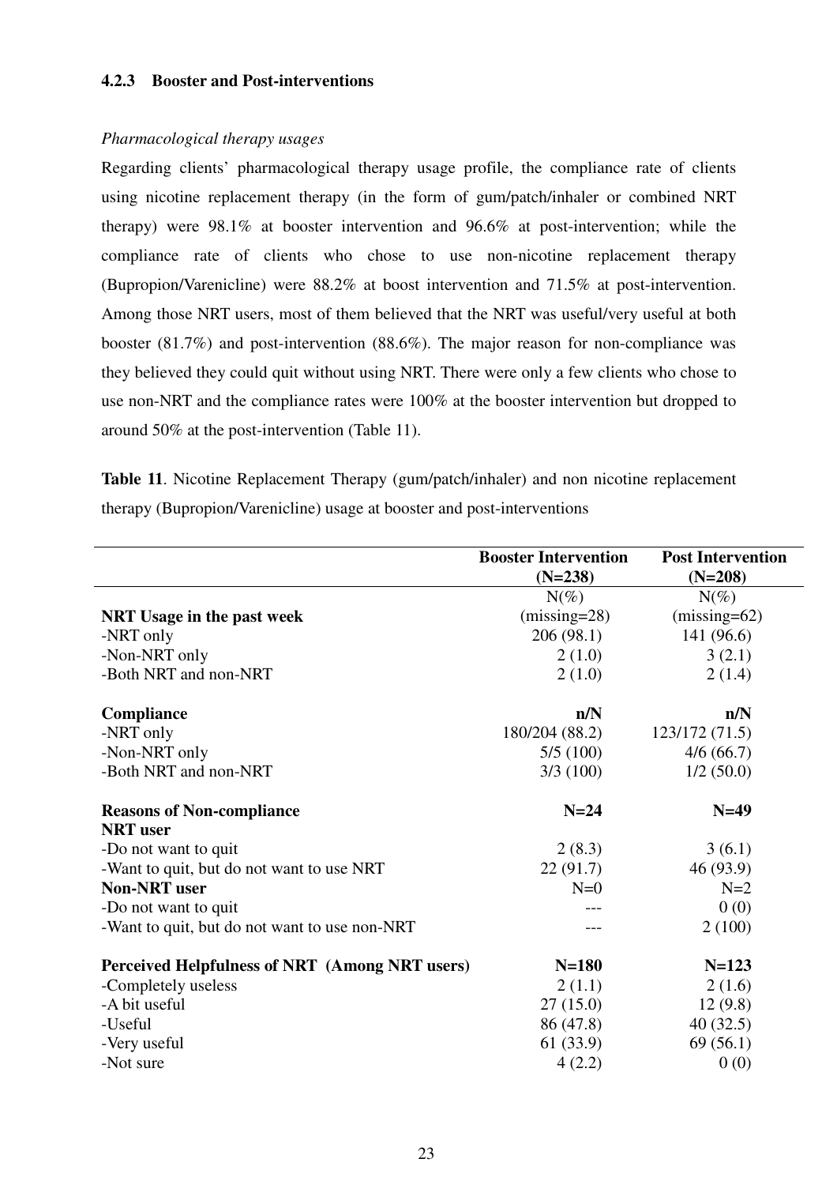#### 4.2.3 Booster and Post-interventions

*Pharmacological therapy usages*

Regarding clients' pharmacological therapy usage profile, the compliance rate of clients using nicotine replacement therapy (in the form of gum/patch/inhaler or combined NRT therapy) were 98.1% at booster intervention and 96.6% at post-intervention; while the compliance rate of clients who chose to use non-nicotine replacement therapy (Bupropion/Varenicline) were 88.2% at boost intervention and 71.5% at post-intervention. Among those NRT users, most of them believed that the NRT was useful/very useful at both booster (81.7%) and post-intervention (88.6%). The major reason for non-compliance was they believed they could quit without using NRT. There were only a few clients who chose to use non-NRT and the compliance rates were 100% at the booster intervention but dropped to around 50% at the post-intervention (Table 11).

**Table 11**. Nicotine Replacement Therapy (gum/patch/inhaler) and non nicotine replacement therapy (Bupropion/Varenicline) usage at booster and post-interventions

| | Booster Intervention (N=238) | Post Intervention (N=208) |
|---|---|---|
| | N(%) | N(%) |
| **NRT Usage in the past week** | (missing=28) | (missing=62) |
| -NRT only | 206 (98.1) | 141 (96.6) |
| -Non-NRT only | 2 (1.0) | 3 (2.1) |
| -Both NRT and non-NRT | 2 (1.0) | 2 (1.4) |
| **Compliance** | **n/N** | **n/N** |
| -NRT only | 180/204 (88.2) | 123/172 (71.5) |
| -Non-NRT only | 5/5 (100) | 4/6 (66.7) |
| -Both NRT and non-NRT | 3/3 (100) | 1/2 (50.0) |
| **Reasons of Non-compliance** | **N=24** | **N=49** |
| **NRT user** | | |
| -Do not want to quit | 2 (8.3) | 3 (6.1) |
| -Want to quit, but do not want to use NRT | 22 (91.7) | 46 (93.9) |
| **Non-NRT user** | N=0 | N=2 |
| -Do not want to quit | --- | 0 (0) |
| -Want to quit, but do not want to use non-NRT | --- | 2 (100) |
| **Perceived Helpfulness of NRT (Among NRT users)** | **N=180** | **N=123** |
| -Completely useless | 2 (1.1) | 2 (1.6) |
| -A bit useful | 27 (15.0) | 12 (9.8) |
| -Useful | 86 (47.8) | 40 (32.5) |
| -Very useful | 61 (33.9) | 69 (56.1) |
| -Not sure | 4 (2.2) | 0 (0) |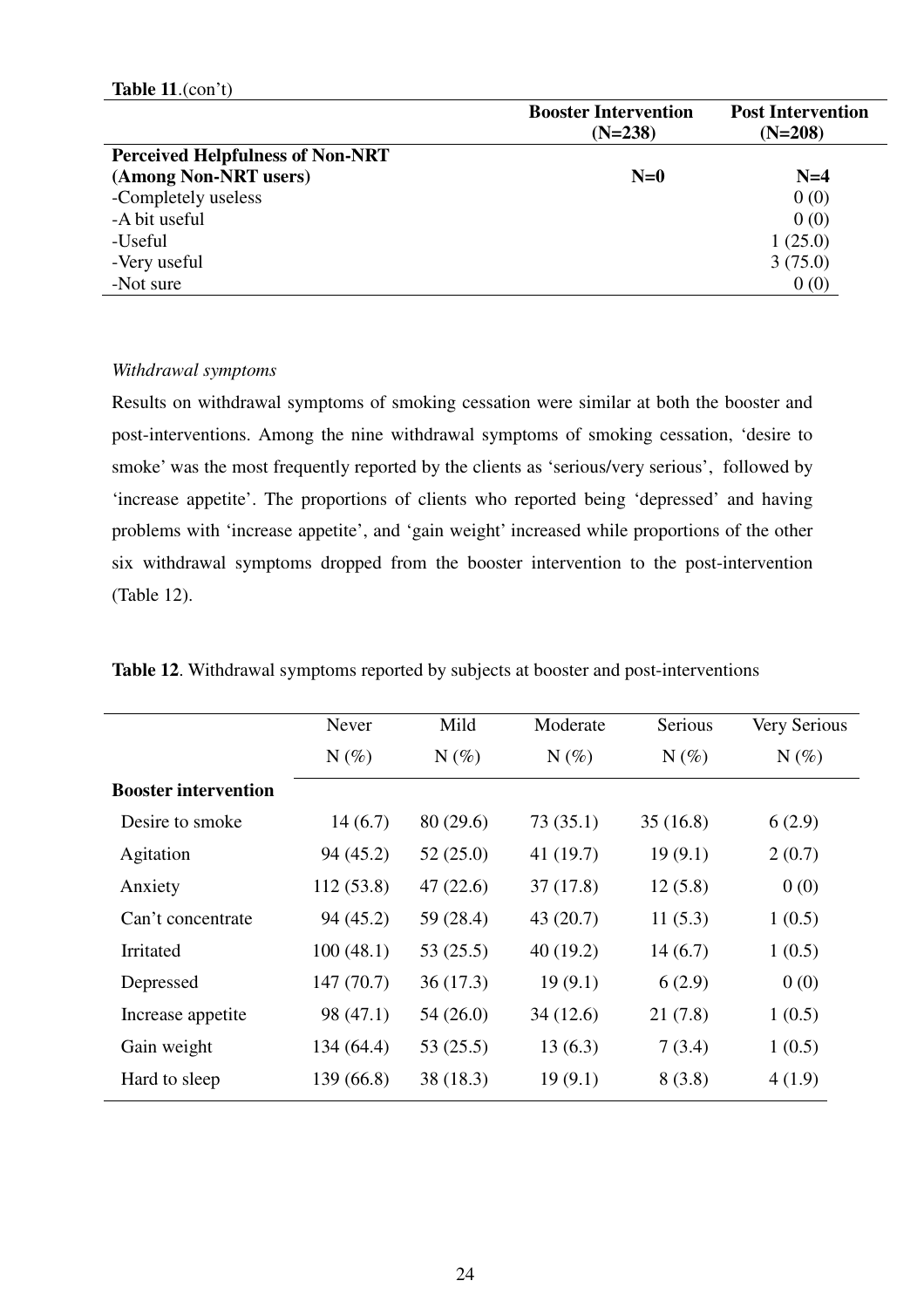**Table 11**.(con't)

| | Booster Intervention (N=238) | Post Intervention (N=208) |
|---|---|---|
| **Perceived Helpfulness of Non-NRT (Among Non-NRT users)** | **N=0** | **N=4** |
| -Completely useless | | 0 (0) |
| -A bit useful | | 0 (0) |
| -Useful | | 1 (25.0) |
| -Very useful | | 3 (75.0) |
| -Not sure | | 0 (0) |

*Withdrawal symptoms*

Results on withdrawal symptoms of smoking cessation were similar at both the booster and post-interventions. Among the nine withdrawal symptoms of smoking cessation, 'desire to smoke' was the most frequently reported by the clients as 'serious/very serious', followed by 'increase appetite'. The proportions of clients who reported being 'depressed' and having problems with 'increase appetite', and 'gain weight' increased while proportions of the other six withdrawal symptoms dropped from the booster intervention to the post-intervention (Table 12).

**Table 12**. Withdrawal symptoms reported by subjects at booster and post-interventions

| | Never N (%) | Mild N (%) | Moderate N (%) | Serious N (%) | Very Serious N (%) |
|---|---|---|---|---|---|
| **Booster intervention** | | | | | |
| Desire to smoke | 14 (6.7) | 80 (29.6) | 73 (35.1) | 35 (16.8) | 6 (2.9) |
| Agitation | 94 (45.2) | 52 (25.0) | 41 (19.7) | 19 (9.1) | 2 (0.7) |
| Anxiety | 112 (53.8) | 47 (22.6) | 37 (17.8) | 12 (5.8) | 0 (0) |
| Can't concentrate | 94 (45.2) | 59 (28.4) | 43 (20.7) | 11 (5.3) | 1 (0.5) |
| Irritated | 100 (48.1) | 53 (25.5) | 40 (19.2) | 14 (6.7) | 1 (0.5) |
| Depressed | 147 (70.7) | 36 (17.3) | 19 (9.1) | 6 (2.9) | 0 (0) |
| Increase appetite | 98 (47.1) | 54 (26.0) | 34 (12.6) | 21 (7.8) | 1 (0.5) |
| Gain weight | 134 (64.4) | 53 (25.5) | 13 (6.3) | 7 (3.4) | 1 (0.5) |
| Hard to sleep | 139 (66.8) | 38 (18.3) | 19 (9.1) | 8 (3.8) | 4 (1.9) |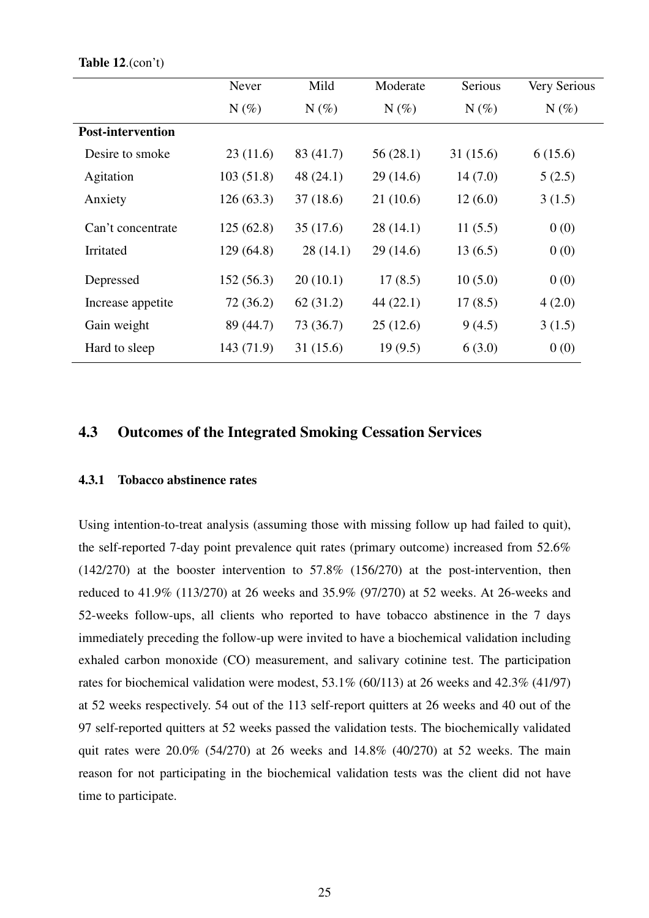**Table 12**.(con't)

| | Never | Mild | Moderate | Serious | Very Serious |
|---|---|---|---|---|---|
| | N (%) | N (%) | N (%) | N (%) | N (%) |
| **Post-intervention** | | | | | |
| Desire to smoke | 23 (11.6) | 83 (41.7) | 56 (28.1) | 31 (15.6) | 6 (15.6) |
| Agitation | 103 (51.8) | 48 (24.1) | 29 (14.6) | 14 (7.0) | 5 (2.5) |
| Anxiety | 126 (63.3) | 37 (18.6) | 21 (10.6) | 12 (6.0) | 3 (1.5) |
| Can't concentrate | 125 (62.8) | 35 (17.6) | 28 (14.1) | 11 (5.5) | 0 (0) |
| Irritated | 129 (64.8) | 28 (14.1) | 29 (14.6) | 13 (6.5) | 0 (0) |
| Depressed | 152 (56.3) | 20 (10.1) | 17 (8.5) | 10 (5.0) | 0 (0) |
| Increase appetite | 72 (36.2) | 62 (31.2) | 44 (22.1) | 17 (8.5) | 4 (2.0) |
| Gain weight | 89 (44.7) | 73 (36.7) | 25 (12.6) | 9 (4.5) | 3 (1.5) |
| Hard to sleep | 143 (71.9) | 31 (15.6) | 19 (9.5) | 6 (3.0) | 0 (0) |

## 4.3 Outcomes of the Integrated Smoking Cessation Services

### 4.3.1 Tobacco abstinence rates

Using intention-to-treat analysis (assuming those with missing follow up had failed to quit), the self-reported 7-day point prevalence quit rates (primary outcome) increased from 52.6% (142/270) at the booster intervention to 57.8% (156/270) at the post-intervention, then reduced to 41.9% (113/270) at 26 weeks and 35.9% (97/270) at 52 weeks. At 26-weeks and 52-weeks follow-ups, all clients who reported to have tobacco abstinence in the 7 days immediately preceding the follow-up were invited to have a biochemical validation including exhaled carbon monoxide (CO) measurement, and salivary cotinine test. The participation rates for biochemical validation were modest, 53.1% (60/113) at 26 weeks and 42.3% (41/97) at 52 weeks respectively. 54 out of the 113 self-report quitters at 26 weeks and 40 out of the 97 self-reported quitters at 52 weeks passed the validation tests. The biochemically validated quit rates were 20.0% (54/270) at 26 weeks and 14.8% (40/270) at 52 weeks. The main reason for not participating in the biochemical validation tests was the client did not have time to participate.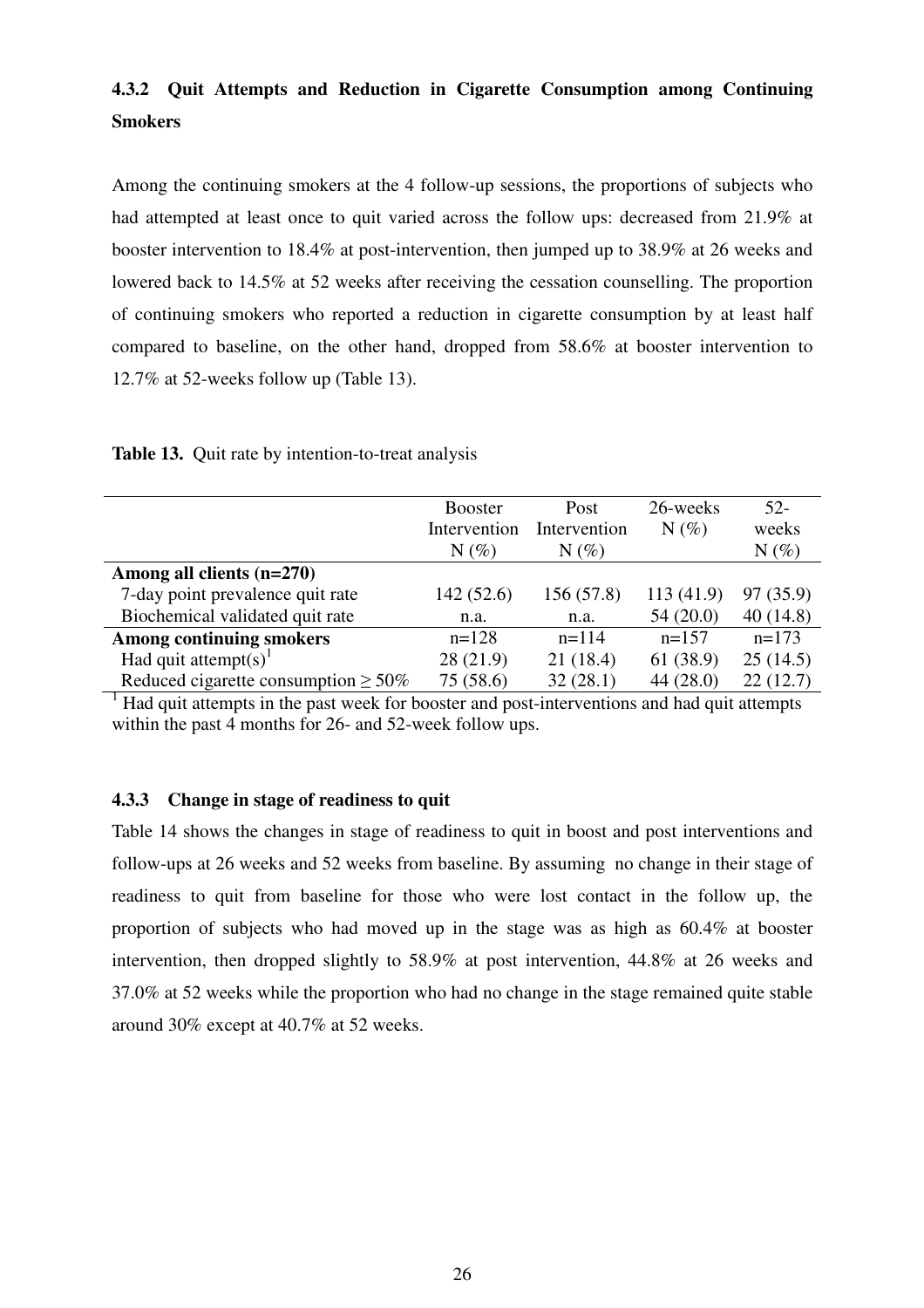### 4.3.2 Quit Attempts and Reduction in Cigarette Consumption among Continuing Smokers

Among the continuing smokers at the 4 follow-up sessions, the proportions of subjects who had attempted at least once to quit varied across the follow ups: decreased from 21.9% at booster intervention to 18.4% at post-intervention, then jumped up to 38.9% at 26 weeks and lowered back to 14.5% at 52 weeks after receiving the cessation counselling. The proportion of continuing smokers who reported a reduction in cigarette consumption by at least half compared to baseline, on the other hand, dropped from 58.6% at booster intervention to 12.7% at 52-weeks follow up (Table 13).

**Table 13.** Quit rate by intention-to-treat analysis

| | Booster Intervention N (%) | Post Intervention N (%) | 26-weeks N (%) | 52-weeks N (%) |
|---|---|---|---|---|
| **Among all clients (n=270)** | | | | |
| 7-day point prevalence quit rate | 142 (52.6) | 156 (57.8) | 113 (41.9) | 97 (35.9) |
| Biochemical validated quit rate | n.a. | n.a. | 54 (20.0) | 40 (14.8) |
| **Among continuing smokers** | n=128 | n=114 | n=157 | n=173 |
| Had quit attempt(s)[1] | 28 (21.9) | 21 (18.4) | 61 (38.9) | 25 (14.5) |
| Reduced cigarette consumption ≥ 50% | 75 (58.6) | 32 (28.1) | 44 (28.0) | 22 (12.7) |

[1] Had quit attempts in the past week for booster and post-interventions and had quit attempts within the past 4 months for 26- and 52-week follow ups.

### 4.3.3 Change in stage of readiness to quit

Table 14 shows the changes in stage of readiness to quit in boost and post interventions and follow-ups at 26 weeks and 52 weeks from baseline. By assuming no change in their stage of readiness to quit from baseline for those who were lost contact in the follow up, the proportion of subjects who had moved up in the stage was as high as 60.4% at booster intervention, then dropped slightly to 58.9% at post intervention, 44.8% at 26 weeks and 37.0% at 52 weeks while the proportion who had no change in the stage remained quite stable around 30% except at 40.7% at 52 weeks.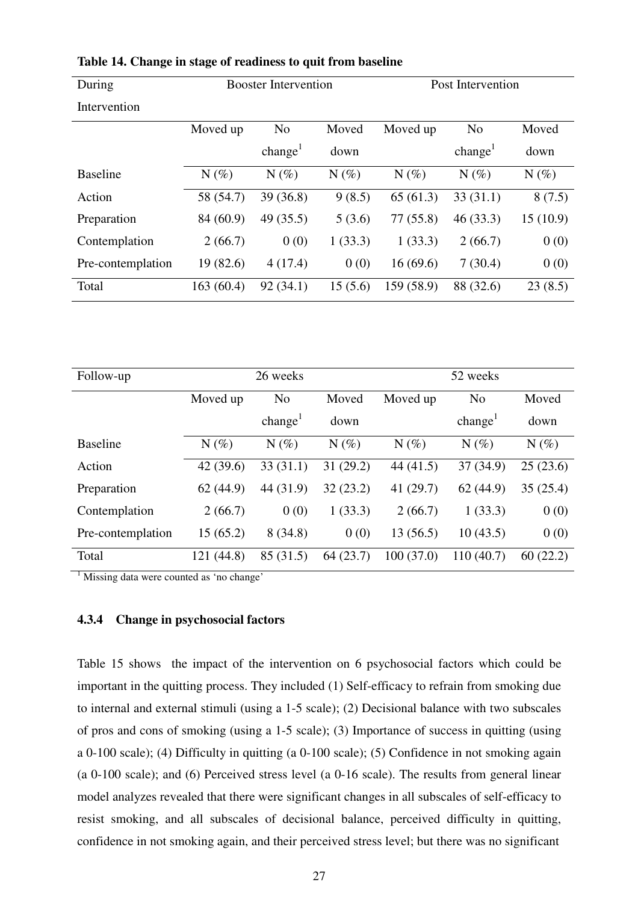**Table 14. Change in stage of readiness to quit from baseline**

| During Intervention | Booster Intervention | | | Post Intervention | | |
|---|---|---|---|---|---|---|
| | Moved up | No change[1] | Moved down | Moved up | No change[1] | Moved down |
| Baseline | N (%) | N (%) | N (%) | N (%) | N (%) | N (%) |
| Action | 58 (54.7) | 39 (36.8) | 9 (8.5) | 65 (61.3) | 33 (31.1) | 8 (7.5) |
| Preparation | 84 (60.9) | 49 (35.5) | 5 (3.6) | 77 (55.8) | 46 (33.3) | 15 (10.9) |
| Contemplation | 2 (66.7) | 0 (0) | 1 (33.3) | 1 (33.3) | 2 (66.7) | 0 (0) |
| Pre-contemplation | 19 (82.6) | 4 (17.4) | 0 (0) | 16 (69.6) | 7 (30.4) | 0 (0) |
| Total | 163 (60.4) | 92 (34.1) | 15 (5.6) | 159 (58.9) | 88 (32.6) | 23 (8.5) |

| Follow-up | 26 weeks | | | 52 weeks | | |
|---|---|---|---|---|---|---|
| | Moved up | No change[1] | Moved down | Moved up | No change[1] | Moved down |
| Baseline | N (%) | N (%) | N (%) | N (%) | N (%) | N (%) |
| Action | 42 (39.6) | 33 (31.1) | 31 (29.2) | 44 (41.5) | 37 (34.9) | 25 (23.6) |
| Preparation | 62 (44.9) | 44 (31.9) | 32 (23.2) | 41 (29.7) | 62 (44.9) | 35 (25.4) |
| Contemplation | 2 (66.7) | 0 (0) | 1 (33.3) | 2 (66.7) | 1 (33.3) | 0 (0) |
| Pre-contemplation | 15 (65.2) | 8 (34.8) | 0 (0) | 13 (56.5) | 10 (43.5) | 0 (0) |
| Total | 121 (44.8) | 85 (31.5) | 64 (23.7) | 100 (37.0) | 110 (40.7) | 60 (22.2) |

[1] Missing data were counted as 'no change'

### 4.3.4 Change in psychosocial factors

Table 15 shows the impact of the intervention on 6 psychosocial factors which could be important in the quitting process. They included (1) Self-efficacy to refrain from smoking due to internal and external stimuli (using a 1-5 scale); (2) Decisional balance with two subscales of pros and cons of smoking (using a 1-5 scale); (3) Importance of success in quitting (using a 0-100 scale); (4) Difficulty in quitting (a 0-100 scale); (5) Confidence in not smoking again (a 0-100 scale); and (6) Perceived stress level (a 0-16 scale). The results from general linear model analyzes revealed that there were significant changes in all subscales of self-efficacy to resist smoking, and all subscales of decisional balance, perceived difficulty in quitting, confidence in not smoking again, and their perceived stress level; but there was no significant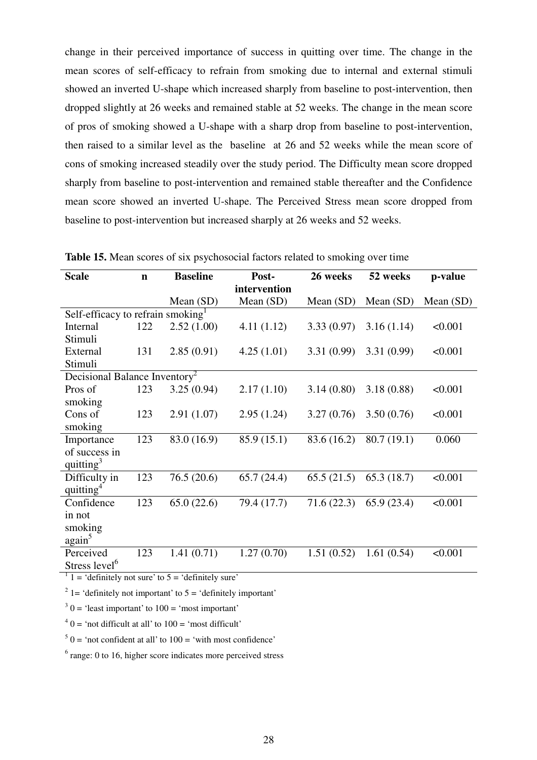change in their perceived importance of success in quitting over time. The change in the mean scores of self-efficacy to refrain from smoking due to internal and external stimuli showed an inverted U-shape which increased sharply from baseline to post-intervention, then dropped slightly at 26 weeks and remained stable at 52 weeks. The change in the mean score of pros of smoking showed a U-shape with a sharp drop from baseline to post-intervention, then raised to a similar level as the baseline at 26 and 52 weeks while the mean score of cons of smoking increased steadily over the study period. The Difficulty mean score dropped sharply from baseline to post-intervention and remained stable thereafter and the Confidence mean score showed an inverted U-shape. The Perceived Stress mean score dropped from baseline to post-intervention but increased sharply at 26 weeks and 52 weeks.

**Table 15.** Mean scores of six psychosocial factors related to smoking over time

| Scale | n | Baseline | Post-intervention | 26 weeks | 52 weeks | p-value |
|---|---|---|---|---|---|---|
| | | Mean (SD) | Mean (SD) | Mean (SD) | Mean (SD) | Mean (SD) |
| Self-efficacy to refrain smoking[1] | | | | | | |
| Internal Stimuli | 122 | 2.52 (1.00) | 4.11 (1.12) | 3.33 (0.97) | 3.16 (1.14) | <0.001 |
| External Stimuli | 131 | 2.85 (0.91) | 4.25 (1.01) | 3.31 (0.99) | 3.31 (0.99) | <0.001 |
| Decisional Balance Inventory[2] | | | | | | |
| Pros of smoking | 123 | 3.25 (0.94) | 2.17 (1.10) | 3.14 (0.80) | 3.18 (0.88) | <0.001 |
| Cons of smoking | 123 | 2.91 (1.07) | 2.95 (1.24) | 3.27 (0.76) | 3.50 (0.76) | <0.001 |
| Importance of success in quitting[3] | 123 | 83.0 (16.9) | 85.9 (15.1) | 83.6 (16.2) | 80.7 (19.1) | 0.060 |
| Difficulty in quitting[4] | 123 | 76.5 (20.6) | 65.7 (24.4) | 65.5 (21.5) | 65.3 (18.7) | <0.001 |
| Confidence in not smoking again[5] | 123 | 65.0 (22.6) | 79.4 (17.7) | 71.6 (22.3) | 65.9 (23.4) | <0.001 |
| Perceived Stress level[6] | 123 | 1.41 (0.71) | 1.27 (0.70) | 1.51 (0.52) | 1.61 (0.54) | <0.001 |

[1] 1 = 'definitely not sure' to 5 = 'definitely sure'

[2] 1= 'definitely not important' to 5 = 'definitely important'

[3] 0 = 'least important' to 100 = 'most important'

[4] 0 = 'not difficult at all' to 100 = 'most difficult'

[5] 0 = 'not confident at all' to 100 = 'with most confidence'

[6] range: 0 to 16, higher score indicates more perceived stress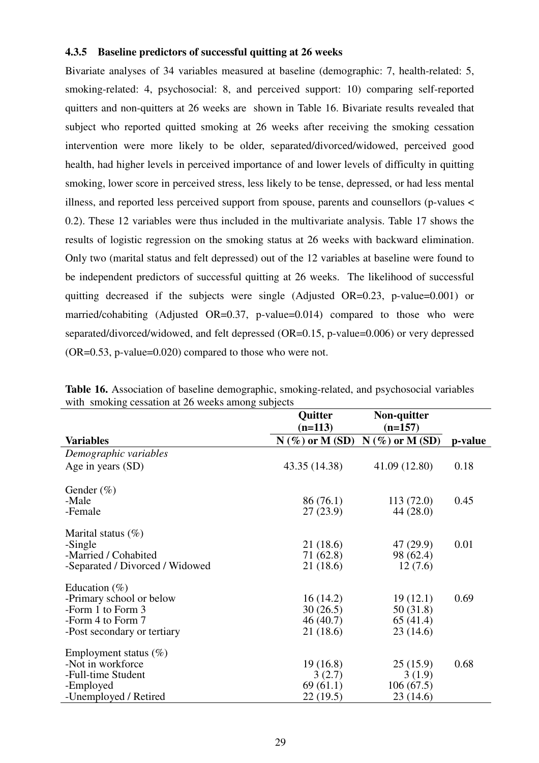### 4.3.5 Baseline predictors of successful quitting at 26 weeks

Bivariate analyses of 34 variables measured at baseline (demographic: 7, health-related: 5, smoking-related: 4, psychosocial: 8, and perceived support: 10) comparing self-reported quitters and non-quitters at 26 weeks are shown in Table 16. Bivariate results revealed that subject who reported quitted smoking at 26 weeks after receiving the smoking cessation intervention were more likely to be older, separated/divorced/widowed, perceived good health, had higher levels in perceived importance of and lower levels of difficulty in quitting smoking, lower score in perceived stress, less likely to be tense, depressed, or had less mental illness, and reported less perceived support from spouse, parents and counsellors (p-values < 0.2). These 12 variables were thus included in the multivariate analysis. Table 17 shows the results of logistic regression on the smoking status at 26 weeks with backward elimination. Only two (marital status and felt depressed) out of the 12 variables at baseline were found to be independent predictors of successful quitting at 26 weeks. The likelihood of successful quitting decreased if the subjects were single (Adjusted OR=0.23, p-value=0.001) or married/cohabiting (Adjusted OR=0.37, p-value=0.014) compared to those who were separated/divorced/widowed, and felt depressed (OR=0.15, p-value=0.006) or very depressed (OR=0.53, p-value=0.020) compared to those who were not.

**Table 16.** Association of baseline demographic, smoking-related, and psychosocial variables with smoking cessation at 26 weeks among subjects

| | **Quitter (n=113)** | **Non-quitter (n=157)** | |
|---|---|---|---|
| **Variables** | **N (%) or M (SD)** | **N (%) or M (SD)** | **p-value** |
| *Demographic variables* | | | |
| Age in years (SD) | 43.35 (14.38) | 41.09 (12.80) | 0.18 |
| Gender (%) | | | |
| -Male | 86 (76.1) | 113 (72.0) | 0.45 |
| -Female | 27 (23.9) | 44 (28.0) | |
| Marital status (%) | | | |
| -Single | 21 (18.6) | 47 (29.9) | 0.01 |
| -Married / Cohabited | 71 (62.8) | 98 (62.4) | |
| -Separated / Divorced / Widowed | 21 (18.6) | 12 (7.6) | |
| Education (%) | | | |
| -Primary school or below | 16 (14.2) | 19 (12.1) | 0.69 |
| -Form 1 to Form 3 | 30 (26.5) | 50 (31.8) | |
| -Form 4 to Form 7 | 46 (40.7) | 65 (41.4) | |
| -Post secondary or tertiary | 21 (18.6) | 23 (14.6) | |
| Employment status (%) | | | |
| -Not in workforce | 19 (16.8) | 25 (15.9) | 0.68 |
| -Full-time Student | 3 (2.7) | 3 (1.9) | |
| -Employed | 69 (61.1) | 106 (67.5) | |
| -Unemployed / Retired | 22 (19.5) | 23 (14.6) | |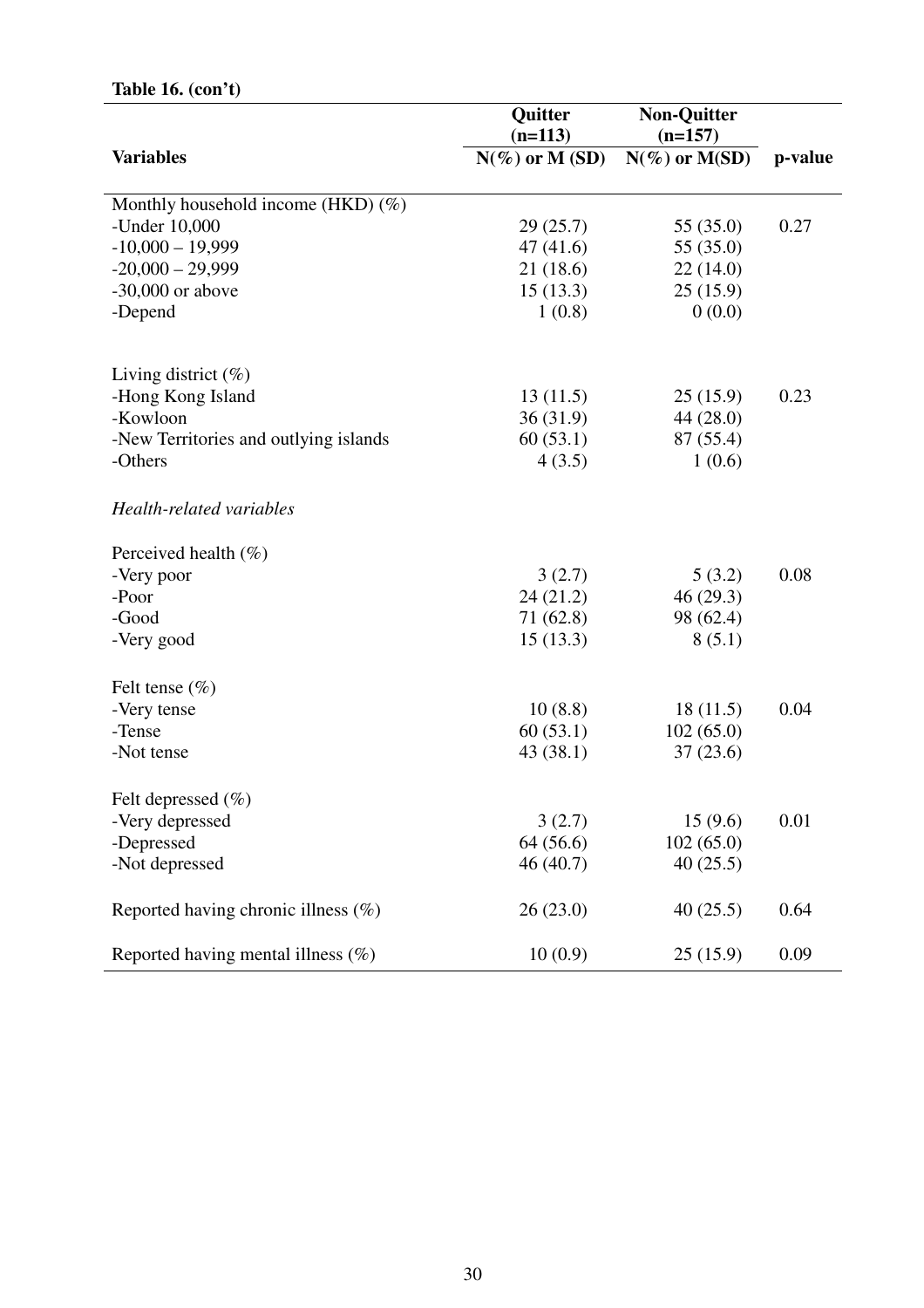**Table 16. (con't)**

| Variables | Quitter (n=113) N(%) or M (SD) | Non-Quitter (n=157) N(%) or M(SD) | p-value |
|---|---|---|---|
| Monthly household income (HKD) (%) | | | |
| -Under 10,000 | 29 (25.7) | 55 (35.0) | 0.27 |
| -10,000 – 19,999 | 47 (41.6) | 55 (35.0) | |
| -20,000 – 29,999 | 21 (18.6) | 22 (14.0) | |
| -30,000 or above | 15 (13.3) | 25 (15.9) | |
| -Depend | 1 (0.8) | 0 (0.0) | |
| Living district (%) | | | |
| -Hong Kong Island | 13 (11.5) | 25 (15.9) | 0.23 |
| -Kowloon | 36 (31.9) | 44 (28.0) | |
| -New Territories and outlying islands | 60 (53.1) | 87 (55.4) | |
| -Others | 4 (3.5) | 1 (0.6) | |
| *Health-related variables* | | | |
| Perceived health (%) | | | |
| -Very poor | 3 (2.7) | 5 (3.2) | 0.08 |
| -Poor | 24 (21.2) | 46 (29.3) | |
| -Good | 71 (62.8) | 98 (62.4) | |
| -Very good | 15 (13.3) | 8 (5.1) | |
| Felt tense (%) | | | |
| -Very tense | 10 (8.8) | 18 (11.5) | 0.04 |
| -Tense | 60 (53.1) | 102 (65.0) | |
| -Not tense | 43 (38.1) | 37 (23.6) | |
| Felt depressed (%) | | | |
| -Very depressed | 3 (2.7) | 15 (9.6) | 0.01 |
| -Depressed | 64 (56.6) | 102 (65.0) | |
| -Not depressed | 46 (40.7) | 40 (25.5) | |
| Reported having chronic illness (%) | 26 (23.0) | 40 (25.5) | 0.64 |
| Reported having mental illness (%) | 10 (0.9) | 25 (15.9) | 0.09 |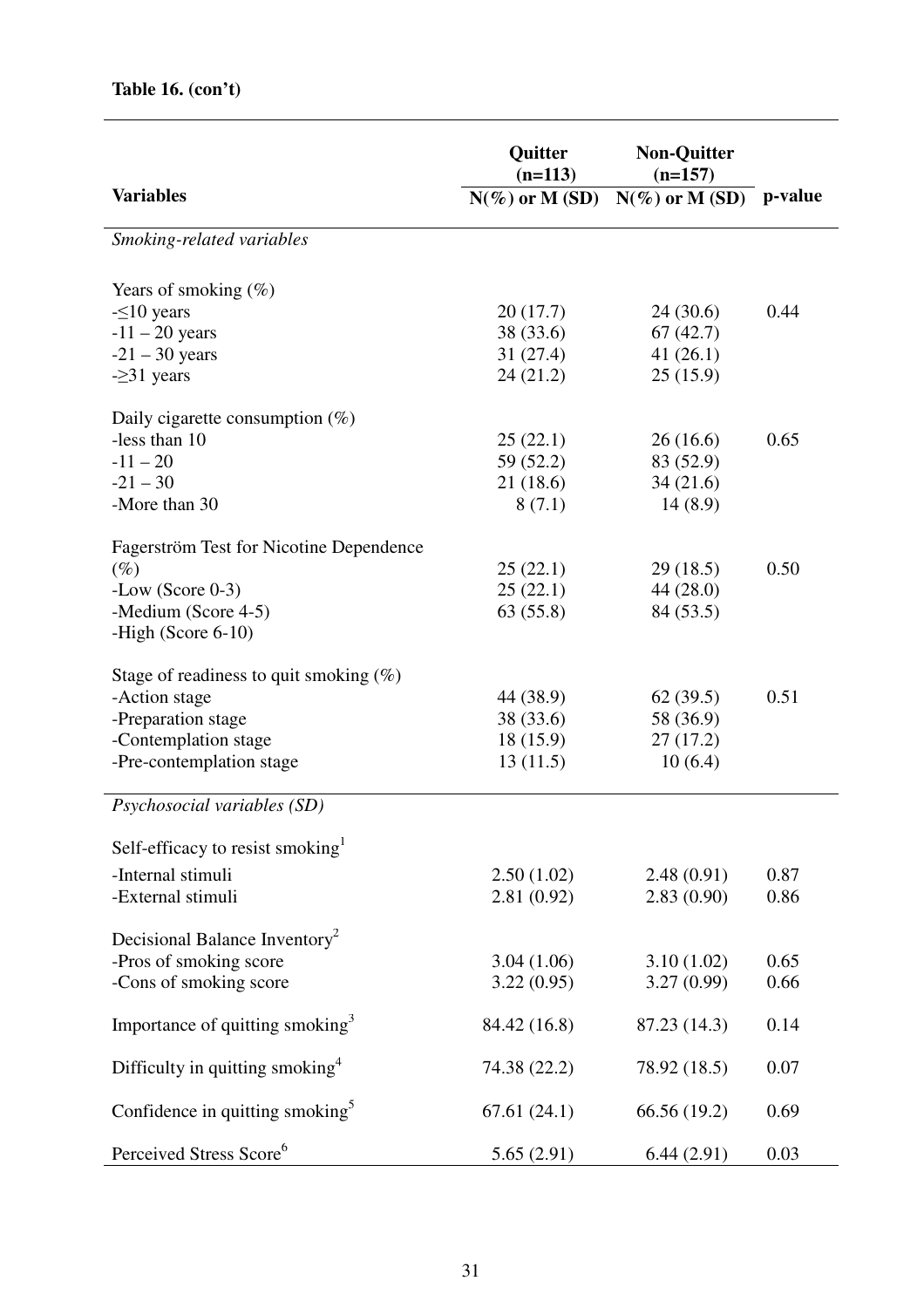**Table 16. (con't)**

| Variables | Quitter (n=113) N(%) or M (SD) | Non-Quitter (n=157) N(%) or M (SD) | p-value |
|---|---|---|---|
| *Smoking-related variables* | | | |
| Years of smoking (%) | | | |
| -≤10 years | 20 (17.7) | 24 (30.6) | 0.44 |
| -11 – 20 years | 38 (33.6) | 67 (42.7) | |
| -21 – 30 years | 31 (27.4) | 41 (26.1) | |
| -≥31 years | 24 (21.2) | 25 (15.9) | |
| Daily cigarette consumption (%) | | | |
| -less than 10 | 25 (22.1) | 26 (16.6) | 0.65 |
| -11 – 20 | 59 (52.2) | 83 (52.9) | |
| -21 – 30 | 21 (18.6) | 34 (21.6) | |
| -More than 30 | 8 (7.1) | 14 (8.9) | |
| Fagerström Test for Nicotine Dependence (%) | 25 (22.1) | 29 (18.5) | 0.50 |
| -Low (Score 0-3) | 25 (22.1) | 44 (28.0) | |
| -Medium (Score 4-5) | 63 (55.8) | 84 (53.5) | |
| -High (Score 6-10) | | | |
| Stage of readiness to quit smoking (%) | | | |
| -Action stage | 44 (38.9) | 62 (39.5) | 0.51 |
| -Preparation stage | 38 (33.6) | 58 (36.9) | |
| -Contemplation stage | 18 (15.9) | 27 (17.2) | |
| -Pre-contemplation stage | 13 (11.5) | 10 (6.4) | |
| *Psychosocial variables (SD)* | | | |
| Self-efficacy to resist smoking[1] | | | |
| -Internal stimuli | 2.50 (1.02) | 2.48 (0.91) | 0.87 |
| -External stimuli | 2.81 (0.92) | 2.83 (0.90) | 0.86 |
| Decisional Balance Inventory[2] | | | |
| -Pros of smoking score | 3.04 (1.06) | 3.10 (1.02) | 0.65 |
| -Cons of smoking score | 3.22 (0.95) | 3.27 (0.99) | 0.66 |
| Importance of quitting smoking[3] | 84.42 (16.8) | 87.23 (14.3) | 0.14 |
| Difficulty in quitting smoking[4] | 74.38 (22.2) | 78.92 (18.5) | 0.07 |
| Confidence in quitting smoking[5] | 67.61 (24.1) | 66.56 (19.2) | 0.69 |
| Perceived Stress Score[6] | 5.65 (2.91) | 6.44 (2.91) | 0.03 |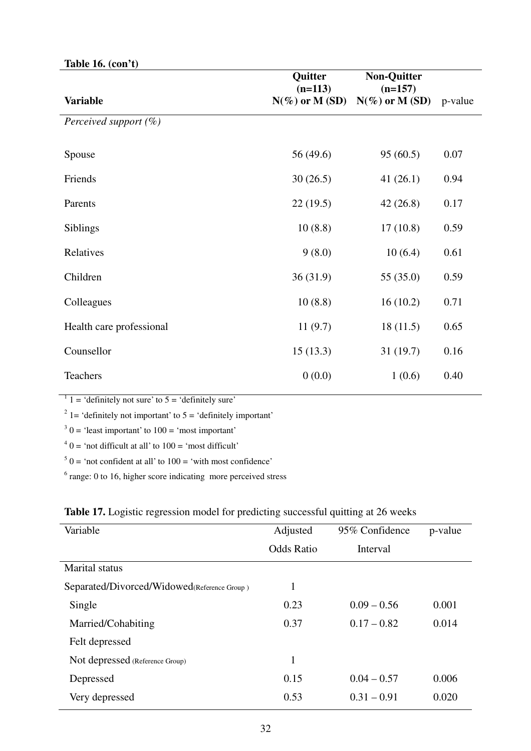**Table 16. (con't)**

| Variable | Quitter (n=113) N(%) or M (SD) | Non-Quitter (n=157) N(%) or M (SD) | p-value |
|---|---|---|---|
| *Perceived support (%)* | | | |
| Spouse | 56 (49.6) | 95 (60.5) | 0.07 |
| Friends | 30 (26.5) | 41 (26.1) | 0.94 |
| Parents | 22 (19.5) | 42 (26.8) | 0.17 |
| Siblings | 10 (8.8) | 17 (10.8) | 0.59 |
| Relatives | 9 (8.0) | 10 (6.4) | 0.61 |
| Children | 36 (31.9) | 55 (35.0) | 0.59 |
| Colleagues | 10 (8.8) | 16 (10.2) | 0.71 |
| Health care professional | 11 (9.7) | 18 (11.5) | 0.65 |
| Counsellor | 15 (13.3) | 31 (19.7) | 0.16 |
| Teachers | 0 (0.0) | 1 (0.6) | 0.40 |

[1] 1 = 'definitely not sure' to 5 = 'definitely sure'

[2] 1= 'definitely not important' to 5 = 'definitely important'

[3] 0 = 'least important' to 100 = 'most important'

[4] 0 = 'not difficult at all' to 100 = 'most difficult'

[5] 0 = 'not confident at all' to 100 = 'with most confidence'

[6] range: 0 to 16, higher score indicating more perceived stress

**Table 17.** Logistic regression model for predicting successful quitting at 26 weeks

| Variable | Adjusted Odds Ratio | 95% Confidence Interval | p-value |
|---|---|---|---|
| Marital status | | | |
| Separated/Divorced/Widowed (Reference Group) | 1 | | |
| Single | 0.23 | 0.09 – 0.56 | 0.001 |
| Married/Cohabiting | 0.37 | 0.17 – 0.82 | 0.014 |
| Felt depressed | | | |
| Not depressed (Reference Group) | 1 | | |
| Depressed | 0.15 | 0.04 – 0.57 | 0.006 |
| Very depressed | 0.53 | 0.31 – 0.91 | 0.020 |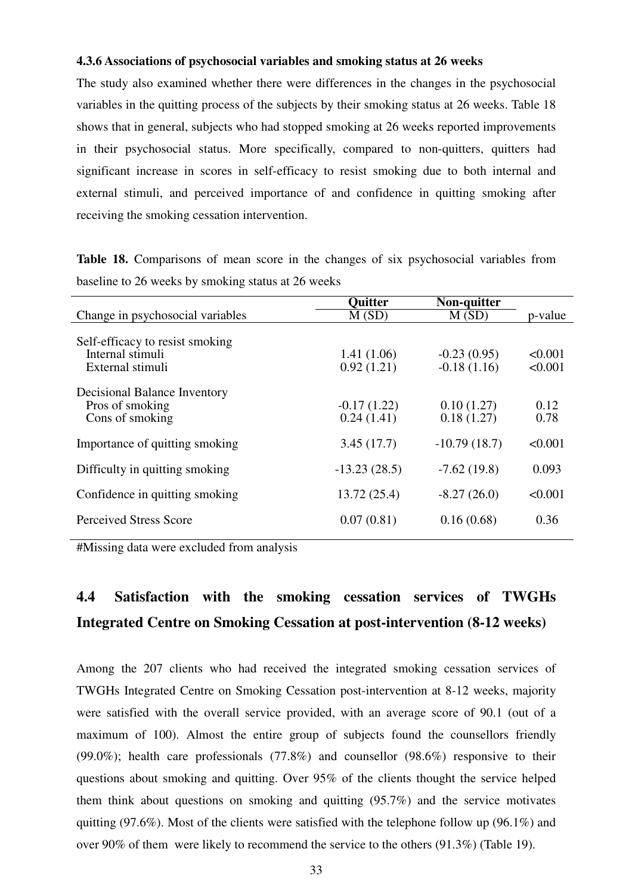#### 4.3.6 Associations of psychosocial variables and smoking status at 26 weeks

The study also examined whether there were differences in the changes in the psychosocial variables in the quitting process of the subjects by their smoking status at 26 weeks. Table 18 shows that in general, subjects who had stopped smoking at 26 weeks reported improvements in their psychosocial status. More specifically, compared to non-quitters, quitters had significant increase in scores in self-efficacy to resist smoking due to both internal and external stimuli, and perceived importance of and confidence in quitting smoking after receiving the smoking cessation intervention.

**Table 18.** Comparisons of mean score in the changes of six psychosocial variables from baseline to 26 weeks by smoking status at 26 weeks

| Change in psychosocial variables | Quitter M (SD) | Non-quitter M (SD) | p-value |
|---|---|---|---|
| Self-efficacy to resist smoking | | | |
| Internal stimuli | 1.41 (1.06) | -0.23 (0.95) | <0.001 |
| External stimuli | 0.92 (1.21) | -0.18 (1.16) | <0.001 |
| Decisional Balance Inventory | | | |
| Pros of smoking | -0.17 (1.22) | 0.10 (1.27) | 0.12 |
| Cons of smoking | 0.24 (1.41) | 0.18 (1.27) | 0.78 |
| Importance of quitting smoking | 3.45 (17.7) | -10.79 (18.7) | <0.001 |
| Difficulty in quitting smoking | -13.23 (28.5) | -7.62 (19.8) | 0.093 |
| Confidence in quitting smoking | 13.72 (25.4) | -8.27 (26.0) | <0.001 |
| Perceived Stress Score | 0.07 (0.81) | 0.16 (0.68) | 0.36 |

#Missing data were excluded from analysis

## 4.4 Satisfaction with the smoking cessation services of TWGHs Integrated Centre on Smoking Cessation at post-intervention (8-12 weeks)

Among the 207 clients who had received the integrated smoking cessation services of TWGHs Integrated Centre on Smoking Cessation post-intervention at 8-12 weeks, majority were satisfied with the overall service provided, with an average score of 90.1 (out of a maximum of 100). Almost the entire group of subjects found the counsellors friendly (99.0%); health care professionals (77.8%) and counsellor (98.6%) responsive to their questions about smoking and quitting. Over 95% of the clients thought the service helped them think about questions on smoking and quitting (95.7%) and the service motivates quitting (97.6%). Most of the clients were satisfied with the telephone follow up (96.1%) and over 90% of them were likely to recommend the service to the others (91.3%) (Table 19).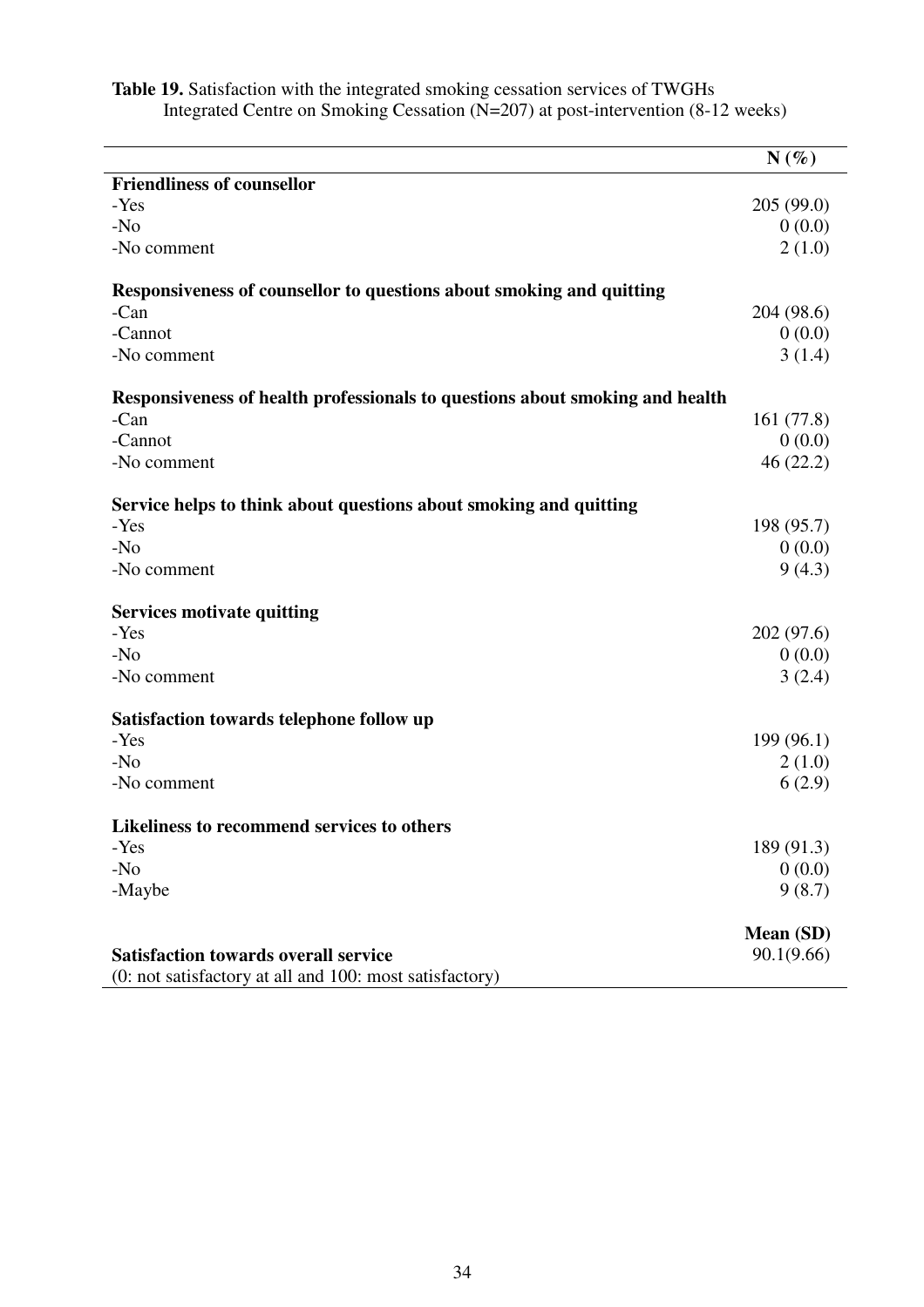**Table 19.** Satisfaction with the integrated smoking cessation services of TWGHs Integrated Centre on Smoking Cessation (N=207) at post-intervention (8-12 weeks)

| | N (%) |
|---|---|
| **Friendliness of counsellor** | |
| -Yes | 205 (99.0) |
| -No | 0 (0.0) |
| -No comment | 2 (1.0) |
| **Responsiveness of counsellor to questions about smoking and quitting** | |
| -Can | 204 (98.6) |
| -Cannot | 0 (0.0) |
| -No comment | 3 (1.4) |
| **Responsiveness of health professionals to questions about smoking and health** | |
| -Can | 161 (77.8) |
| -Cannot | 0 (0.0) |
| -No comment | 46 (22.2) |
| **Service helps to think about questions about smoking and quitting** | |
| -Yes | 198 (95.7) |
| -No | 0 (0.0) |
| -No comment | 9 (4.3) |
| **Services motivate quitting** | |
| -Yes | 202 (97.6) |
| -No | 0 (0.0) |
| -No comment | 3 (2.4) |
| **Satisfaction towards telephone follow up** | |
| -Yes | 199 (96.1) |
| -No | 2 (1.0) |
| -No comment | 6 (2.9) |
| **Likeliness to recommend services to others** | |
| -Yes | 189 (91.3) |
| -No | 0 (0.0) |
| -Maybe | 9 (8.7) |
| | **Mean (SD)** |
| **Satisfaction towards overall service** (0: not satisfactory at all and 100: most satisfactory) | 90.1(9.66) |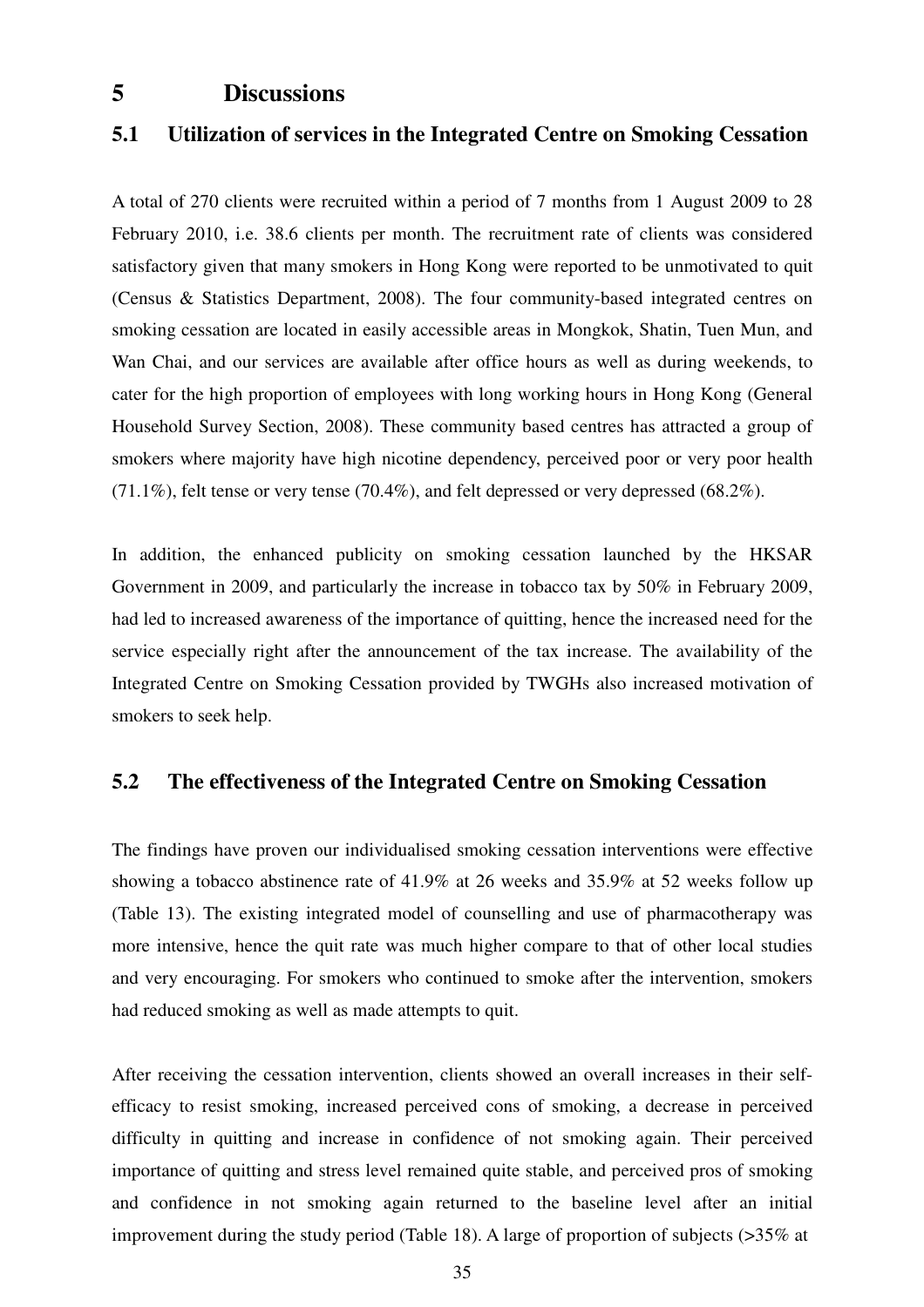# 5 Discussions

## 5.1 Utilization of services in the Integrated Centre on Smoking Cessation

A total of 270 clients were recruited within a period of 7 months from 1 August 2009 to 28 February 2010, i.e. 38.6 clients per month. The recruitment rate of clients was considered satisfactory given that many smokers in Hong Kong were reported to be unmotivated to quit (Census & Statistics Department, 2008). The four community-based integrated centres on smoking cessation are located in easily accessible areas in Mongkok, Shatin, Tuen Mun, and Wan Chai, and our services are available after office hours as well as during weekends, to cater for the high proportion of employees with long working hours in Hong Kong (General Household Survey Section, 2008). These community based centres has attracted a group of smokers where majority have high nicotine dependency, perceived poor or very poor health (71.1%), felt tense or very tense (70.4%), and felt depressed or very depressed (68.2%).

In addition, the enhanced publicity on smoking cessation launched by the HKSAR Government in 2009, and particularly the increase in tobacco tax by 50% in February 2009, had led to increased awareness of the importance of quitting, hence the increased need for the service especially right after the announcement of the tax increase. The availability of the Integrated Centre on Smoking Cessation provided by TWGHs also increased motivation of smokers to seek help.

## 5.2 The effectiveness of the Integrated Centre on Smoking Cessation

The findings have proven our individualised smoking cessation interventions were effective showing a tobacco abstinence rate of 41.9% at 26 weeks and 35.9% at 52 weeks follow up (Table 13). The existing integrated model of counselling and use of pharmacotherapy was more intensive, hence the quit rate was much higher compare to that of other local studies and very encouraging. For smokers who continued to smoke after the intervention, smokers had reduced smoking as well as made attempts to quit.

After receiving the cessation intervention, clients showed an overall increases in their self-efficacy to resist smoking, increased perceived cons of smoking, a decrease in perceived difficulty in quitting and increase in confidence of not smoking again. Their perceived importance of quitting and stress level remained quite stable, and perceived pros of smoking and confidence in not smoking again returned to the baseline level after an initial improvement during the study period (Table 18). A large of proportion of subjects (>35% at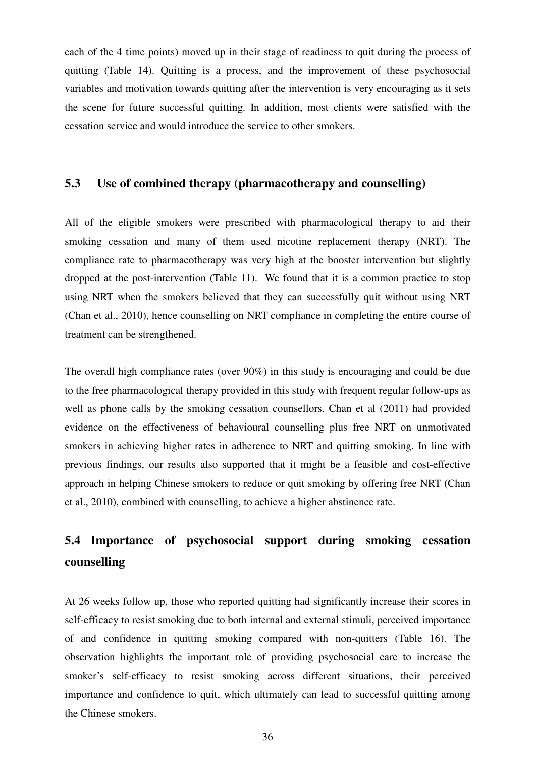each of the 4 time points) moved up in their stage of readiness to quit during the process of quitting (Table 14). Quitting is a process, and the improvement of these psychosocial variables and motivation towards quitting after the intervention is very encouraging as it sets the scene for future successful quitting. In addition, most clients were satisfied with the cessation service and would introduce the service to other smokers.

### 5.3 Use of combined therapy (pharmacotherapy and counselling)

All of the eligible smokers were prescribed with pharmacological therapy to aid their smoking cessation and many of them used nicotine replacement therapy (NRT). The compliance rate to pharmacotherapy was very high at the booster intervention but slightly dropped at the post-intervention (Table 11). We found that it is a common practice to stop using NRT when the smokers believed that they can successfully quit without using NRT (Chan et al., 2010), hence counselling on NRT compliance in completing the entire course of treatment can be strengthened.

The overall high compliance rates (over 90%) in this study is encouraging and could be due to the free pharmacological therapy provided in this study with frequent regular follow-ups as well as phone calls by the smoking cessation counsellors. Chan et al (2011) had provided evidence on the effectiveness of behavioural counselling plus free NRT on unmotivated smokers in achieving higher rates in adherence to NRT and quitting smoking. In line with previous findings, our results also supported that it might be a feasible and cost-effective approach in helping Chinese smokers to reduce or quit smoking by offering free NRT (Chan et al., 2010), combined with counselling, to achieve a higher abstinence rate.

### 5.4 Importance of psychosocial support during smoking cessation counselling

At 26 weeks follow up, those who reported quitting had significantly increase their scores in self-efficacy to resist smoking due to both internal and external stimuli, perceived importance of and confidence in quitting smoking compared with non-quitters (Table 16). The observation highlights the important role of providing psychosocial care to increase the smoker's self-efficacy to resist smoking across different situations, their perceived importance and confidence to quit, which ultimately can lead to successful quitting among the Chinese smokers.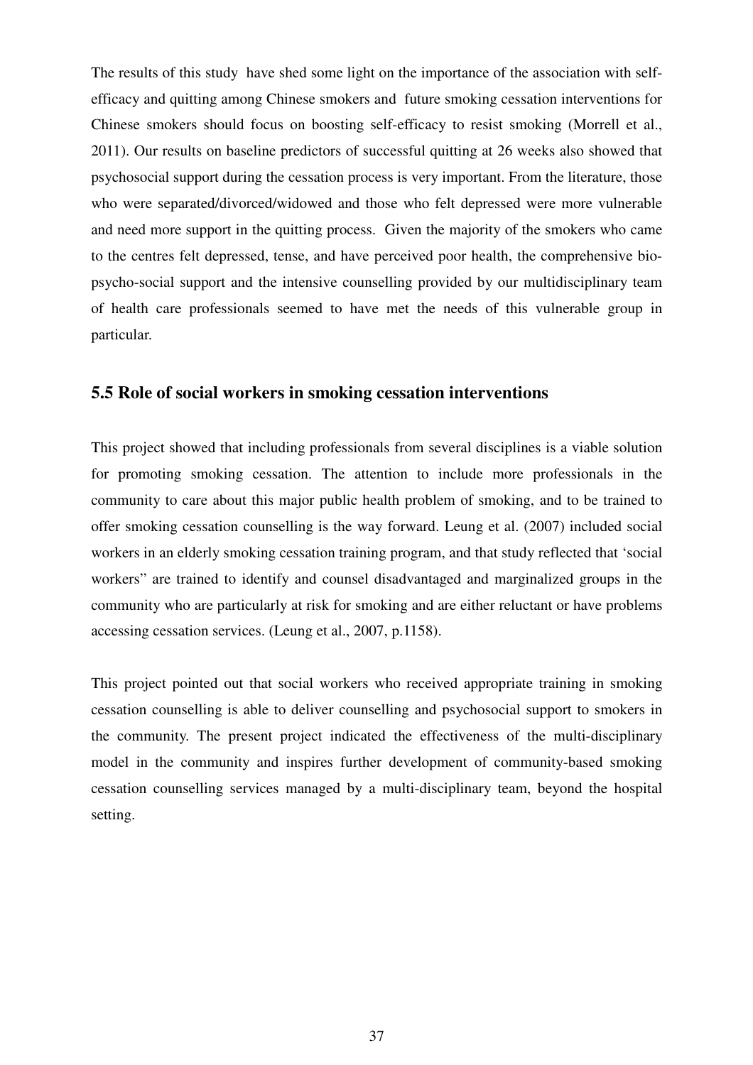The results of this study have shed some light on the importance of the association with self-efficacy and quitting among Chinese smokers and future smoking cessation interventions for Chinese smokers should focus on boosting self-efficacy to resist smoking (Morrell et al., 2011). Our results on baseline predictors of successful quitting at 26 weeks also showed that psychosocial support during the cessation process is very important. From the literature, those who were separated/divorced/widowed and those who felt depressed were more vulnerable and need more support in the quitting process. Given the majority of the smokers who came to the centres felt depressed, tense, and have perceived poor health, the comprehensive bio-psycho-social support and the intensive counselling provided by our multidisciplinary team of health care professionals seemed to have met the needs of this vulnerable group in particular.

## 5.5 Role of social workers in smoking cessation interventions

This project showed that including professionals from several disciplines is a viable solution for promoting smoking cessation. The attention to include more professionals in the community to care about this major public health problem of smoking, and to be trained to offer smoking cessation counselling is the way forward. Leung et al. (2007) included social workers in an elderly smoking cessation training program, and that study reflected that 'social workers" are trained to identify and counsel disadvantaged and marginalized groups in the community who are particularly at risk for smoking and are either reluctant or have problems accessing cessation services. (Leung et al., 2007, p.1158).

This project pointed out that social workers who received appropriate training in smoking cessation counselling is able to deliver counselling and psychosocial support to smokers in the community. The present project indicated the effectiveness of the multi-disciplinary model in the community and inspires further development of community-based smoking cessation counselling services managed by a multi-disciplinary team, beyond the hospital setting.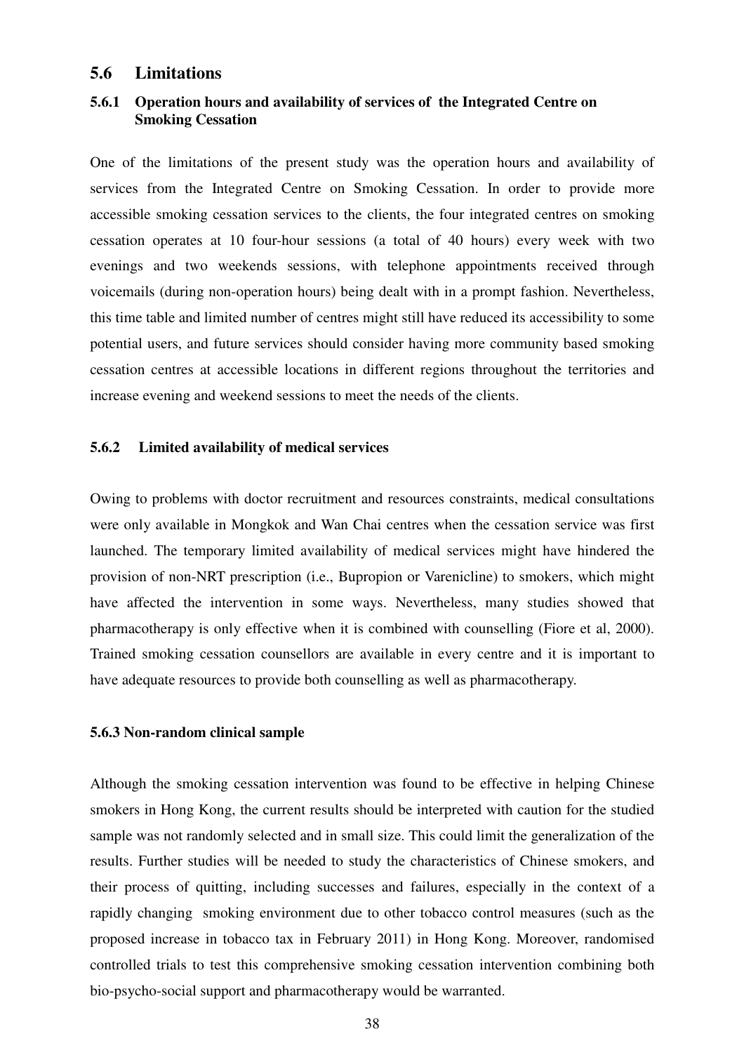## 5.6 Limitations

### 5.6.1 Operation hours and availability of services of the Integrated Centre on Smoking Cessation

One of the limitations of the present study was the operation hours and availability of services from the Integrated Centre on Smoking Cessation. In order to provide more accessible smoking cessation services to the clients, the four integrated centres on smoking cessation operates at 10 four-hour sessions (a total of 40 hours) every week with two evenings and two weekends sessions, with telephone appointments received through voicemails (during non-operation hours) being dealt with in a prompt fashion. Nevertheless, this time table and limited number of centres might still have reduced its accessibility to some potential users, and future services should consider having more community based smoking cessation centres at accessible locations in different regions throughout the territories and increase evening and weekend sessions to meet the needs of the clients.

### 5.6.2 Limited availability of medical services

Owing to problems with doctor recruitment and resources constraints, medical consultations were only available in Mongkok and Wan Chai centres when the cessation service was first launched. The temporary limited availability of medical services might have hindered the provision of non-NRT prescription (i.e., Bupropion or Varenicline) to smokers, which might have affected the intervention in some ways. Nevertheless, many studies showed that pharmacotherapy is only effective when it is combined with counselling (Fiore et al, 2000). Trained smoking cessation counsellors are available in every centre and it is important to have adequate resources to provide both counselling as well as pharmacotherapy.

### 5.6.3 Non-random clinical sample

Although the smoking cessation intervention was found to be effective in helping Chinese smokers in Hong Kong, the current results should be interpreted with caution for the studied sample was not randomly selected and in small size. This could limit the generalization of the results. Further studies will be needed to study the characteristics of Chinese smokers, and their process of quitting, including successes and failures, especially in the context of a rapidly changing smoking environment due to other tobacco control measures (such as the proposed increase in tobacco tax in February 2011) in Hong Kong. Moreover, randomised controlled trials to test this comprehensive smoking cessation intervention combining both bio-psycho-social support and pharmacotherapy would be warranted.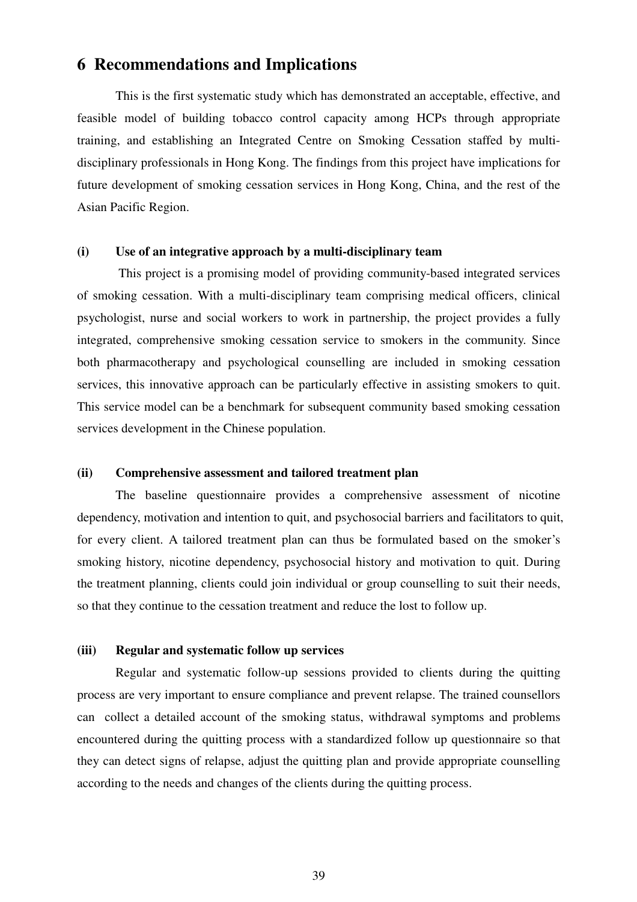## 6 Recommendations and Implications

This is the first systematic study which has demonstrated an acceptable, effective, and feasible model of building tobacco control capacity among HCPs through appropriate training, and establishing an Integrated Centre on Smoking Cessation staffed by multi-disciplinary professionals in Hong Kong. The findings from this project have implications for future development of smoking cessation services in Hong Kong, China, and the rest of the Asian Pacific Region.

### (i) Use of an integrative approach by a multi-disciplinary team

This project is a promising model of providing community-based integrated services of smoking cessation. With a multi-disciplinary team comprising medical officers, clinical psychologist, nurse and social workers to work in partnership, the project provides a fully integrated, comprehensive smoking cessation service to smokers in the community. Since both pharmacotherapy and psychological counselling are included in smoking cessation services, this innovative approach can be particularly effective in assisting smokers to quit. This service model can be a benchmark for subsequent community based smoking cessation services development in the Chinese population.

### (ii) Comprehensive assessment and tailored treatment plan

The baseline questionnaire provides a comprehensive assessment of nicotine dependency, motivation and intention to quit, and psychosocial barriers and facilitators to quit, for every client. A tailored treatment plan can thus be formulated based on the smoker's smoking history, nicotine dependency, psychosocial history and motivation to quit. During the treatment planning, clients could join individual or group counselling to suit their needs, so that they continue to the cessation treatment and reduce the lost to follow up.

### (iii) Regular and systematic follow up services

Regular and systematic follow-up sessions provided to clients during the quitting process are very important to ensure compliance and prevent relapse. The trained counsellors can collect a detailed account of the smoking status, withdrawal symptoms and problems encountered during the quitting process with a standardized follow up questionnaire so that they can detect signs of relapse, adjust the quitting plan and provide appropriate counselling according to the needs and changes of the clients during the quitting process.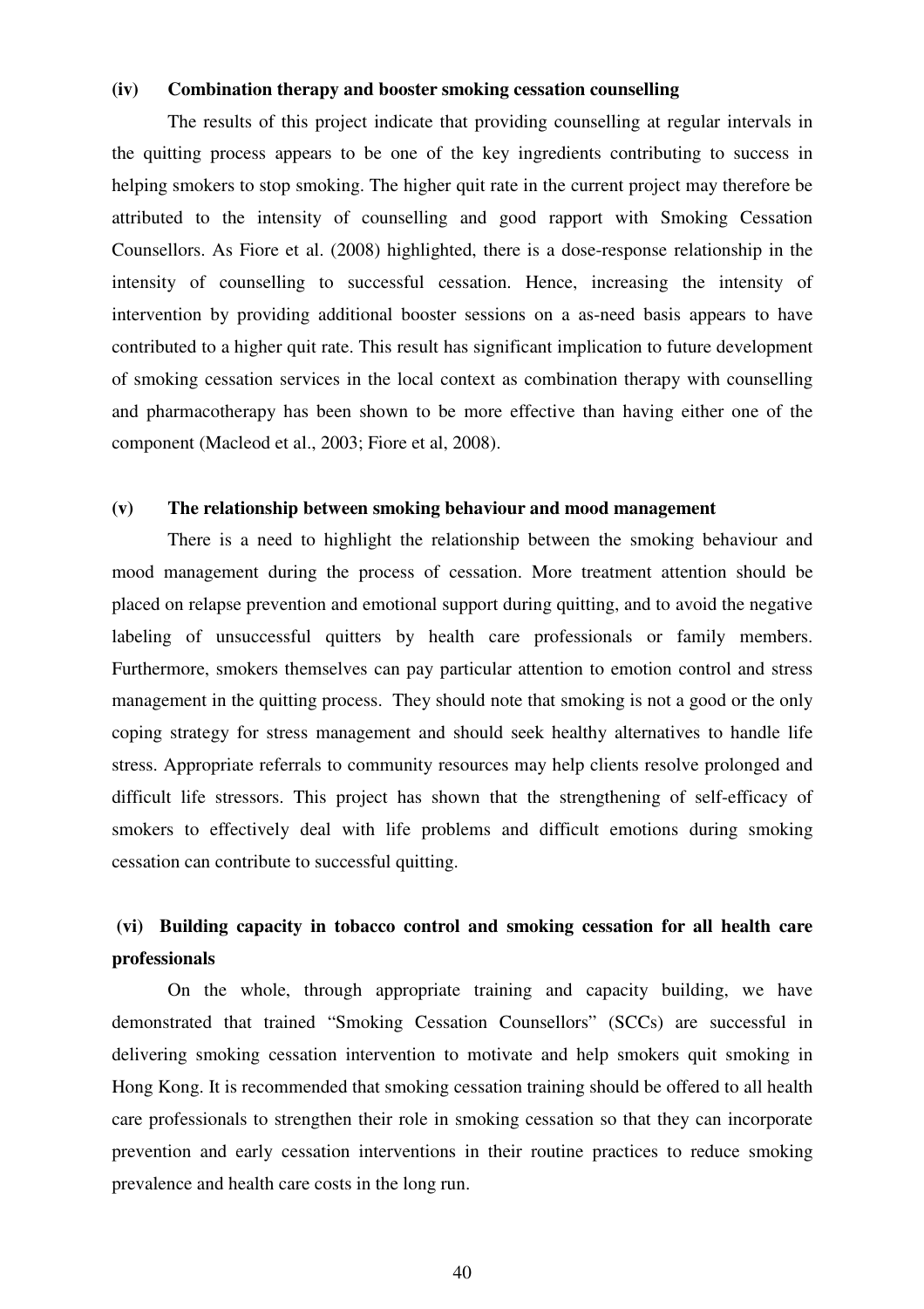**(iv) Combination therapy and booster smoking cessation counselling**

The results of this project indicate that providing counselling at regular intervals in the quitting process appears to be one of the key ingredients contributing to success in helping smokers to stop smoking. The higher quit rate in the current project may therefore be attributed to the intensity of counselling and good rapport with Smoking Cessation Counsellors. As Fiore et al. (2008) highlighted, there is a dose-response relationship in the intensity of counselling to successful cessation. Hence, increasing the intensity of intervention by providing additional booster sessions on a as-need basis appears to have contributed to a higher quit rate. This result has significant implication to future development of smoking cessation services in the local context as combination therapy with counselling and pharmacotherapy has been shown to be more effective than having either one of the component (Macleod et al., 2003; Fiore et al, 2008).

**(v) The relationship between smoking behaviour and mood management**

There is a need to highlight the relationship between the smoking behaviour and mood management during the process of cessation. More treatment attention should be placed on relapse prevention and emotional support during quitting, and to avoid the negative labeling of unsuccessful quitters by health care professionals or family members. Furthermore, smokers themselves can pay particular attention to emotion control and stress management in the quitting process. They should note that smoking is not a good or the only coping strategy for stress management and should seek healthy alternatives to handle life stress. Appropriate referrals to community resources may help clients resolve prolonged and difficult life stressors. This project has shown that the strengthening of self-efficacy of smokers to effectively deal with life problems and difficult emotions during smoking cessation can contribute to successful quitting.

**(vi) Building capacity in tobacco control and smoking cessation for all health care professionals**

On the whole, through appropriate training and capacity building, we have demonstrated that trained "Smoking Cessation Counsellors" (SCCs) are successful in delivering smoking cessation intervention to motivate and help smokers quit smoking in Hong Kong. It is recommended that smoking cessation training should be offered to all health care professionals to strengthen their role in smoking cessation so that they can incorporate prevention and early cessation interventions in their routine practices to reduce smoking prevalence and health care costs in the long run.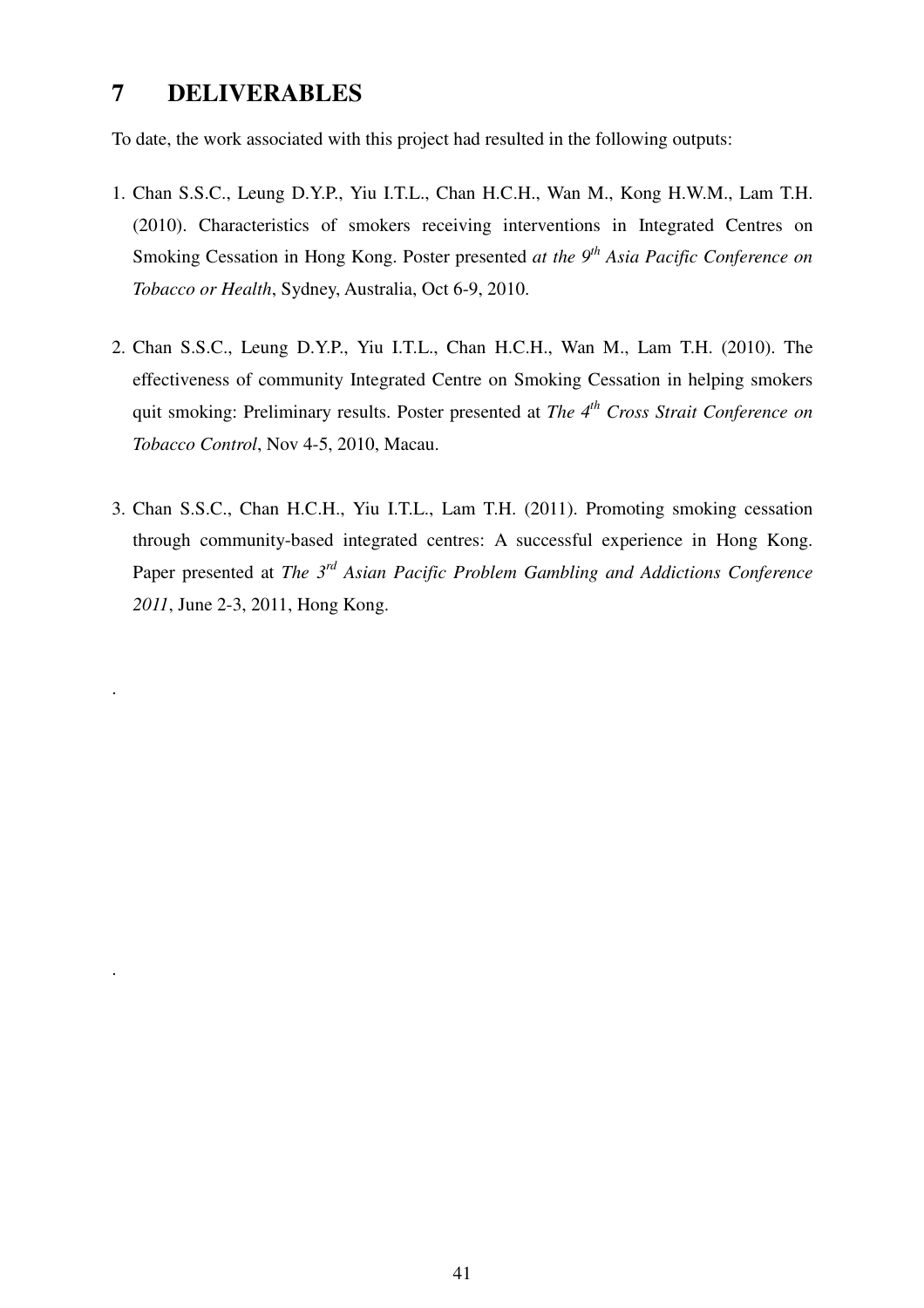# 7 DELIVERABLES

To date, the work associated with this project had resulted in the following outputs:

1. Chan S.S.C., Leung D.Y.P., Yiu I.T.L., Chan H.C.H., Wan M., Kong H.W.M., Lam T.H. (2010). Characteristics of smokers receiving interventions in Integrated Centres on Smoking Cessation in Hong Kong. Poster presented *at the 9th Asia Pacific Conference on Tobacco or Health*, Sydney, Australia, Oct 6-9, 2010.

2. Chan S.S.C., Leung D.Y.P., Yiu I.T.L., Chan H.C.H., Wan M., Lam T.H. (2010). The effectiveness of community Integrated Centre on Smoking Cessation in helping smokers quit smoking: Preliminary results. Poster presented at *The 4th Cross Strait Conference on Tobacco Control*, Nov 4-5, 2010, Macau.

3. Chan S.S.C., Chan H.C.H., Yiu I.T.L., Lam T.H. (2011). Promoting smoking cessation through community-based integrated centres: A successful experience in Hong Kong. Paper presented at *The 3rd Asian Pacific Problem Gambling and Addictions Conference 2011*, June 2-3, 2011, Hong Kong.

.

.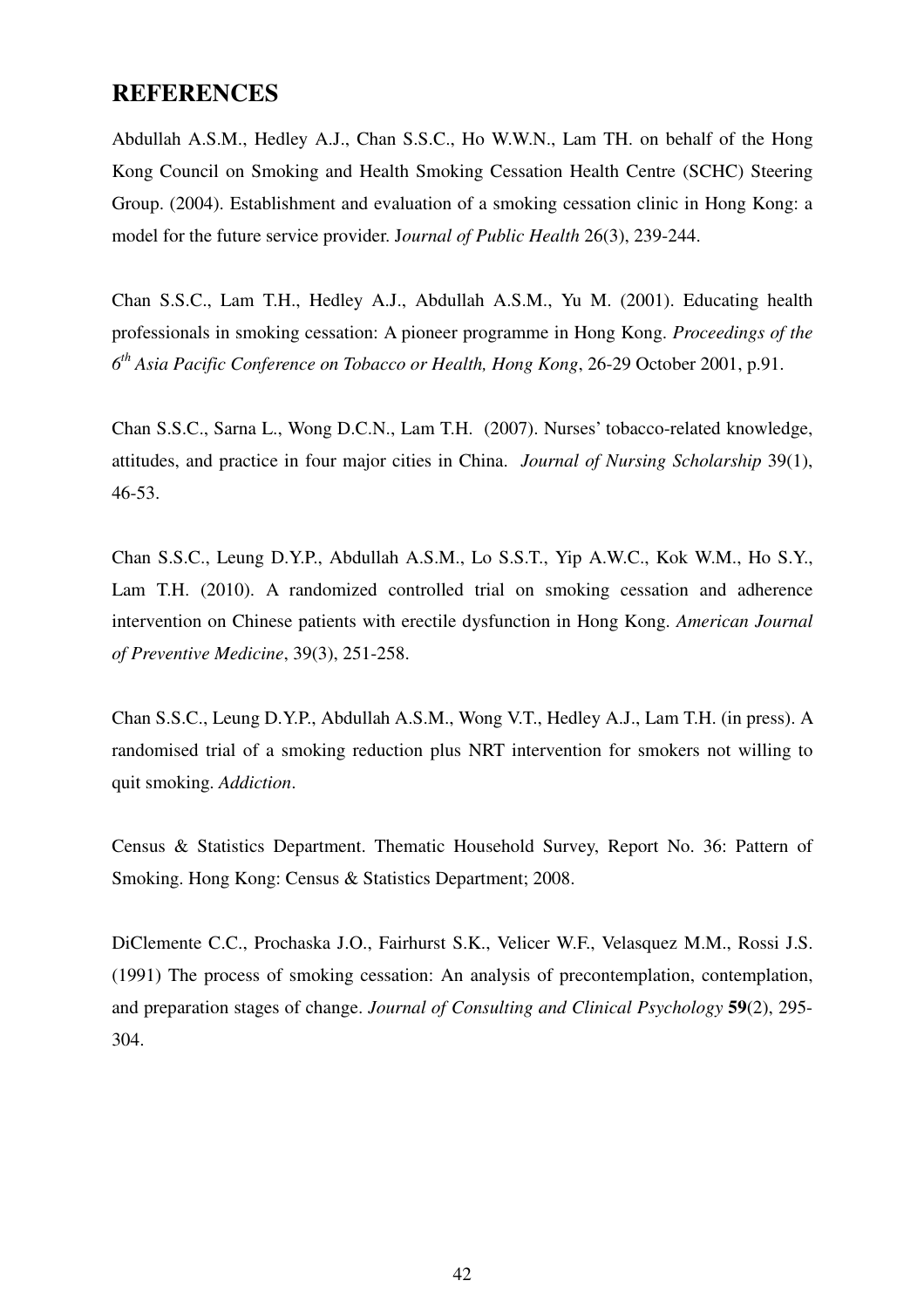## REFERENCES

Abdullah A.S.M., Hedley A.J., Chan S.S.C., Ho W.W.N., Lam TH. on behalf of the Hong Kong Council on Smoking and Health Smoking Cessation Health Centre (SCHC) Steering Group. (2004). Establishment and evaluation of a smoking cessation clinic in Hong Kong: a model for the future service provider. J*ournal of Public Health* 26(3), 239-244.

Chan S.S.C., Lam T.H., Hedley A.J., Abdullah A.S.M., Yu M. (2001). Educating health professionals in smoking cessation: A pioneer programme in Hong Kong. *Proceedings of the 6th Asia Pacific Conference on Tobacco or Health, Hong Kong*, 26-29 October 2001, p.91.

Chan S.S.C., Sarna L., Wong D.C.N., Lam T.H. (2007). Nurses' tobacco-related knowledge, attitudes, and practice in four major cities in China. *Journal of Nursing Scholarship* 39(1), 46-53.

Chan S.S.C., Leung D.Y.P., Abdullah A.S.M., Lo S.S.T., Yip A.W.C., Kok W.M., Ho S.Y., Lam T.H. (2010). A randomized controlled trial on smoking cessation and adherence intervention on Chinese patients with erectile dysfunction in Hong Kong. *American Journal of Preventive Medicine*, 39(3), 251-258.

Chan S.S.C., Leung D.Y.P., Abdullah A.S.M., Wong V.T., Hedley A.J., Lam T.H. (in press). A randomised trial of a smoking reduction plus NRT intervention for smokers not willing to quit smoking. *Addiction*.

Census & Statistics Department. Thematic Household Survey, Report No. 36: Pattern of Smoking. Hong Kong: Census & Statistics Department; 2008.

DiClemente C.C., Prochaska J.O., Fairhurst S.K., Velicer W.F., Velasquez M.M., Rossi J.S. (1991) The process of smoking cessation: An analysis of precontemplation, contemplation, and preparation stages of change. *Journal of Consulting and Clinical Psychology* **59**(2), 295-304.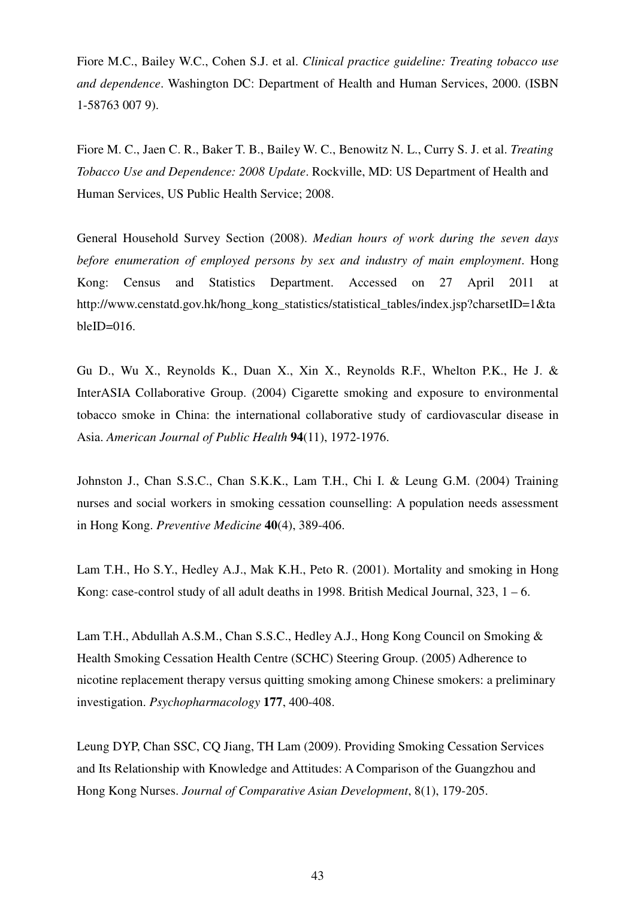Fiore M.C., Bailey W.C., Cohen S.J. et al. *Clinical practice guideline: Treating tobacco use and dependence*. Washington DC: Department of Health and Human Services, 2000. (ISBN 1-58763 007 9).

Fiore M. C., Jaen C. R., Baker T. B., Bailey W. C., Benowitz N. L., Curry S. J. et al. *Treating Tobacco Use and Dependence: 2008 Update*. Rockville, MD: US Department of Health and Human Services, US Public Health Service; 2008.

General Household Survey Section (2008). *Median hours of work during the seven days before enumeration of employed persons by sex and industry of main employment*. Hong Kong: Census and Statistics Department. Accessed on 27 April 2011 at http://www.censtatd.gov.hk/hong_kong_statistics/statistical_tables/index.jsp?charsetID=1&tableID=016.

Gu D., Wu X., Reynolds K., Duan X., Xin X., Reynolds R.F., Whelton P.K., He J. & InterASIA Collaborative Group. (2004) Cigarette smoking and exposure to environmental tobacco smoke in China: the international collaborative study of cardiovascular disease in Asia. *American Journal of Public Health* **94**(11), 1972-1976.

Johnston J., Chan S.S.C., Chan S.K.K., Lam T.H., Chi I. & Leung G.M. (2004) Training nurses and social workers in smoking cessation counselling: A population needs assessment in Hong Kong. *Preventive Medicine* **40**(4), 389-406.

Lam T.H., Ho S.Y., Hedley A.J., Mak K.H., Peto R. (2001). Mortality and smoking in Hong Kong: case-control study of all adult deaths in 1998. British Medical Journal, 323, 1 – 6.

Lam T.H., Abdullah A.S.M., Chan S.S.C., Hedley A.J., Hong Kong Council on Smoking & Health Smoking Cessation Health Centre (SCHC) Steering Group. (2005) Adherence to nicotine replacement therapy versus quitting smoking among Chinese smokers: a preliminary investigation. *Psychopharmacology* **177**, 400-408.

Leung DYP, Chan SSC, CQ Jiang, TH Lam (2009). Providing Smoking Cessation Services and Its Relationship with Knowledge and Attitudes: A Comparison of the Guangzhou and Hong Kong Nurses. *Journal of Comparative Asian Development*, 8(1), 179-205.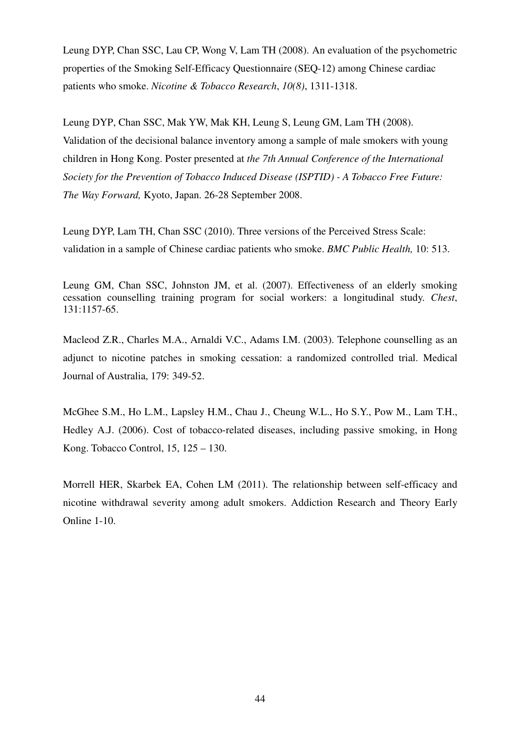Leung DYP, Chan SSC, Lau CP, Wong V, Lam TH (2008). An evaluation of the psychometric properties of the Smoking Self-Efficacy Questionnaire (SEQ-12) among Chinese cardiac patients who smoke. *Nicotine & Tobacco Research*, *10(8)*, 1311-1318.

Leung DYP, Chan SSC, Mak YW, Mak KH, Leung S, Leung GM, Lam TH (2008). Validation of the decisional balance inventory among a sample of male smokers with young children in Hong Kong. Poster presented at *the 7th Annual Conference of the International Society for the Prevention of Tobacco Induced Disease (ISPTID) - A Tobacco Free Future: The Way Forward,* Kyoto, Japan. 26-28 September 2008.

Leung DYP, Lam TH, Chan SSC (2010). Three versions of the Perceived Stress Scale: validation in a sample of Chinese cardiac patients who smoke. *BMC Public Health,* 10: 513.

Leung GM, Chan SSC, Johnston JM, et al. (2007). Effectiveness of an elderly smoking cessation counselling training program for social workers: a longitudinal study. *Chest*, 131:1157-65.

Macleod Z.R., Charles M.A., Arnaldi V.C., Adams I.M. (2003). Telephone counselling as an adjunct to nicotine patches in smoking cessation: a randomized controlled trial. Medical Journal of Australia, 179: 349-52.

McGhee S.M., Ho L.M., Lapsley H.M., Chau J., Cheung W.L., Ho S.Y., Pow M., Lam T.H., Hedley A.J. (2006). Cost of tobacco-related diseases, including passive smoking, in Hong Kong. Tobacco Control, 15, 125 – 130.

Morrell HER, Skarbek EA, Cohen LM (2011). The relationship between self-efficacy and nicotine withdrawal severity among adult smokers. Addiction Research and Theory Early Online 1-10.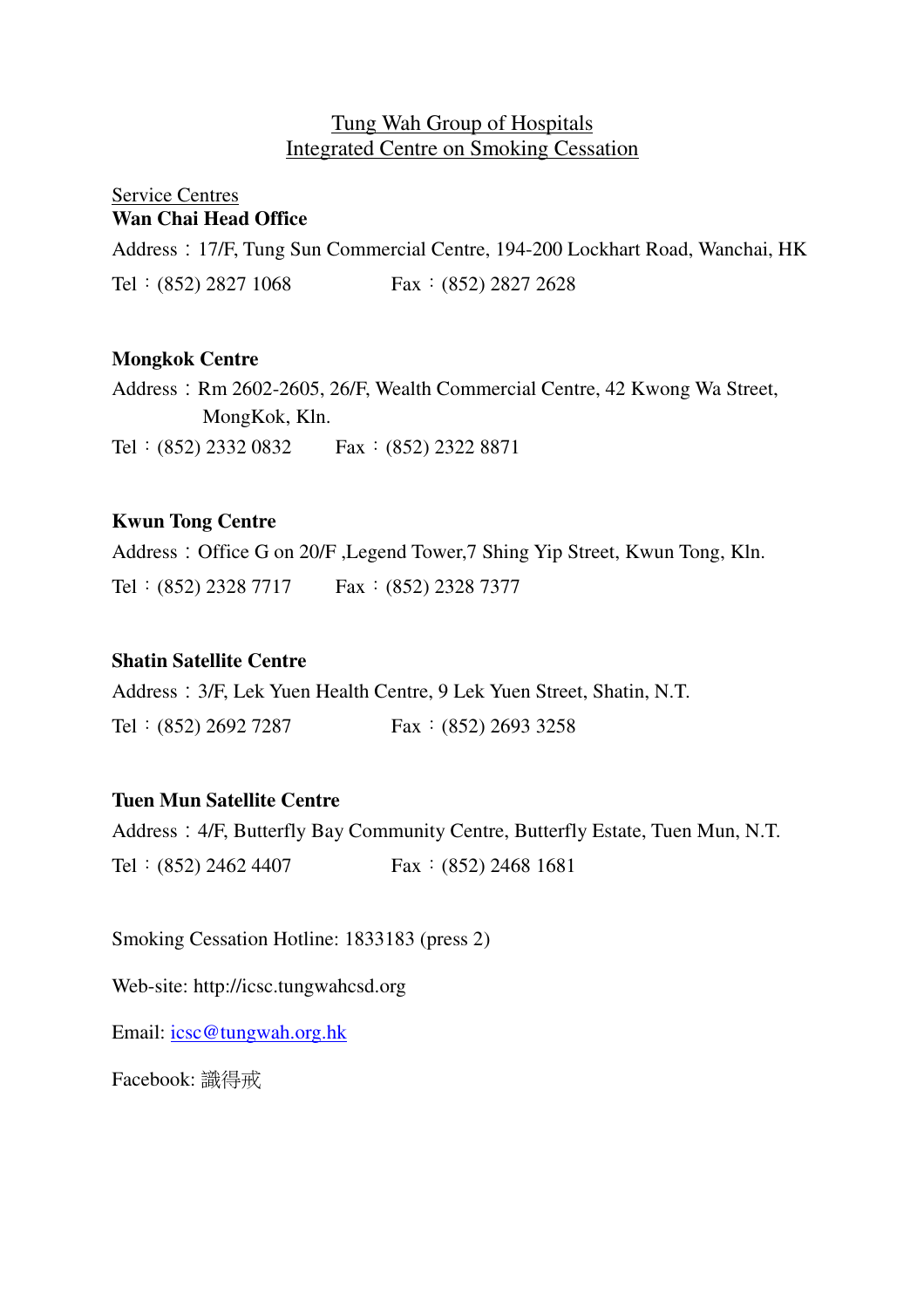Tung Wah Group of Hospitals
Integrated Centre on Smoking Cessation

Service Centres

**Wan Chai Head Office**

Address：17/F, Tung Sun Commercial Centre, 194-200 Lockhart Road, Wanchai, HK

Tel：(852) 2827 1068 Fax：(852) 2827 2628

**Mongkok Centre**

Address：Rm 2602-2605, 26/F, Wealth Commercial Centre, 42 Kwong Wa Street, MongKok, Kln.

Tel：(852) 2332 0832 Fax：(852) 2322 8871

**Kwun Tong Centre**

Address：Office G on 20/F ,Legend Tower,7 Shing Yip Street, Kwun Tong, Kln.

Tel：(852) 2328 7717 Fax：(852) 2328 7377

**Shatin Satellite Centre**

Address：3/F, Lek Yuen Health Centre, 9 Lek Yuen Street, Shatin, N.T.

Tel：(852) 2692 7287 Fax：(852) 2693 3258

**Tuen Mun Satellite Centre**

Address：4/F, Butterfly Bay Community Centre, Butterfly Estate, Tuen Mun, N.T.

Tel：(852) 2462 4407 Fax：(852) 2468 1681

Smoking Cessation Hotline: 1833183 (press 2)

Web-site: http://icsc.tungwahcsd.org

Email: icsc@tungwah.org.hk

Facebook: 識得戒